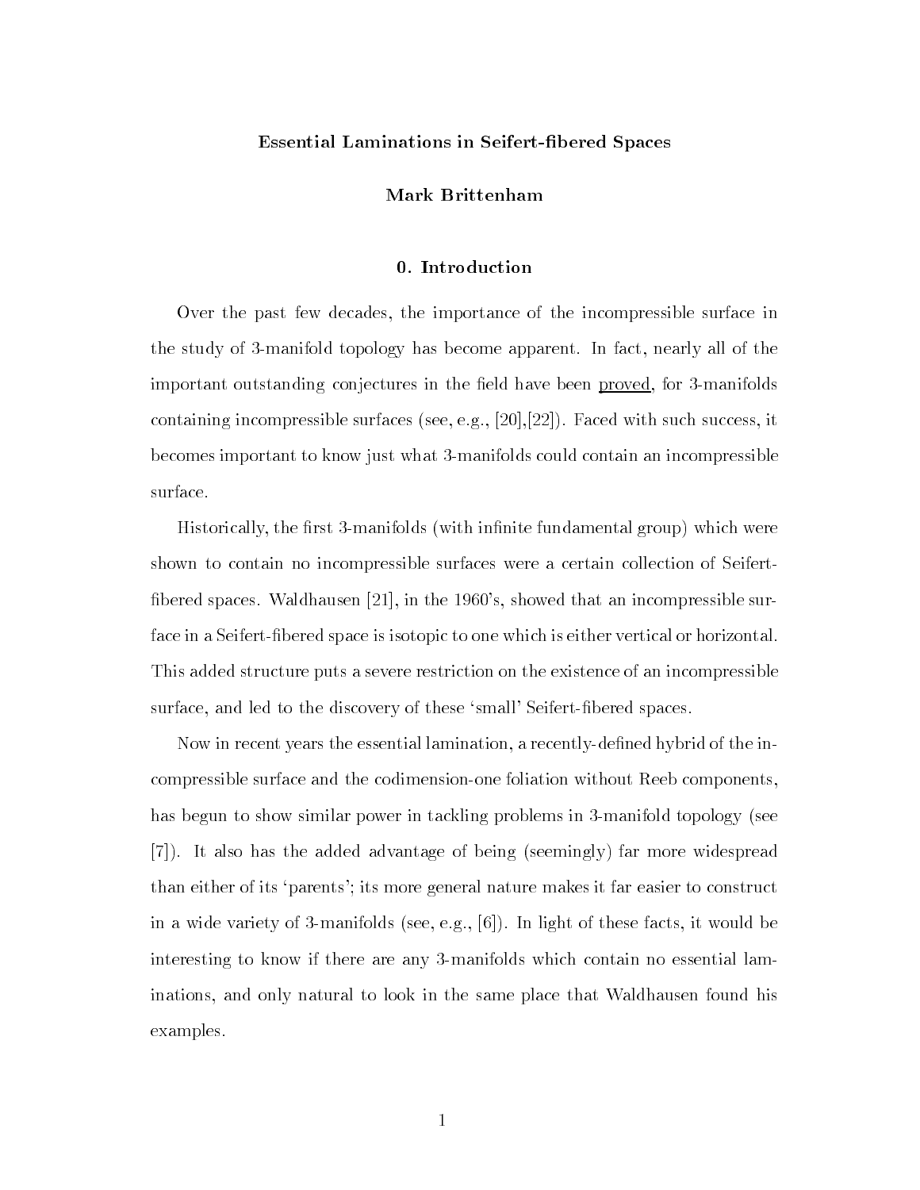# Essential Laminations in Seifert-fibered Spaces

**Mark Brittenham**

## 0. Introduction

Over the past few decades, the importance of the incompressible surface in the study of 3-manifold topology has become apparent. In fact, nearly all of the important outstanding conjectures in the field have been <u>proved</u>, for 3-manifolds containing incompressible surfaces (see, e.g., [20],[22]). Faced with such success, it becomes important to know just what 3-manifolds could contain an incompressible surface.

Historically, the first 3-manifolds (with infinite fundamental group) which were shown to contain no incompressible surfaces were a certain collection of Seifert-fibered spaces. Waldhausen [21], in the 1960's, showed that an incompressible surface in a Seifert-fibered space is isotopic to one which is either vertical or horizontal. This added structure puts a severe restriction on the existence of an incompressible surface, and led to the discovery of these 'small' Seifert-fibered spaces.

Now in recent years the essential lamination, a recently-defined hybrid of the incompressible surface and the codimension-one foliation without Reeb components, has begun to show similar power in tackling problems in 3-manifold topology (see [7]). It also has the added advantage of being (seemingly) far more widespread than either of its 'parents'; its more general nature makes it far easier to construct in a wide variety of 3-manifolds (see, e.g., [6]). In light of these facts, it would be interesting to know if there are any 3-manifolds which contain no essential laminations, and only natural to look in the same place that Waldhausen found his examples.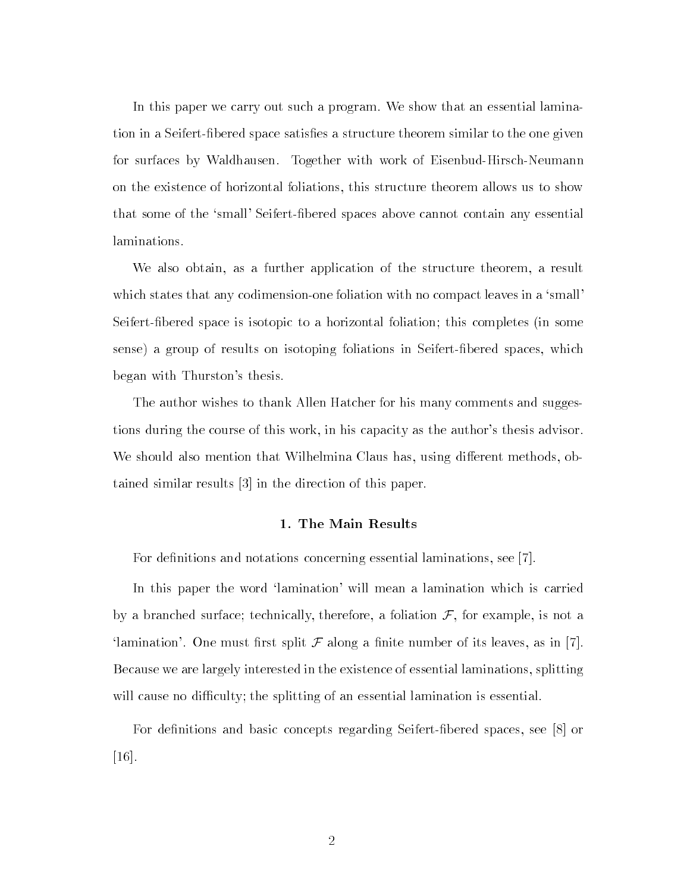In this paper we carry out such a program. We show that an essential lamination in a Seifert-fibered space satisfies a structure theorem similar to the one given for surfaces by Waldhausen. Together with work of Eisenbud-Hirsch-Neumann on the existence of horizontal foliations, this structure theorem allows us to show that some of the 'small' Seifert-fibered spaces above cannot contain any essential laminations.

We also obtain, as a further application of the structure theorem, a result which states that any codimension-one foliation with no compact leaves in a 'small' Seifert-fibered space is isotopic to a horizontal foliation; this completes (in some sense) a group of results on isotoping foliations in Seifert-fibered spaces, which began with Thurston's thesis.

The author wishes to thank Allen Hatcher for his many comments and suggestions during the course of this work, in his capacity as the author's thesis advisor. We should also mention that Wilhelmina Claus has, using different methods, obtained similar results [3] in the direction of this paper.

## 1. The Main Results

For definitions and notations concerning essential laminations, see [7].

In this paper the word 'lamination' will mean a lamination which is carried by a branched surface; technically, therefore, a foliation $\mathcal{F}$, for example, is not a 'lamination'. One must first split $\mathcal{F}$ along a finite number of its leaves, as in [7]. Because we are largely interested in the existence of essential laminations, splitting will cause no difficulty; the splitting of an essential lamination is essential.

For definitions and basic concepts regarding Seifert-fibered spaces, see [8] or [16].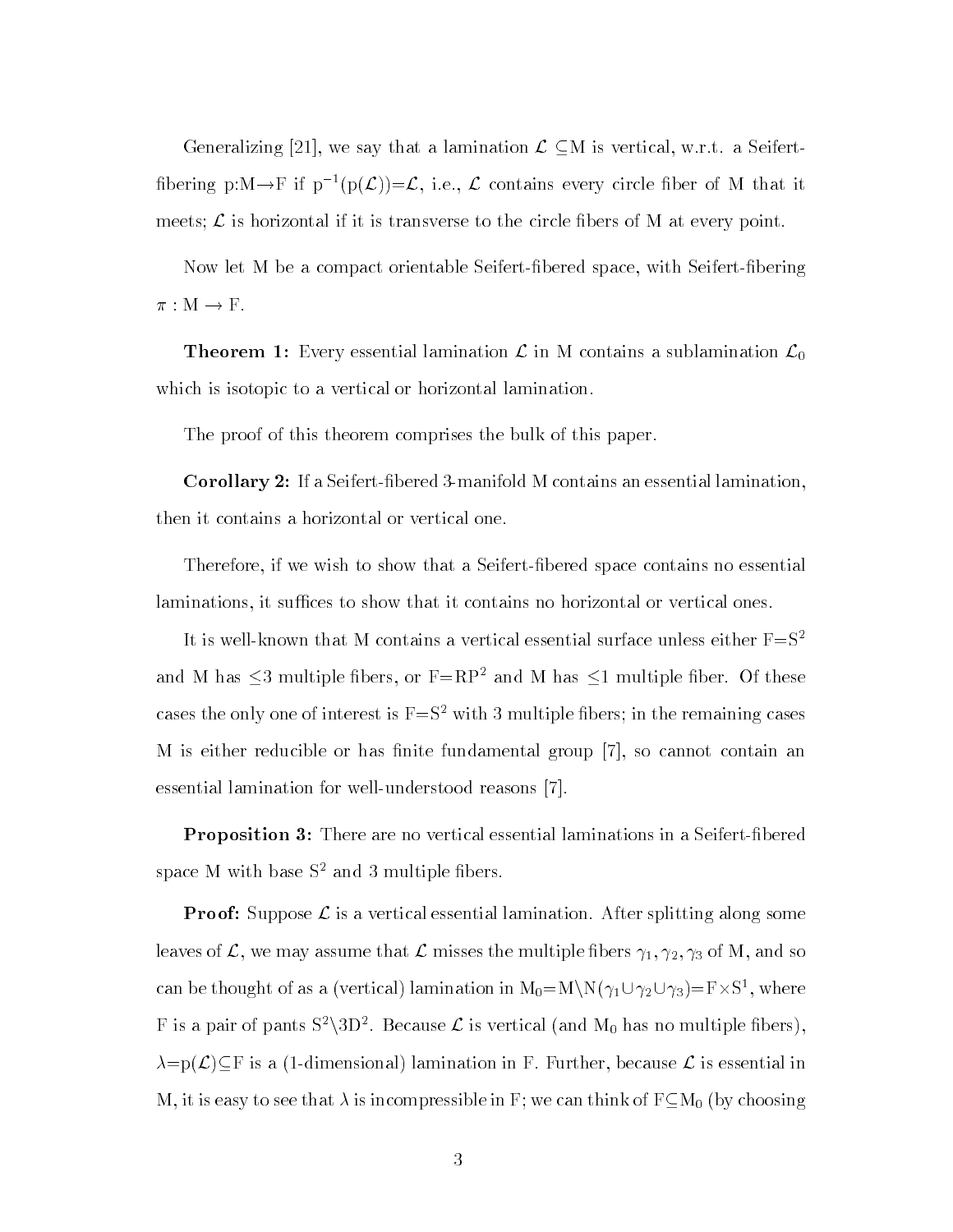Generalizing [21], we say that a lamination $\mathcal{L} \subseteq$M is vertical, w.r.t. a Seifert-fibering p:M$\rightarrow$F if $p^{-1}(p(\mathcal{L}))=\mathcal{L}$, i.e., $\mathcal{L}$ contains every circle fiber of M that it meets; $\mathcal{L}$ is horizontal if it is transverse to the circle fibers of M at every point.

Now let M be a compact orientable Seifert-fibered space, with Seifert-fibering $\pi : M \rightarrow F$.

**Theorem 1:** Every essential lamination $\mathcal{L}$ in M contains a sublamination $\mathcal{L}_0$ which is isotopic to a vertical or horizontal lamination.

The proof of this theorem comprises the bulk of this paper.

**Corollary 2:** If a Seifert-fibered 3-manifold M contains an essential lamination, then it contains a horizontal or vertical one.

Therefore, if we wish to show that a Seifert-fibered space contains no essential laminations, it suffices to show that it contains no horizontal or vertical ones.

It is well-known that M contains a vertical essential surface unless either F=$S^2$ and M has $\leq$3 multiple fibers, or F=$RP^2$ and M has $\leq$1 multiple fiber. Of these cases the only one of interest is F=$S^2$ with 3 multiple fibers; in the remaining cases M is either reducible or has finite fundamental group [7], so cannot contain an essential lamination for well-understood reasons [7].

**Proposition 3:** There are no vertical essential laminations in a Seifert-fibered space M with base $S^2$ and 3 multiple fibers.

**Proof:** Suppose $\mathcal{L}$ is a vertical essential lamination. After splitting along some leaves of $\mathcal{L}$, we may assume that $\mathcal{L}$ misses the multiple fibers $\gamma_1, \gamma_2, \gamma_3$ of M, and so can be thought of as a (vertical) lamination in $M_0$=M$\setminus$N($\gamma_1 \cup \gamma_2 \cup \gamma_3$)=F$\times S^1$, where F is a pair of pants $S^2 \setminus 3D^2$. Because $\mathcal{L}$ is vertical (and $M_0$ has no multiple fibers), $\lambda$=p($\mathcal{L}$)$\subseteq$F is a (1-dimensional) lamination in F. Further, because $\mathcal{L}$ is essential in M, it is easy to see that $\lambda$ is incompressible in F; we can think of F$\subseteq M_0$ (by choosing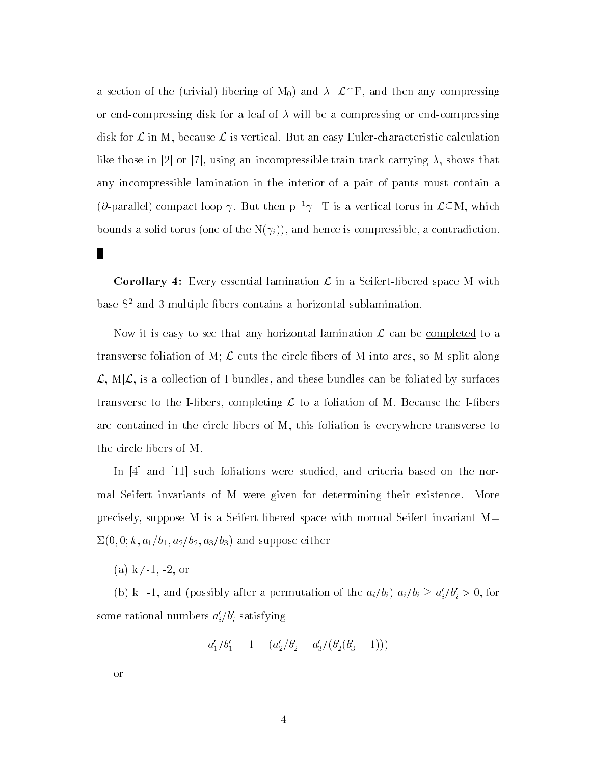a section of the (trivial) fibering of $M_0$) and $\lambda = \mathcal{L} \cap F$, and then any compressing or end-compressing disk for a leaf of $\lambda$ will be a compressing or end-compressing disk for $\mathcal{L}$ in M, because $\mathcal{L}$ is vertical. But an easy Euler-characteristic calculation like those in [2] or [7], using an incompressible train track carrying $\lambda$, shows that any incompressible lamination in the interior of a pair of pants must contain a ($\partial$-parallel) compact loop $\gamma$. But then $p^{-1}\gamma = T$ is a vertical torus in $\mathcal{L} \subseteq M$, which bounds a solid torus (one of the $N(\gamma_i)$), and hence is compressible, a contradiction. ∎

**Corollary 4:** Every essential lamination $\mathcal{L}$ in a Seifert-fibered space M with base $S^2$ and 3 multiple fibers contains a horizontal sublamination.

Now it is easy to see that any horizontal lamination $\mathcal{L}$ can be <u>completed</u> to a transverse foliation of M; $\mathcal{L}$ cuts the circle fibers of M into arcs, so M split along $\mathcal{L}$, $M|\mathcal{L}$, is a collection of I-bundles, and these bundles can be foliated by surfaces transverse to the I-fibers, completing $\mathcal{L}$ to a foliation of M. Because the I-fibers are contained in the circle fibers of M, this foliation is everywhere transverse to the circle fibers of M.

In [4] and [11] such foliations were studied, and criteria based on the normal Seifert invariants of M were given for determining their existence. More precisely, suppose M is a Seifert-fibered space with normal Seifert invariant M= $\Sigma(0, 0; k, a_1/b_1, a_2/b_2, a_3/b_3)$ and suppose either

(a) k$\neq$-1, -2, or

(b) k=-1, and (possibly after a permutation of the $a_i/b_i$) $a_i/b_i \geq a_i'/b_i' > 0$, for some rational numbers $a_i'/b_i'$ satisfying

$$a_1'/b_1' = 1 - (a_2'/b_2' + a_3'/(b_2'(b_3' - 1)))$$

or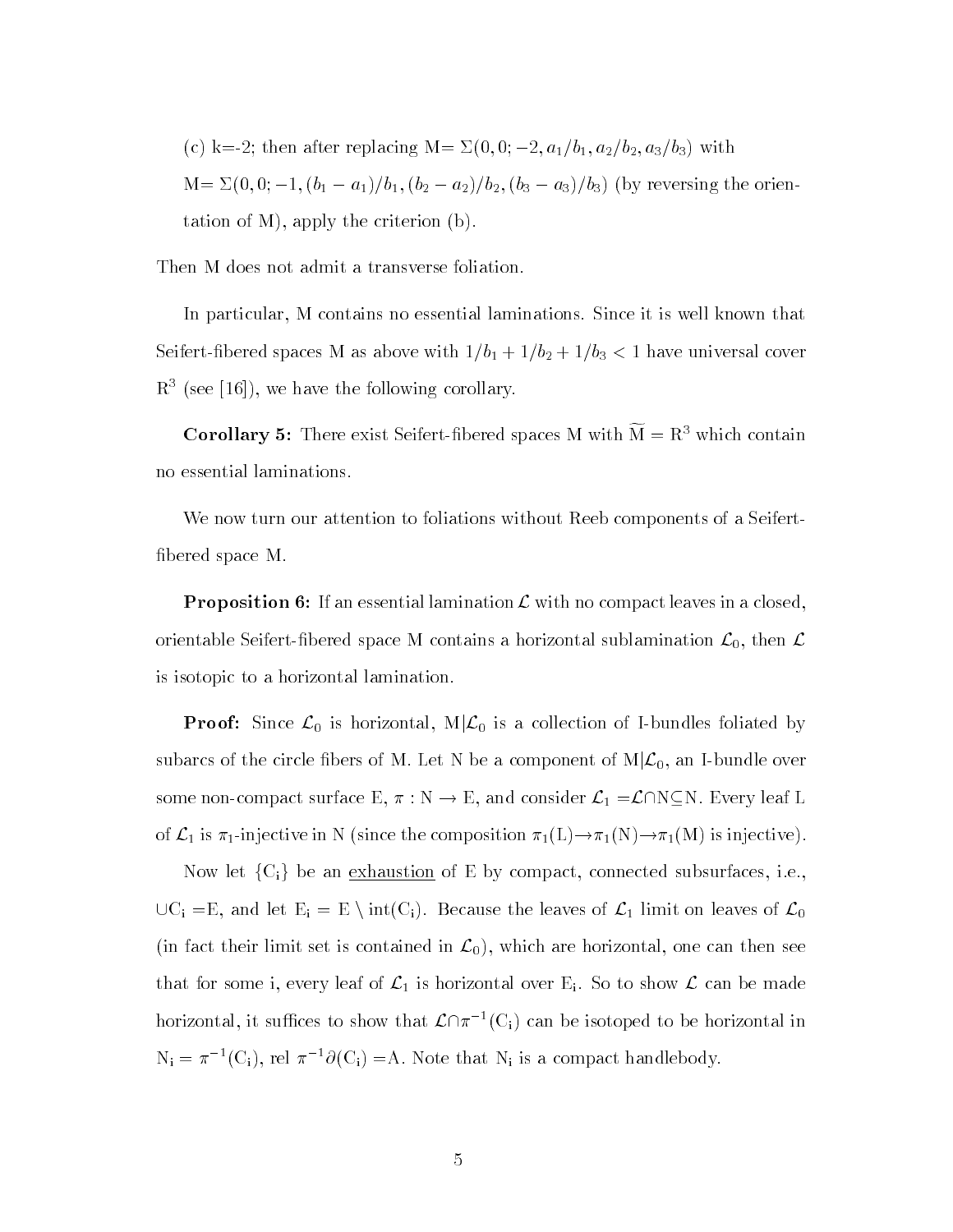(c) k=-2; then after replacing M= $\Sigma(0,0;-2,a_1/b_1,a_2/b_2,a_3/b_3)$ with M= $\Sigma(0,0;-1,(b_1-a_1)/b_1,(b_2-a_2)/b_2,(b_3-a_3)/b_3)$ (by reversing the orientation of M), apply the criterion (b).

Then M does not admit a transverse foliation.

In particular, M contains no essential laminations. Since it is well known that Seifert-fibered spaces M as above with $1/b_1+1/b_2+1/b_3<1$ have universal cover $\mathrm{R}^3$ (see [16]), we have the following corollary.

**Corollary 5:** There exist Seifert-fibered spaces M with $\widetilde{\mathrm{M}}=\mathrm{R}^3$ which contain no essential laminations.

We now turn our attention to foliations without Reeb components of a Seifert-fibered space M.

**Proposition 6:** If an essential lamination $\mathcal{L}$ with no compact leaves in a closed, orientable Seifert-fibered space M contains a horizontal sublamination $\mathcal{L}_0$, then $\mathcal{L}$ is isotopic to a horizontal lamination.

**Proof:** Since $\mathcal{L}_0$ is horizontal, $\mathrm{M}|\mathcal{L}_0$ is a collection of I-bundles foliated by subarcs of the circle fibers of M. Let N be a component of $\mathrm{M}|\mathcal{L}_0$, an I-bundle over some non-compact surface E, $\pi:\mathrm{N}\rightarrow\mathrm{E}$, and consider $\mathcal{L}_1=\mathcal{L}\cap\mathrm{N}\subseteq\mathrm{N}$. Every leaf L of $\mathcal{L}_1$ is $\pi_1$-injective in N (since the composition $\pi_1(\mathrm{L})\rightarrow\pi_1(\mathrm{N})\rightarrow\pi_1(\mathrm{M})$ is injective).

Now let $\{\mathrm{C_i}\}$ be an <u>exhaustion</u> of E by compact, connected subsurfaces, i.e., $\cup\mathrm{C_i}=\mathrm{E}$, and let $\mathrm{E_i}=\mathrm{E}\setminus\mathrm{int}(\mathrm{C_i})$. Because the leaves of $\mathcal{L}_1$ limit on leaves of $\mathcal{L}_0$ (in fact their limit set is contained in $\mathcal{L}_0$), which are horizontal, one can then see that for some i, every leaf of $\mathcal{L}_1$ is horizontal over $\mathrm{E_i}$. So to show $\mathcal{L}$ can be made horizontal, it suffices to show that $\mathcal{L}\cap\pi^{-1}(\mathrm{C_i})$ can be isotoped to be horizontal in $\mathrm{N_i}=\pi^{-1}(\mathrm{C_i})$, rel $\pi^{-1}\partial(\mathrm{C_i})=\mathrm{A}$. Note that $\mathrm{N_i}$ is a compact handlebody.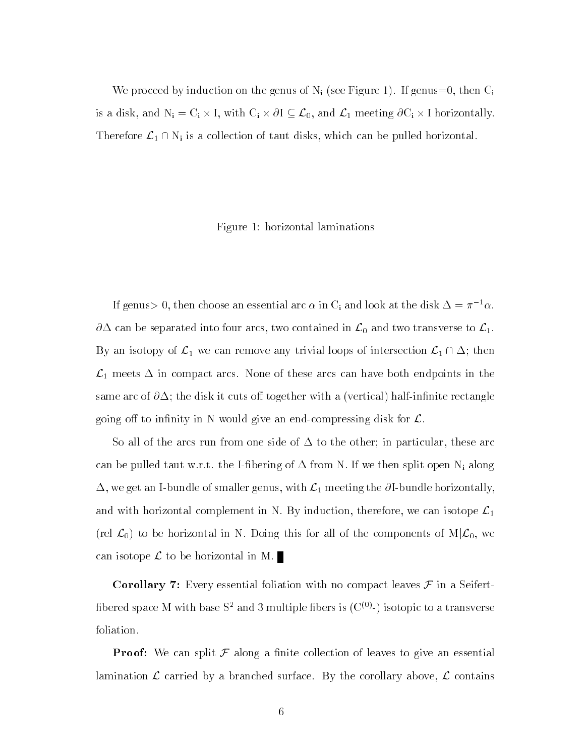We proceed by induction on the genus of $N_i$ (see Figure 1). If genus=0, then $C_i$ is a disk, and $N_i = C_i \times I$, with $C_i \times \partial I \subseteq \mathcal{L}_0$, and $\mathcal{L}_1$ meeting $\partial C_i \times I$ horizontally. Therefore $\mathcal{L}_1 \cap N_i$ is a collection of taut disks, which can be pulled horizontal.

Figure 1: horizontal laminations

If genus$>0$, then choose an essential arc $\alpha$ in $C_i$ and look at the disk $\Delta = \pi^{-1}\alpha$. $\partial\Delta$ can be separated into four arcs, two contained in $\mathcal{L}_0$ and two transverse to $\mathcal{L}_1$. By an isotopy of $\mathcal{L}_1$ we can remove any trivial loops of intersection $\mathcal{L}_1 \cap \Delta$; then $\mathcal{L}_1$ meets $\Delta$ in compact arcs. None of these arcs can have both endpoints in the same arc of $\partial\Delta$; the disk it cuts off together with a (vertical) half-infinite rectangle going off to infinity in N would give an end-compressing disk for $\mathcal{L}$.

So all of the arcs run from one side of $\Delta$ to the other; in particular, these arc can be pulled taut w.r.t. the I-fibering of $\Delta$ from N. If we then split open $N_i$ along $\Delta$, we get an I-bundle of smaller genus, with $\mathcal{L}_1$ meeting the $\partial$I-bundle horizontally, and with horizontal complement in N. By induction, therefore, we can isotope $\mathcal{L}_1$ (rel $\mathcal{L}_0$) to be horizontal in N. Doing this for all of the components of $M|\mathcal{L}_0$, we can isotope $\mathcal{L}$ to be horizontal in M. ∎

**Corollary 7:** Every essential foliation with no compact leaves $\mathcal{F}$ in a Seifert-fibered space M with base $S^2$ and 3 multiple fibers is ($C^{(0)}$-) isotopic to a transverse foliation.

**Proof:** We can split $\mathcal{F}$ along a finite collection of leaves to give an essential lamination $\mathcal{L}$ carried by a branched surface. By the corollary above, $\mathcal{L}$ contains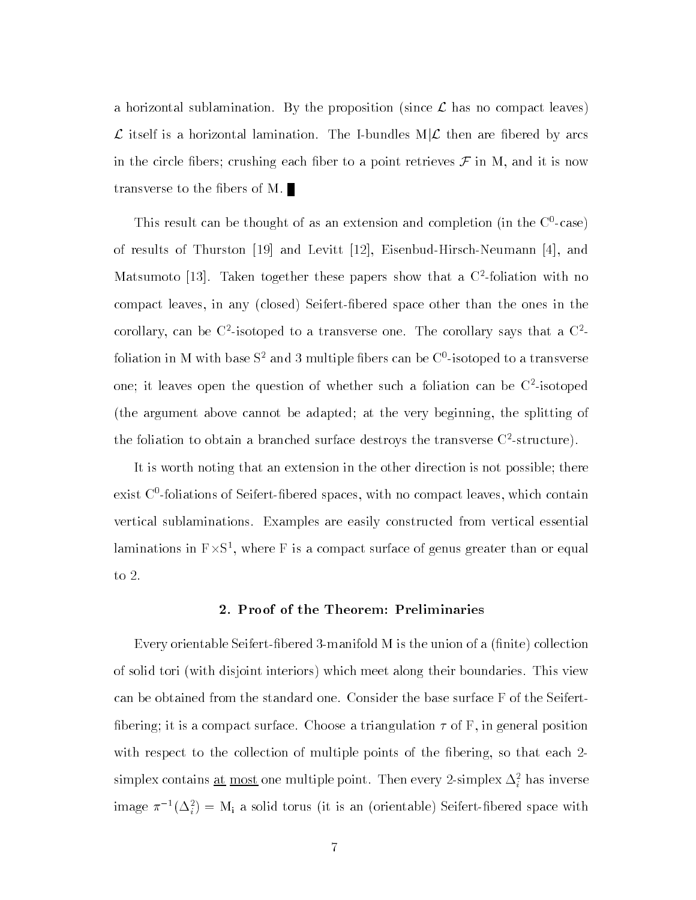a horizontal sublamination. By the proposition (since $\mathcal{L}$ has no compact leaves) $\mathcal{L}$ itself is a horizontal lamination. The I-bundles M$|\mathcal{L}$ then are fibered by arcs in the circle fibers; crushing each fiber to a point retrieves $\mathcal{F}$ in M, and it is now transverse to the fibers of M. ∎

This result can be thought of as an extension and completion (in the $C^0$-case) of results of Thurston [19] and Levitt [12], Eisenbud-Hirsch-Neumann [4], and Matsumoto [13]. Taken together these papers show that a $C^2$-foliation with no compact leaves, in any (closed) Seifert-fibered space other than the ones in the corollary, can be $C^2$-isotoped to a transverse one. The corollary says that a $C^2$-foliation in M with base $S^2$ and 3 multiple fibers can be $C^0$-isotoped to a transverse one; it leaves open the question of whether such a foliation can be $C^2$-isotoped (the argument above cannot be adapted; at the very beginning, the splitting of the foliation to obtain a branched surface destroys the transverse $C^2$-structure).

It is worth noting that an extension in the other direction is not possible; there exist $C^0$-foliations of Seifert-fibered spaces, with no compact leaves, which contain vertical sublaminations. Examples are easily constructed from vertical essential laminations in $F \times S^1$, where F is a compact surface of genus greater than or equal to 2.

## 2. Proof of the Theorem: Preliminaries

Every orientable Seifert-fibered 3-manifold M is the union of a (finite) collection of solid tori (with disjoint interiors) which meet along their boundaries. This view can be obtained from the standard one. Consider the base surface F of the Seifert-fibering; it is a compact surface. Choose a triangulation $\tau$ of F, in general position with respect to the collection of multiple points of the fibering, so that each 2-simplex contains at most one multiple point. Then every 2-simplex $\Delta_i^2$ has inverse image $\pi^{-1}(\Delta_i^2) = M_i$ a solid torus (it is an (orientable) Seifert-fibered space with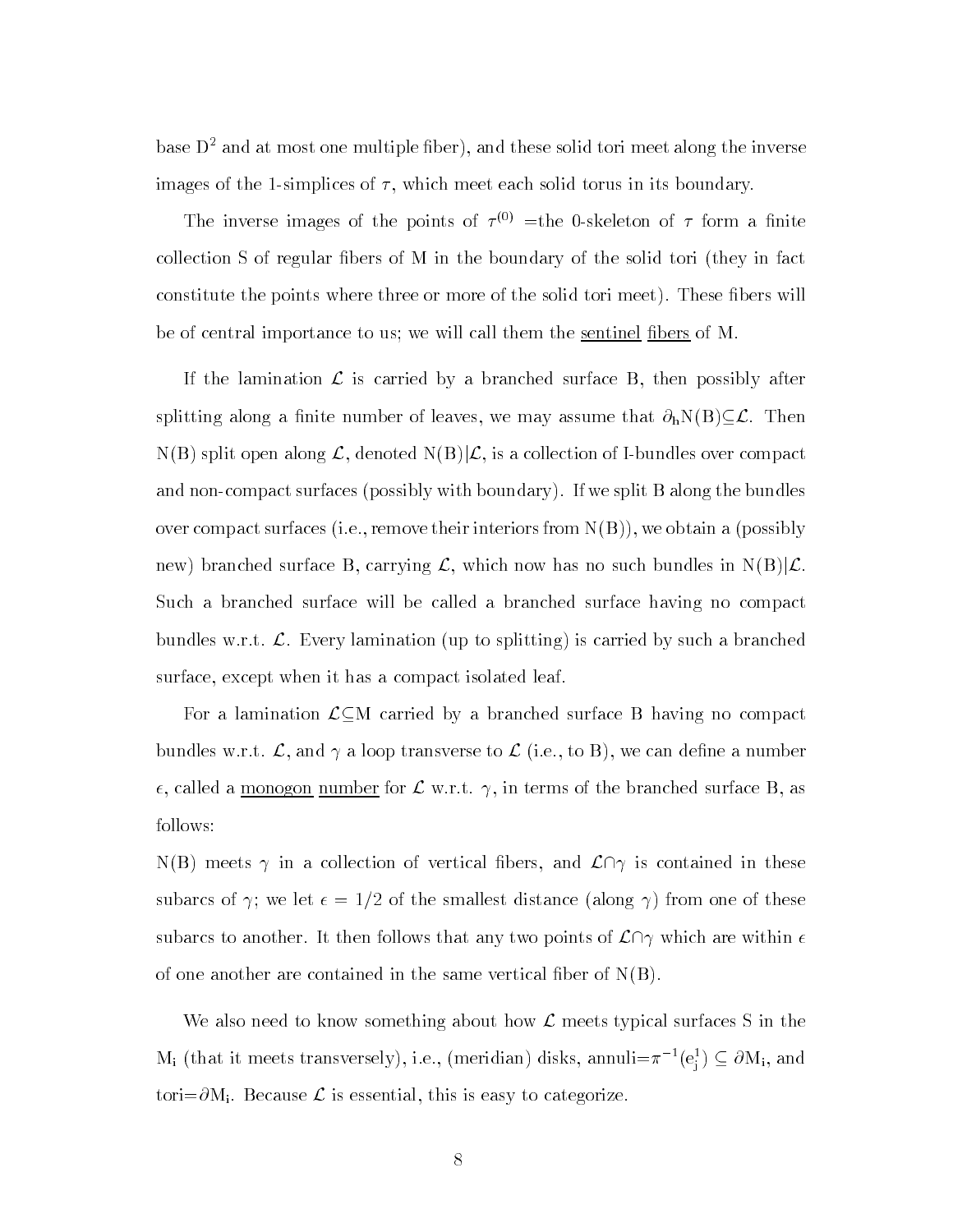base $D^2$ and at most one multiple fiber), and these solid tori meet along the inverse images of the 1-simplices of $\tau$, which meet each solid torus in its boundary.

The inverse images of the points of $\tau^{(0)}$ =the 0-skeleton of $\tau$ form a finite collection S of regular fibers of M in the boundary of the solid tori (they in fact constitute the points where three or more of the solid tori meet). These fibers will be of central importance to us; we will call them the <u>sentinel</u> <u>fibers</u> of M.

If the lamination $\mathcal{L}$ is carried by a branched surface B, then possibly after splitting along a finite number of leaves, we may assume that $\partial_h N(B) \subseteq \mathcal{L}$. Then N(B) split open along $\mathcal{L}$, denoted $N(B)|\mathcal{L}$, is a collection of I-bundles over compact and non-compact surfaces (possibly with boundary). If we split B along the bundles over compact surfaces (i.e., remove their interiors from N(B)), we obtain a (possibly new) branched surface B, carrying $\mathcal{L}$, which now has no such bundles in $N(B)|\mathcal{L}$. Such a branched surface will be called a branched surface having no compact bundles w.r.t. $\mathcal{L}$. Every lamination (up to splitting) is carried by such a branched surface, except when it has a compact isolated leaf.

For a lamination $\mathcal{L} \subseteq M$ carried by a branched surface B having no compact bundles w.r.t. $\mathcal{L}$, and $\gamma$ a loop transverse to $\mathcal{L}$ (i.e., to B), we can define a number $\epsilon$, called a <u>monogon</u> <u>number</u> for $\mathcal{L}$ w.r.t. $\gamma$, in terms of the branched surface B, as follows:

N(B) meets $\gamma$ in a collection of vertical fibers, and $\mathcal{L} \cap \gamma$ is contained in these subarcs of $\gamma$; we let $\epsilon = 1/2$ of the smallest distance (along $\gamma$) from one of these subarcs to another. It then follows that any two points of $\mathcal{L} \cap \gamma$ which are within $\epsilon$ of one another are contained in the same vertical fiber of N(B).

We also need to know something about how $\mathcal{L}$ meets typical surfaces S in the $M_i$ (that it meets transversely), i.e., (meridian) disks, annuli=$\pi^{-1}(e^1_j) \subseteq \partial M_i$, and tori=$\partial M_i$. Because $\mathcal{L}$ is essential, this is easy to categorize.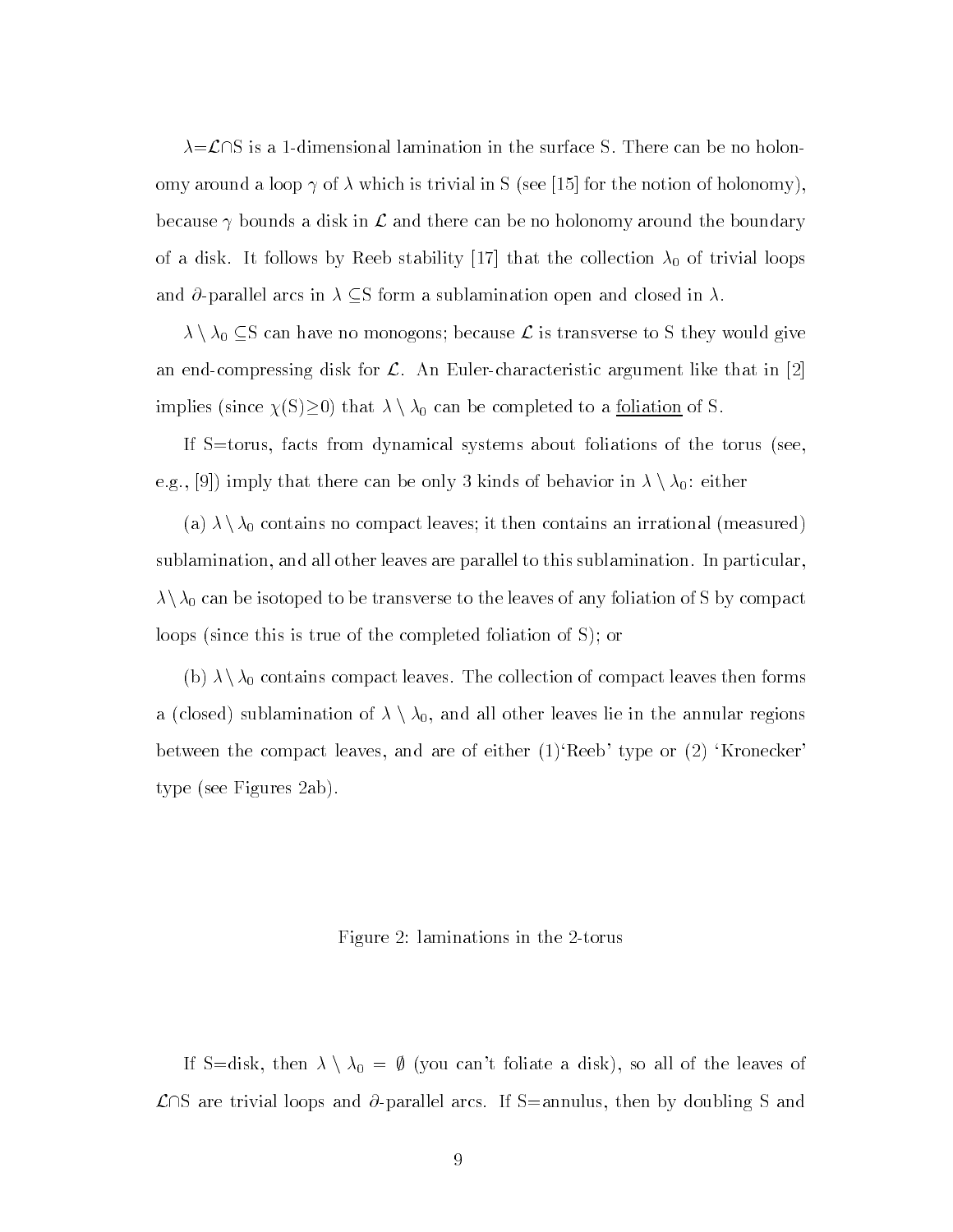$\lambda = \mathcal{L} \cap S$ is a 1-dimensional lamination in the surface S. There can be no holonomy around a loop $\gamma$ of $\lambda$ which is trivial in S (see [15] for the notion of holonomy), because $\gamma$ bounds a disk in $\mathcal{L}$ and there can be no holonomy around the boundary of a disk. It follows by Reeb stability [17] that the collection $\lambda_0$ of trivial loops and $\partial$-parallel arcs in $\lambda \subseteq S$ form a sublamination open and closed in $\lambda$.

$\lambda \setminus \lambda_0 \subseteq S$ can have no monogons; because $\mathcal{L}$ is transverse to S they would give an end-compressing disk for $\mathcal{L}$. An Euler-characteristic argument like that in [2] implies (since $\chi(S) \geq 0$) that $\lambda \setminus \lambda_0$ can be completed to a <u>foliation</u> of S.

If S=torus, facts from dynamical systems about foliations of the torus (see, e.g., [9]) imply that there can be only 3 kinds of behavior in $\lambda \setminus \lambda_0$: either

(a) $\lambda \setminus \lambda_0$ contains no compact leaves; it then contains an irrational (measured) sublamination, and all other leaves are parallel to this sublamination. In particular, $\lambda \setminus \lambda_0$ can be isotoped to be transverse to the leaves of any foliation of S by compact loops (since this is true of the completed foliation of S); or

(b) $\lambda \setminus \lambda_0$ contains compact leaves. The collection of compact leaves then forms a (closed) sublamination of $\lambda \setminus \lambda_0$, and all other leaves lie in the annular regions between the compact leaves, and are of either (1)'Reeb' type or (2) 'Kronecker' type (see Figures 2ab).

Figure 2: laminations in the 2-torus

If S=disk, then $\lambda \setminus \lambda_0 = \emptyset$ (you can't foliate a disk), so all of the leaves of $\mathcal{L} \cap S$ are trivial loops and $\partial$-parallel arcs. If S=annulus, then by doubling S and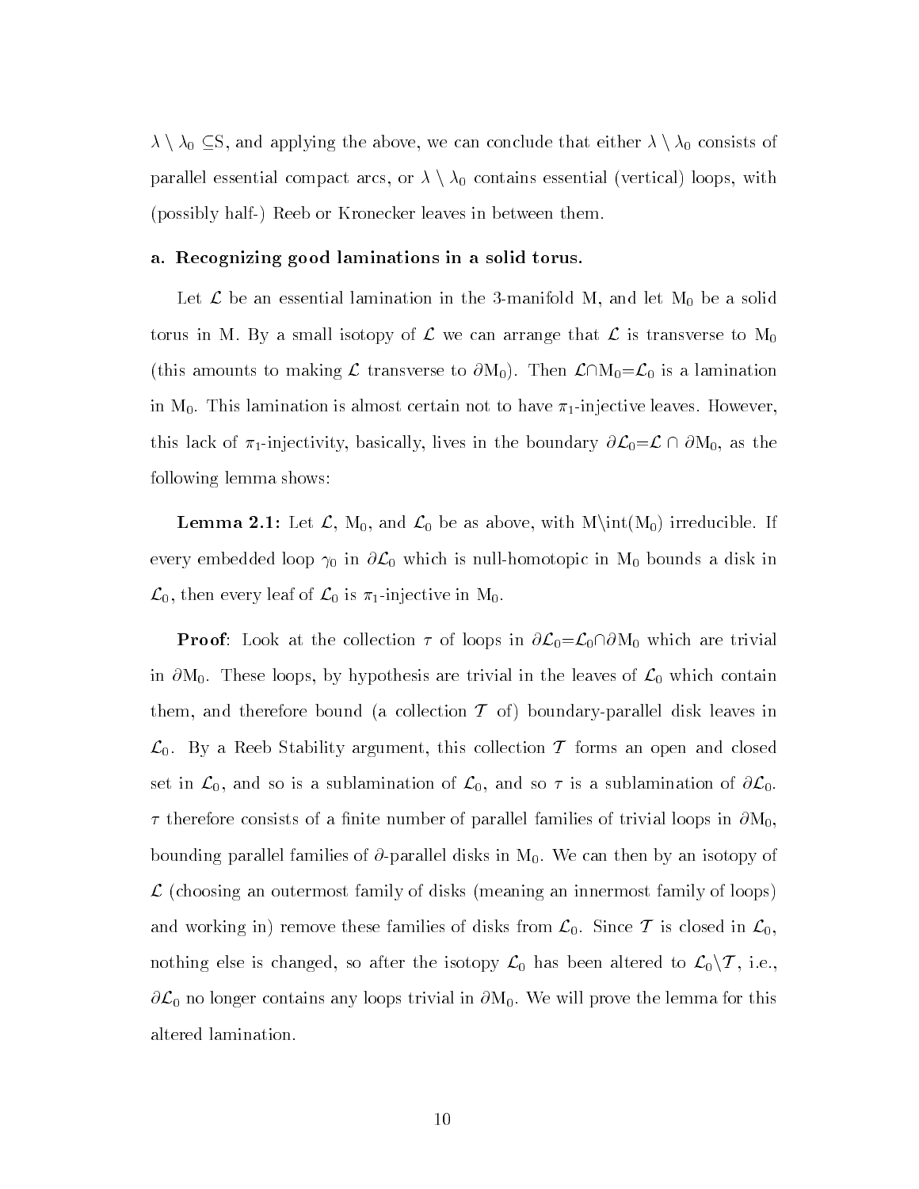$\lambda \setminus \lambda_0 \subseteq$S, and applying the above, we can conclude that either $\lambda \setminus \lambda_0$ consists of parallel essential compact arcs, or $\lambda \setminus \lambda_0$ contains essential (vertical) loops, with (possibly half-) Reeb or Kronecker leaves in between them.

### a. Recognizing good laminations in a solid torus.

Let $\mathcal{L}$ be an essential lamination in the 3-manifold M, and let $M_0$ be a solid torus in M. By a small isotopy of $\mathcal{L}$ we can arrange that $\mathcal{L}$ is transverse to $M_0$ (this amounts to making $\mathcal{L}$ transverse to $\partial M_0$). Then $\mathcal{L} \cap M_0 = \mathcal{L}_0$ is a lamination in $M_0$. This lamination is almost certain not to have $\pi_1$-injective leaves. However, this lack of $\pi_1$-injectivity, basically, lives in the boundary $\partial\mathcal{L}_0 = \mathcal{L} \cap \partial M_0$, as the following lemma shows:

**Lemma 2.1:** Let $\mathcal{L}$, $M_0$, and $\mathcal{L}_0$ be as above, with M$\setminus$int($M_0$) irreducible. If every embedded loop $\gamma_0$ in $\partial\mathcal{L}_0$ which is null-homotopic in $M_0$ bounds a disk in $\mathcal{L}_0$, then every leaf of $\mathcal{L}_0$ is $\pi_1$-injective in $M_0$.

**Proof**: Look at the collection $\tau$ of loops in $\partial\mathcal{L}_0 = \mathcal{L}_0 \cap \partial M_0$ which are trivial in $\partial M_0$. These loops, by hypothesis are trivial in the leaves of $\mathcal{L}_0$ which contain them, and therefore bound (a collection $\mathcal{T}$ of) boundary-parallel disk leaves in $\mathcal{L}_0$. By a Reeb Stability argument, this collection $\mathcal{T}$ forms an open and closed set in $\mathcal{L}_0$, and so is a sublamination of $\mathcal{L}_0$, and so $\tau$ is a sublamination of $\partial\mathcal{L}_0$. $\tau$ therefore consists of a finite number of parallel families of trivial loops in $\partial M_0$, bounding parallel families of $\partial$-parallel disks in $M_0$. We can then by an isotopy of $\mathcal{L}$ (choosing an outermost family of disks (meaning an innermost family of loops) and working in) remove these families of disks from $\mathcal{L}_0$. Since $\mathcal{T}$ is closed in $\mathcal{L}_0$, nothing else is changed, so after the isotopy $\mathcal{L}_0$ has been altered to $\mathcal{L}_0 \setminus \mathcal{T}$, i.e., $\partial\mathcal{L}_0$ no longer contains any loops trivial in $\partial M_0$. We will prove the lemma for this altered lamination.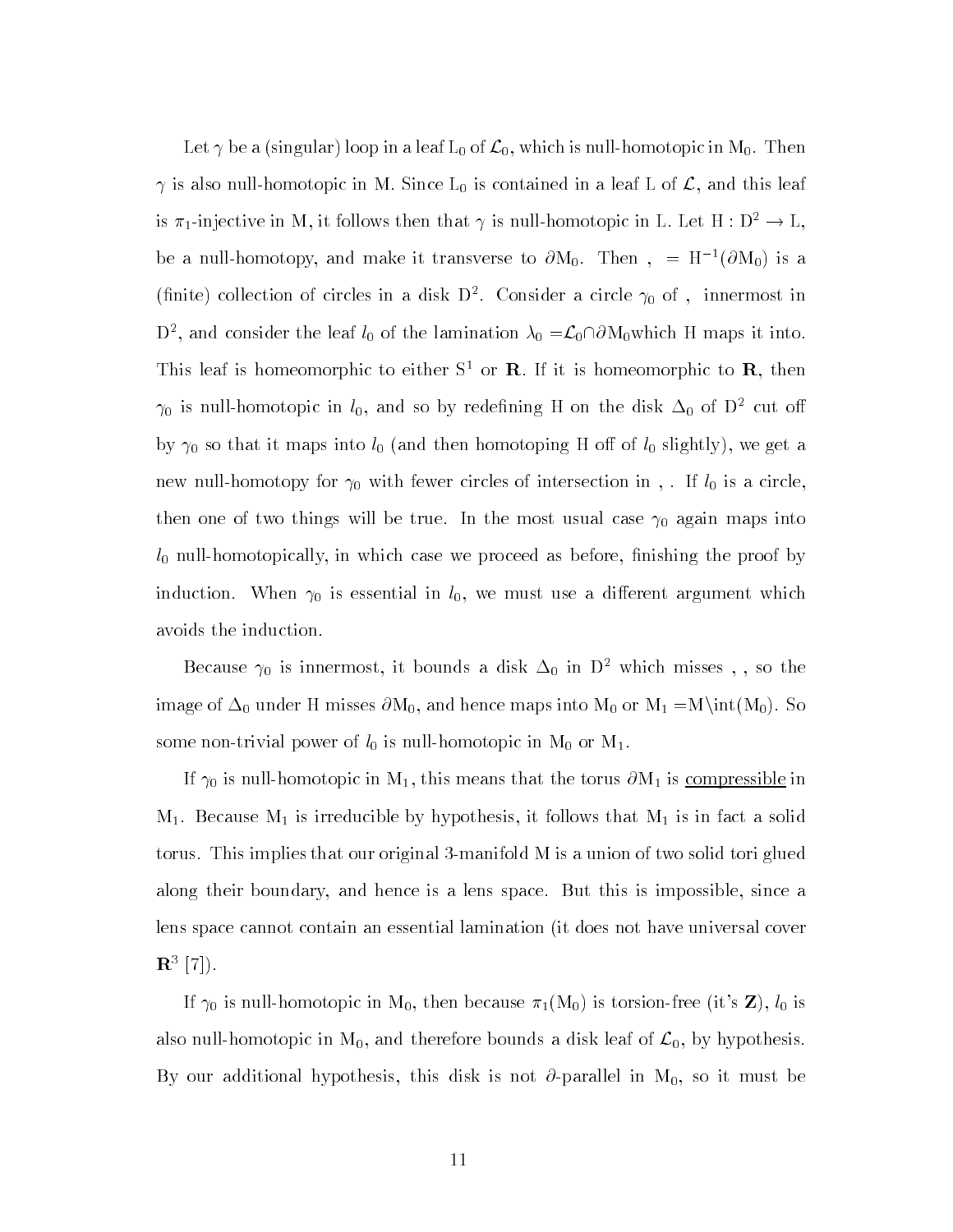Let $\gamma$ be a (singular) loop in a leaf $L_0$ of $\mathcal{L}_0$, which is null-homotopic in $M_0$. Then $\gamma$ is also null-homotopic in M. Since $L_0$ is contained in a leaf L of $\mathcal{L}$, and this leaf is $\pi_1$-injective in M, it follows then that $\gamma$ is null-homotopic in L. Let $H : D^2 \to L$, be a null-homotopy, and make it transverse to $\partial M_0$. Then , $= H^{-1}(\partial M_0)$ is a (finite) collection of circles in a disk $D^2$. Consider a circle $\gamma_0$ of , innermost in $D^2$, and consider the leaf $l_0$ of the lamination $\lambda_0 = \mathcal{L}_0 \cap \partial M_0$which H maps it into. This leaf is homeomorphic to either $S^1$ or $\mathbf{R}$. If it is homeomorphic to $\mathbf{R}$, then $\gamma_0$ is null-homotopic in $l_0$, and so by redefining H on the disk $\Delta_0$ of $D^2$ cut off by $\gamma_0$ so that it maps into $l_0$ (and then homotoping H off of $l_0$ slightly), we get a new null-homotopy for $\gamma_0$ with fewer circles of intersection in , . If $l_0$ is a circle, then one of two things will be true. In the most usual case $\gamma_0$ again maps into $l_0$ null-homotopically, in which case we proceed as before, finishing the proof by induction. When $\gamma_0$ is essential in $l_0$, we must use a different argument which avoids the induction.

Because $\gamma_0$ is innermost, it bounds a disk $\Delta_0$ in $D^2$ which misses , , so the image of $\Delta_0$ under H misses $\partial M_0$, and hence maps into $M_0$ or $M_1 = M \setminus \text{int}(M_0)$. So some non-trivial power of $l_0$ is null-homotopic in $M_0$ or $M_1$.

If $\gamma_0$ is null-homotopic in $M_1$, this means that the torus $\partial M_1$ is <u>compressible</u> in $M_1$. Because $M_1$ is irreducible by hypothesis, it follows that $M_1$ is in fact a solid torus. This implies that our original 3-manifold M is a union of two solid tori glued along their boundary, and hence is a lens space. But this is impossible, since a lens space cannot contain an essential lamination (it does not have universal cover $\mathbf{R}^3$ [7]).

If $\gamma_0$ is null-homotopic in $M_0$, then because $\pi_1(M_0)$ is torsion-free (it's $\mathbf{Z}$), $l_0$ is also null-homotopic in $M_0$, and therefore bounds a disk leaf of $\mathcal{L}_0$, by hypothesis. By our additional hypothesis, this disk is not $\partial$-parallel in $M_0$, so it must be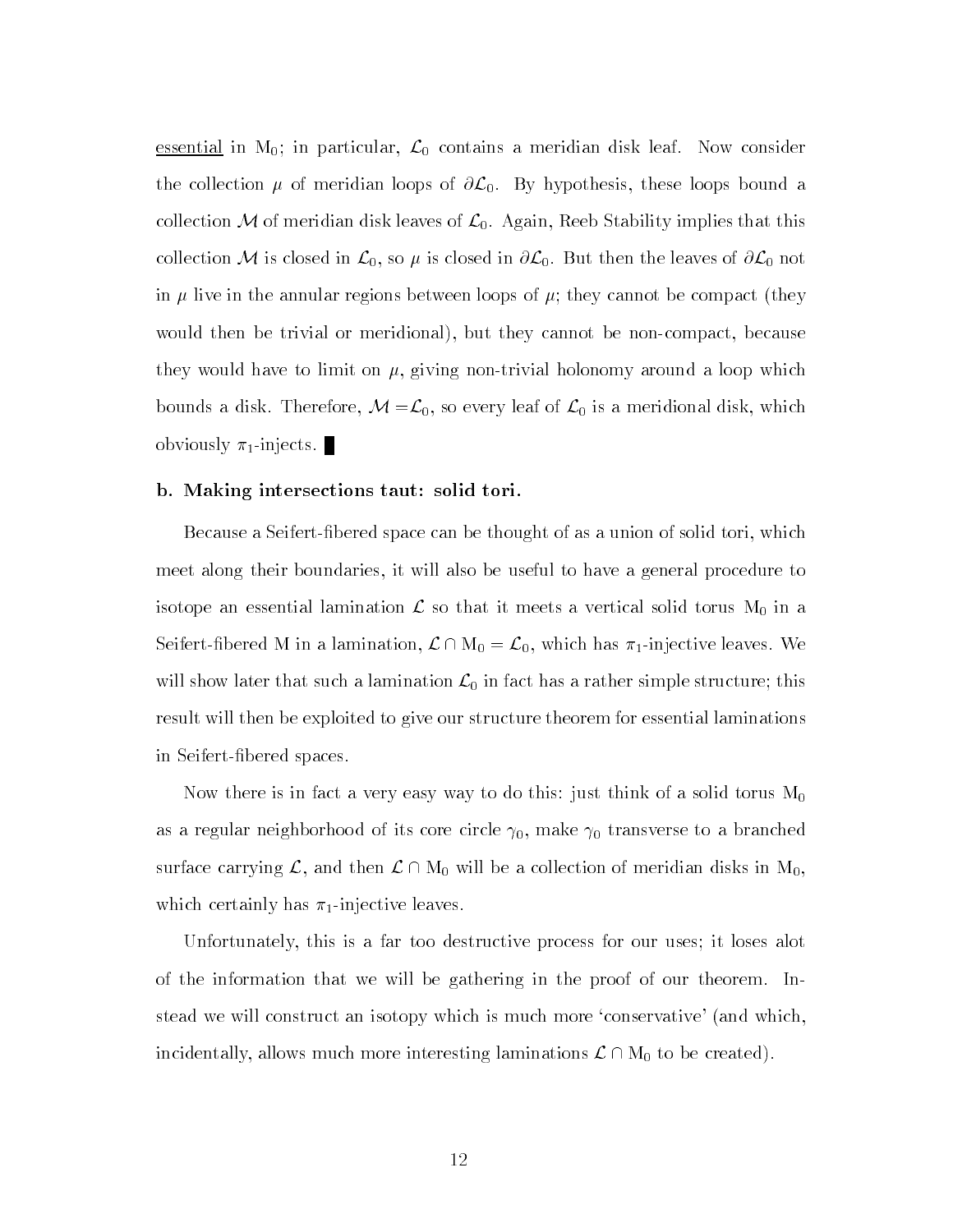essential in $M_0$; in particular, $\mathcal{L}_0$ contains a meridian disk leaf. Now consider the collection $\mu$ of meridian loops of $\partial\mathcal{L}_0$. By hypothesis, these loops bound a collection $\mathcal{M}$ of meridian disk leaves of $\mathcal{L}_0$. Again, Reeb Stability implies that this collection $\mathcal{M}$ is closed in $\mathcal{L}_0$, so $\mu$ is closed in $\partial\mathcal{L}_0$. But then the leaves of $\partial\mathcal{L}_0$ not in $\mu$ live in the annular regions between loops of $\mu$; they cannot be compact (they would then be trivial or meridional), but they cannot be non-compact, because they would have to limit on $\mu$, giving non-trivial holonomy around a loop which bounds a disk. Therefore, $\mathcal{M} = \mathcal{L}_0$, so every leaf of $\mathcal{L}_0$ is a meridional disk, which obviously $\pi_1$-injects. ∎

**b. Making intersections taut: solid tori.**

Because a Seifert-fibered space can be thought of as a union of solid tori, which meet along their boundaries, it will also be useful to have a general procedure to isotope an essential lamination $\mathcal{L}$ so that it meets a vertical solid torus $M_0$ in a Seifert-fibered M in a lamination, $\mathcal{L} \cap M_0 = \mathcal{L}_0$, which has $\pi_1$-injective leaves. We will show later that such a lamination $\mathcal{L}_0$ in fact has a rather simple structure; this result will then be exploited to give our structure theorem for essential laminations in Seifert-fibered spaces.

Now there is in fact a very easy way to do this: just think of a solid torus $M_0$ as a regular neighborhood of its core circle $\gamma_0$, make $\gamma_0$ transverse to a branched surface carrying $\mathcal{L}$, and then $\mathcal{L} \cap M_0$ will be a collection of meridian disks in $M_0$, which certainly has $\pi_1$-injective leaves.

Unfortunately, this is a far too destructive process for our uses; it loses alot of the information that we will be gathering in the proof of our theorem. Instead we will construct an isotopy which is much more 'conservative' (and which, incidentally, allows much more interesting laminations $\mathcal{L} \cap M_0$ to be created).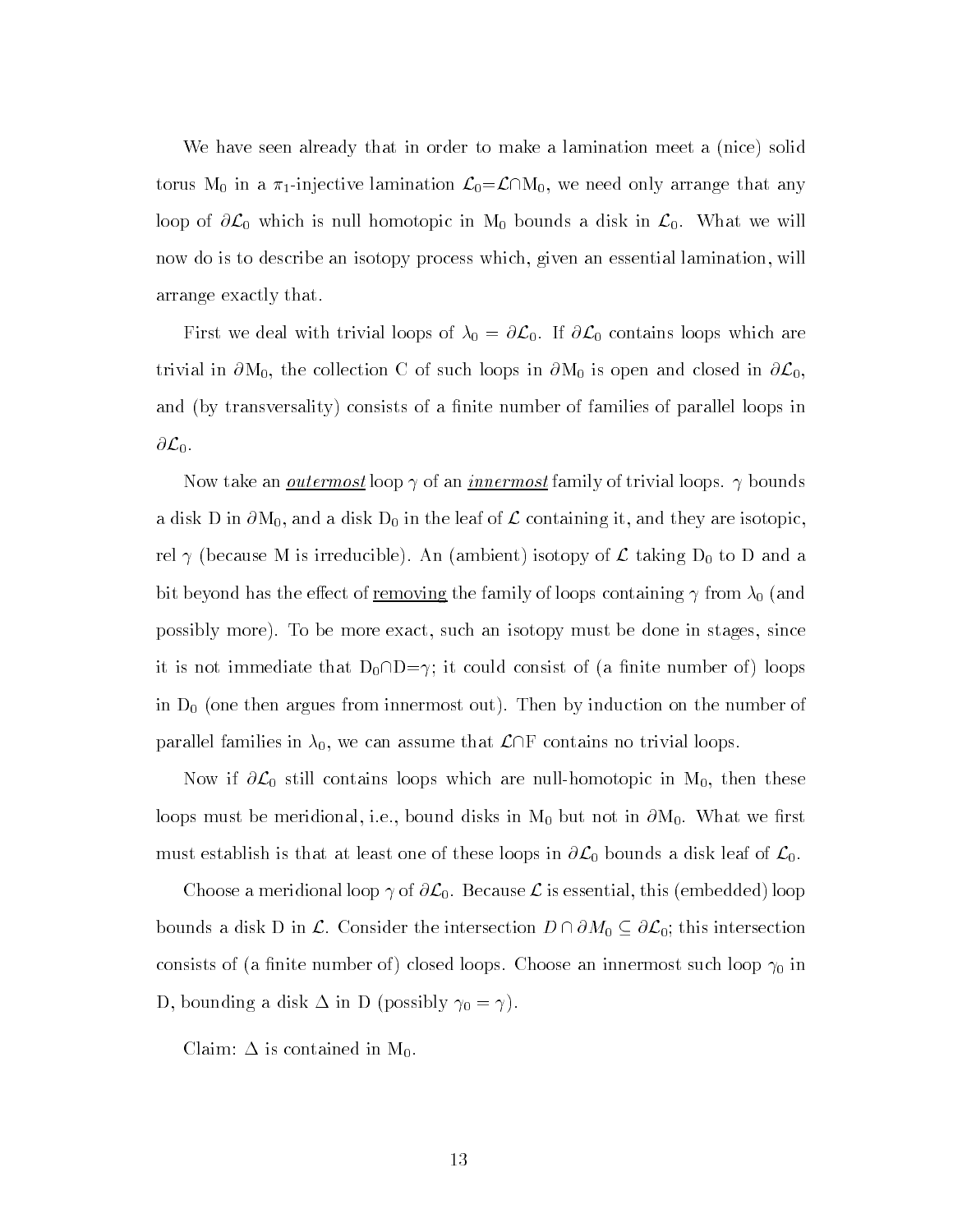We have seen already that in order to make a lamination meet a (nice) solid torus $M_0$ in a $\pi_1$-injective lamination $\mathcal{L}_0=\mathcal{L}\cap M_0$, we need only arrange that any loop of $\partial\mathcal{L}_0$ which is null homotopic in $M_0$ bounds a disk in $\mathcal{L}_0$. What we will now do is to describe an isotopy process which, given an essential lamination, will arrange exactly that.

First we deal with trivial loops of $\lambda_0 = \partial\mathcal{L}_0$. If $\partial\mathcal{L}_0$ contains loops which are trivial in $\partial M_0$, the collection C of such loops in $\partial M_0$ is open and closed in $\partial\mathcal{L}_0$, and (by transversality) consists of a finite number of families of parallel loops in $\partial\mathcal{L}_0$.

Now take an ***outermost*** loop $\gamma$ of an ***innermost*** family of trivial loops. $\gamma$ bounds a disk D in $\partial M_0$, and a disk $D_0$ in the leaf of $\mathcal{L}$ containing it, and they are isotopic, rel $\gamma$ (because M is irreducible). An (ambient) isotopy of $\mathcal{L}$ taking $D_0$ to D and a bit beyond has the effect of removing the family of loops containing $\gamma$ from $\lambda_0$ (and possibly more). To be more exact, such an isotopy must be done in stages, since it is not immediate that $D_0\cap D=\gamma$; it could consist of (a finite number of) loops in $D_0$ (one then argues from innermost out). Then by induction on the number of parallel families in $\lambda_0$, we can assume that $\mathcal{L}\cap F$ contains no trivial loops.

Now if $\partial\mathcal{L}_0$ still contains loops which are null-homotopic in $M_0$, then these loops must be meridional, i.e., bound disks in $M_0$ but not in $\partial M_0$. What we first must establish is that at least one of these loops in $\partial\mathcal{L}_0$ bounds a disk leaf of $\mathcal{L}_0$.

Choose a meridional loop $\gamma$ of $\partial\mathcal{L}_0$. Because $\mathcal{L}$ is essential, this (embedded) loop bounds a disk D in $\mathcal{L}$. Consider the intersection $D \cap \partial M_0 \subseteq \partial\mathcal{L}_0$; this intersection consists of (a finite number of) closed loops. Choose an innermost such loop $\gamma_0$ in D, bounding a disk $\Delta$ in D (possibly $\gamma_0 = \gamma$).

Claim: $\Delta$ is contained in $M_0$.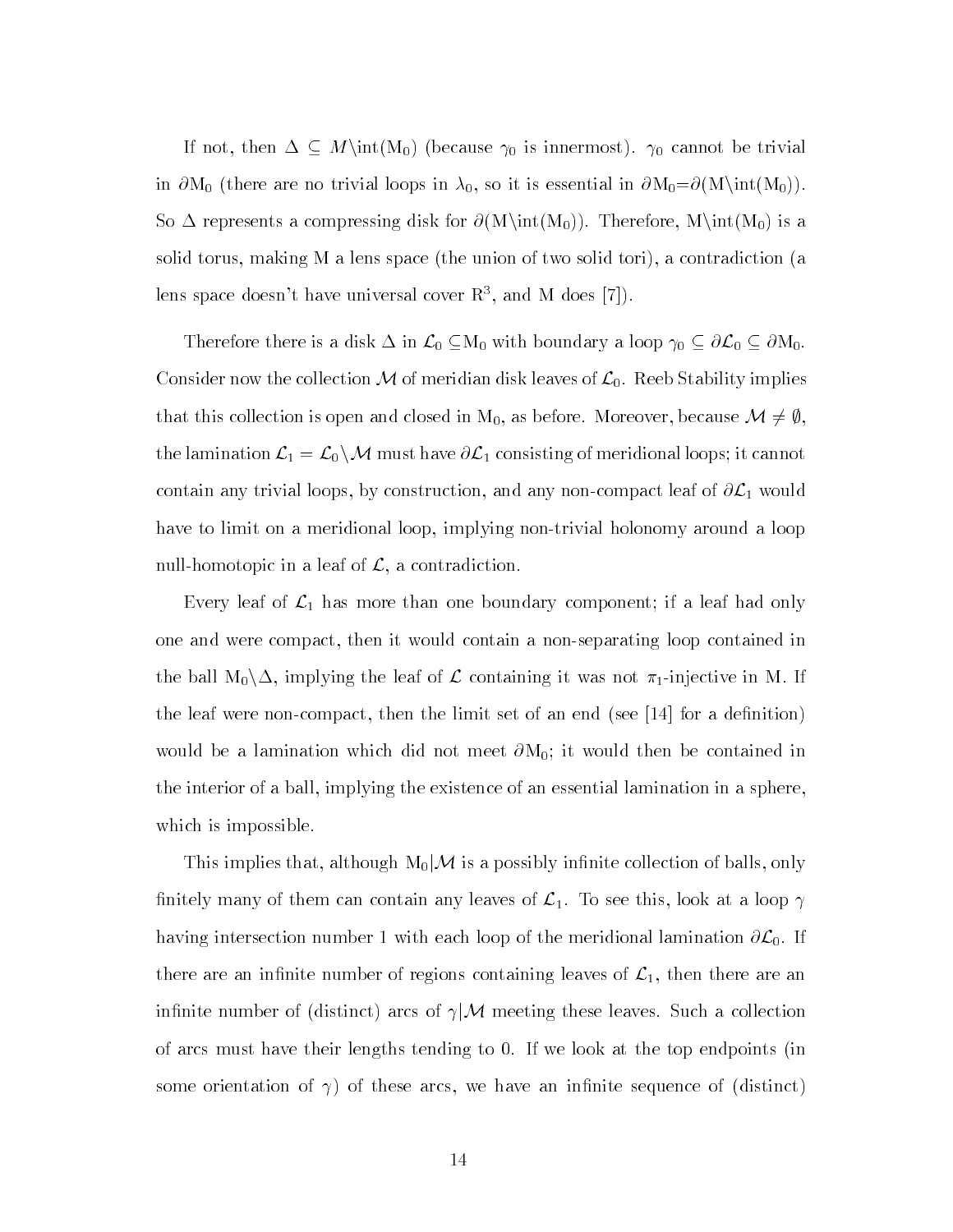If not, then $\Delta \subseteq M\backslash\text{int}(M_0)$ (because $\gamma_0$ is innermost). $\gamma_0$ cannot be trivial in $\partial M_0$ (there are no trivial loops in $\lambda_0$, so it is essential in $\partial M_0 = \partial(M\backslash\text{int}(M_0))$. So $\Delta$ represents a compressing disk for $\partial(M\backslash\text{int}(M_0))$. Therefore, $M\backslash\text{int}(M_0)$ is a solid torus, making M a lens space (the union of two solid tori), a contradiction (a lens space doesn't have universal cover $R^3$, and M does [7]).

Therefore there is a disk $\Delta$ in $\mathcal{L}_0 \subseteq M_0$ with boundary a loop $\gamma_0 \subseteq \partial\mathcal{L}_0 \subseteq \partial M_0$. Consider now the collection $\mathcal{M}$ of meridian disk leaves of $\mathcal{L}_0$. Reeb Stability implies that this collection is open and closed in $M_0$, as before. Moreover, because $\mathcal{M} \neq \emptyset$, the lamination $\mathcal{L}_1 = \mathcal{L}_0\backslash\mathcal{M}$ must have $\partial\mathcal{L}_1$ consisting of meridional loops; it cannot contain any trivial loops, by construction, and any non-compact leaf of $\partial\mathcal{L}_1$ would have to limit on a meridional loop, implying non-trivial holonomy around a loop null-homotopic in a leaf of $\mathcal{L}$, a contradiction.

Every leaf of $\mathcal{L}_1$ has more than one boundary component; if a leaf had only one and were compact, then it would contain a non-separating loop contained in the ball $M_0\backslash\Delta$, implying the leaf of $\mathcal{L}$ containing it was not $\pi_1$-injective in M. If the leaf were non-compact, then the limit set of an end (see [14] for a definition) would be a lamination which did not meet $\partial M_0$; it would then be contained in the interior of a ball, implying the existence of an essential lamination in a sphere, which is impossible.

This implies that, although $M_0|\mathcal{M}$ is a possibly infinite collection of balls, only finitely many of them can contain any leaves of $\mathcal{L}_1$. To see this, look at a loop $\gamma$ having intersection number 1 with each loop of the meridional lamination $\partial\mathcal{L}_0$. If there are an infinite number of regions containing leaves of $\mathcal{L}_1$, then there are an infinite number of (distinct) arcs of $\gamma|\mathcal{M}$ meeting these leaves. Such a collection of arcs must have their lengths tending to 0. If we look at the top endpoints (in some orientation of $\gamma$) of these arcs, we have an infinite sequence of (distinct)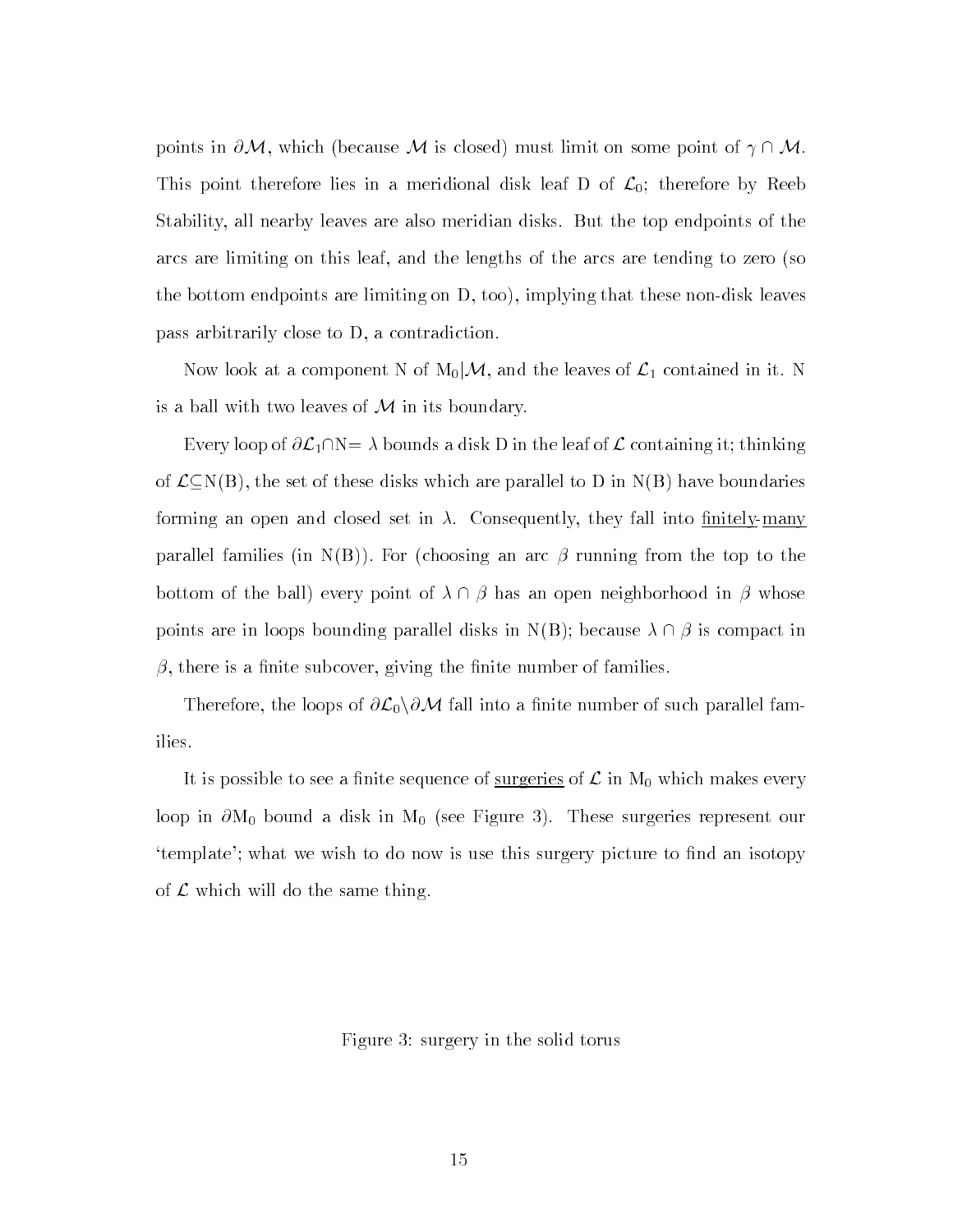points in $\partial\mathcal{M}$, which (because $\mathcal{M}$ is closed) must limit on some point of $\gamma \cap \mathcal{M}$. This point therefore lies in a meridional disk leaf D of $\mathcal{L}_0$; therefore by Reeb Stability, all nearby leaves are also meridian disks. But the top endpoints of the arcs are limiting on this leaf, and the lengths of the arcs are tending to zero (so the bottom endpoints are limiting on D, too), implying that these non-disk leaves pass arbitrarily close to D, a contradiction.

Now look at a component N of $M_0|\mathcal{M}$, and the leaves of $\mathcal{L}_1$ contained in it. N is a ball with two leaves of $\mathcal{M}$ in its boundary.

Every loop of $\partial\mathcal{L}_1 \cap N = \lambda$ bounds a disk D in the leaf of $\mathcal{L}$ containing it; thinking of $\mathcal{L} \subseteq N(B)$, the set of these disks which are parallel to D in N(B) have boundaries forming an open and closed set in $\lambda$. Consequently, they fall into <u>finitely-many</u> parallel families (in N(B)). For (choosing an arc $\beta$ running from the top to the bottom of the ball) every point of $\lambda \cap \beta$ has an open neighborhood in $\beta$ whose points are in loops bounding parallel disks in N(B); because $\lambda \cap \beta$ is compact in $\beta$, there is a finite subcover, giving the finite number of families.

Therefore, the loops of $\partial\mathcal{L}_0 \setminus \partial\mathcal{M}$ fall into a finite number of such parallel families.

It is possible to see a finite sequence of <u>surgeries</u> of $\mathcal{L}$ in $M_0$ which makes every loop in $\partial M_0$ bound a disk in $M_0$ (see Figure 3). These surgeries represent our 'template'; what we wish to do now is use this surgery picture to find an isotopy of $\mathcal{L}$ which will do the same thing.

Figure 3: surgery in the solid torus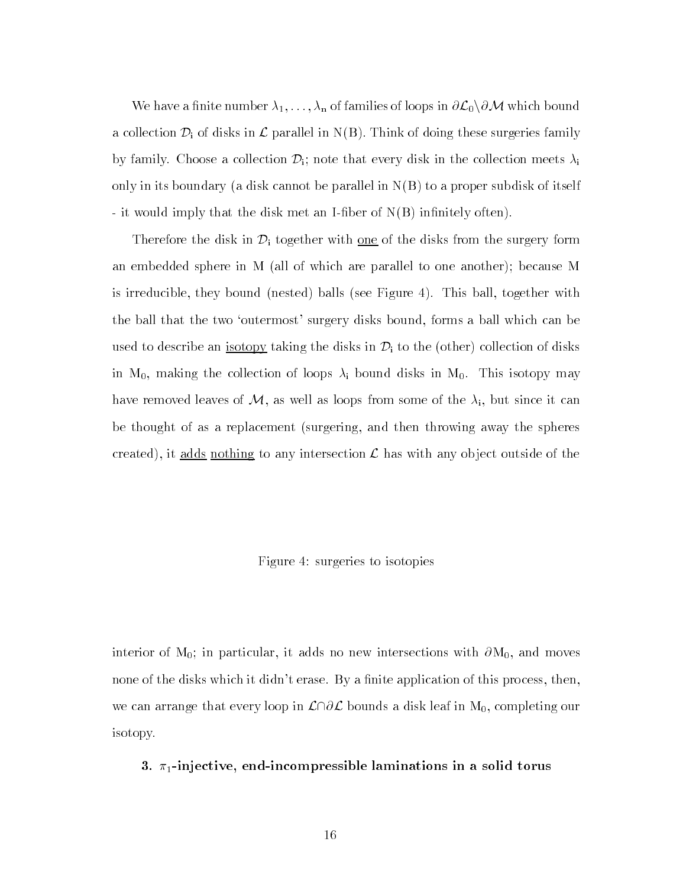We have a finite number $\lambda_1, \ldots, \lambda_n$ of families of loops in $\partial\mathcal{L}_0 \backslash \partial\mathcal{M}$ which bound a collection $\mathcal{D}_i$ of disks in $\mathcal{L}$ parallel in $N(B)$. Think of doing these surgeries family by family. Choose a collection $\mathcal{D}_i$; note that every disk in the collection meets $\lambda_i$ only in its boundary (a disk cannot be parallel in $N(B)$ to a proper subdisk of itself - it would imply that the disk met an I-fiber of $N(B)$ infinitely often).

Therefore the disk in $\mathcal{D}_i$ together with one of the disks from the surgery form an embedded sphere in M (all of which are parallel to one another); because M is irreducible, they bound (nested) balls (see Figure 4). This ball, together with the ball that the two 'outermost' surgery disks bound, forms a ball which can be used to describe an isotopy taking the disks in $\mathcal{D}_i$ to the (other) collection of disks in $M_0$, making the collection of loops $\lambda_i$ bound disks in $M_0$. This isotopy may have removed leaves of $\mathcal{M}$, as well as loops from some of the $\lambda_i$, but since it can be thought of as a replacement (surgering, and then throwing away the spheres created), it adds nothing to any intersection $\mathcal{L}$ has with any object outside of the

Figure 4: surgeries to isotopies

interior of $M_0$; in particular, it adds no new intersections with $\partial M_0$, and moves none of the disks which it didn't erase. By a finite application of this process, then, we can arrange that every loop in $\mathcal{L} \cap \partial\mathcal{L}$ bounds a disk leaf in $M_0$, completing our isotopy.

## 3. $\pi_1$-injective, end-incompressible laminations in a solid torus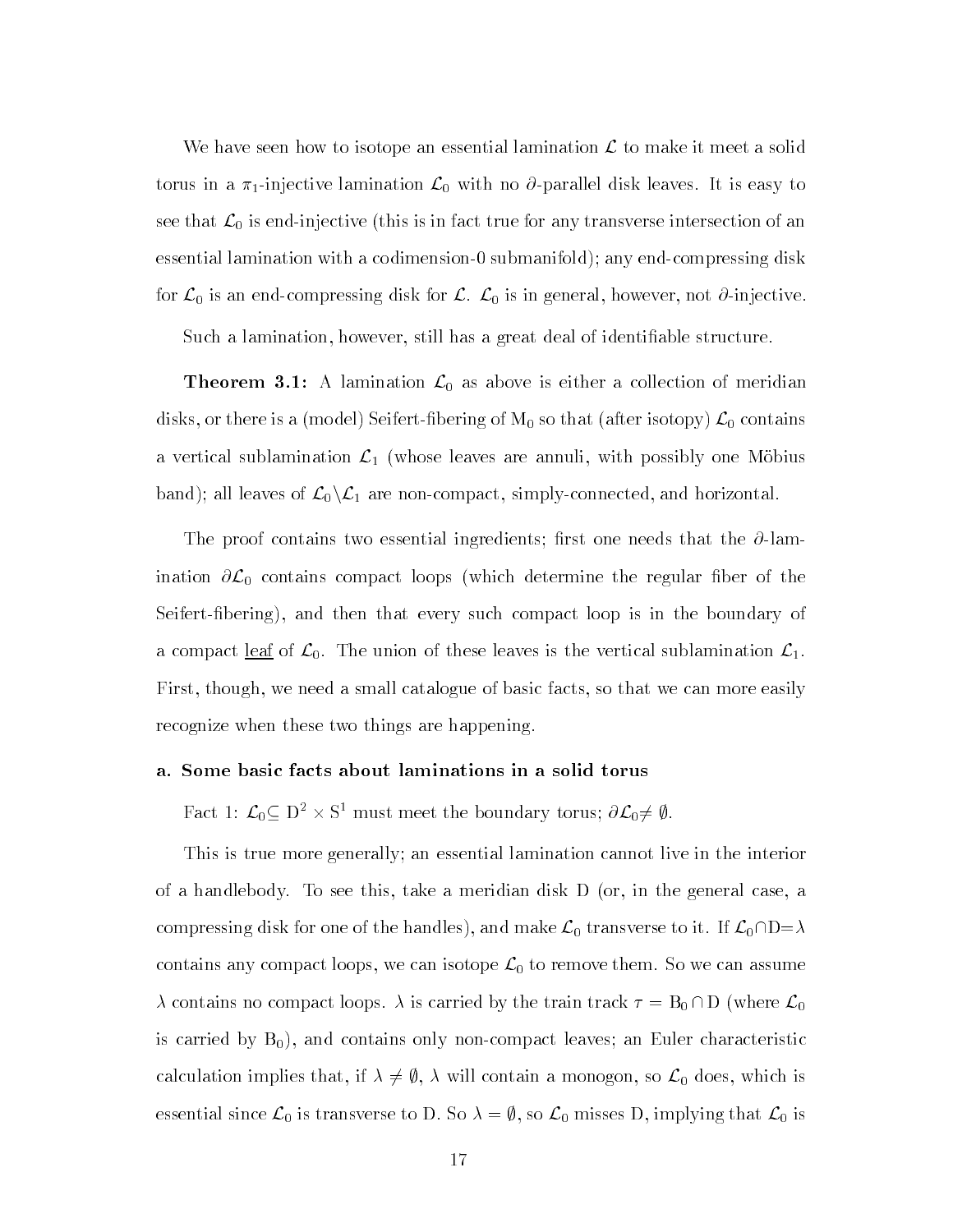We have seen how to isotope an essential lamination $\mathcal{L}$ to make it meet a solid torus in a $\pi_1$-injective lamination $\mathcal{L}_0$ with no $\partial$-parallel disk leaves. It is easy to see that $\mathcal{L}_0$ is end-injective (this is in fact true for any transverse intersection of an essential lamination with a codimension-0 submanifold); any end-compressing disk for $\mathcal{L}_0$ is an end-compressing disk for $\mathcal{L}$. $\mathcal{L}_0$ is in general, however, not $\partial$-injective.

Such a lamination, however, still has a great deal of identifiable structure.

**Theorem 3.1:** A lamination $\mathcal{L}_0$ as above is either a collection of meridian disks, or there is a (model) Seifert-fibering of $M_0$ so that (after isotopy) $\mathcal{L}_0$ contains a vertical sublamination $\mathcal{L}_1$ (whose leaves are annuli, with possibly one Möbius band); all leaves of $\mathcal{L}_0 \backslash \mathcal{L}_1$ are non-compact, simply-connected, and horizontal.

The proof contains two essential ingredients; first one needs that the $\partial$-lamination $\partial\mathcal{L}_0$ contains compact loops (which determine the regular fiber of the Seifert-fibering), and then that every such compact loop is in the boundary of a compact leaf of $\mathcal{L}_0$. The union of these leaves is the vertical sublamination $\mathcal{L}_1$. First, though, we need a small catalogue of basic facts, so that we can more easily recognize when these two things are happening.

### a. Some basic facts about laminations in a solid torus

Fact 1: $\mathcal{L}_0 \subseteq D^2 \times S^1$ must meet the boundary torus; $\partial\mathcal{L}_0 \neq \emptyset$.

This is true more generally; an essential lamination cannot live in the interior of a handlebody. To see this, take a meridian disk D (or, in the general case, a compressing disk for one of the handles), and make $\mathcal{L}_0$ transverse to it. If $\mathcal{L}_0 \cap D = \lambda$ contains any compact loops, we can isotope $\mathcal{L}_0$ to remove them. So we can assume $\lambda$ contains no compact loops. $\lambda$ is carried by the train track $\tau = B_0 \cap D$ (where $\mathcal{L}_0$ is carried by $B_0$), and contains only non-compact leaves; an Euler characteristic calculation implies that, if $\lambda \neq \emptyset$, $\lambda$ will contain a monogon, so $\mathcal{L}_0$ does, which is essential since $\mathcal{L}_0$ is transverse to D. So $\lambda = \emptyset$, so $\mathcal{L}_0$ misses D, implying that $\mathcal{L}_0$ is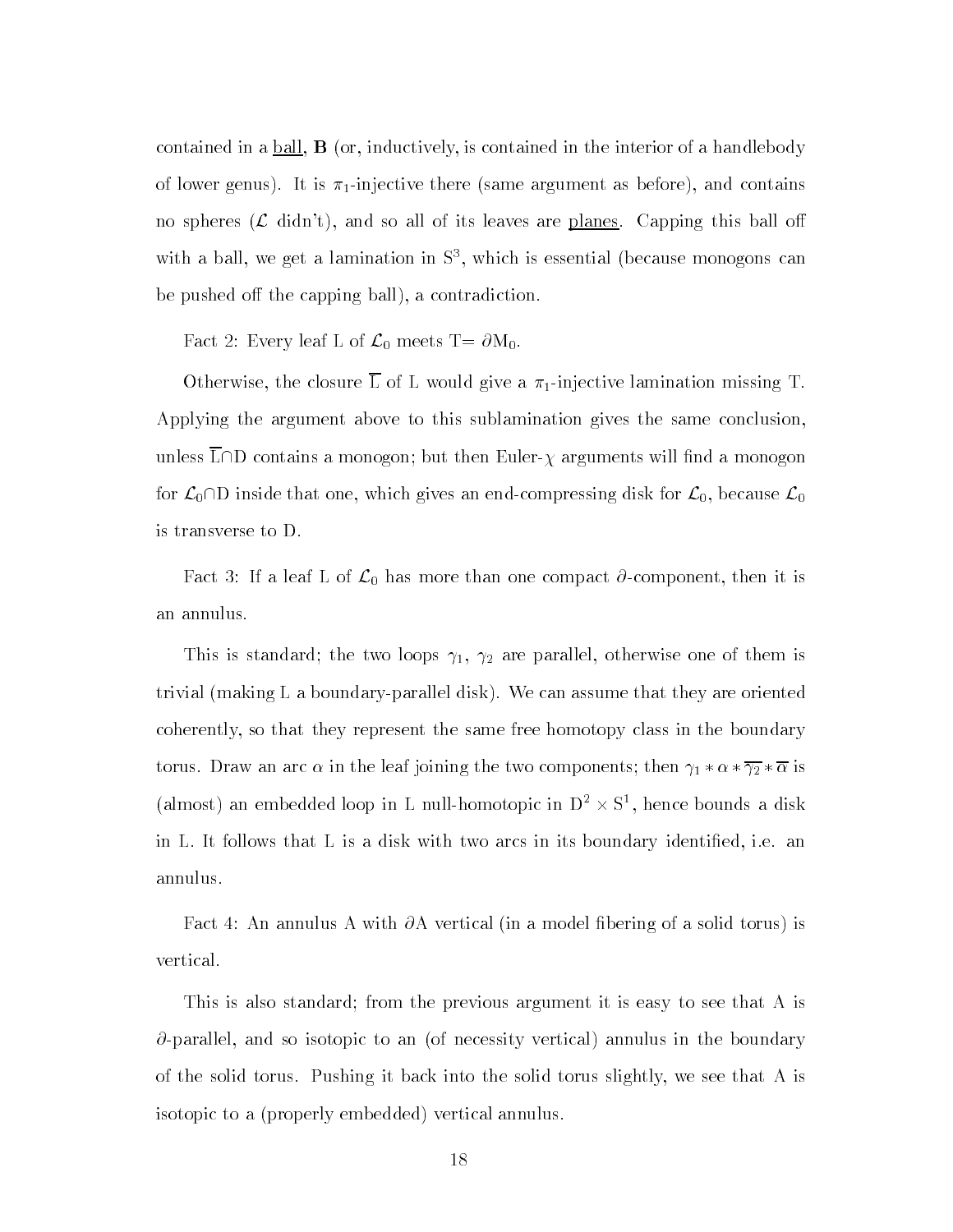contained in a <u>ball</u>, **B** (or, inductively, is contained in the interior of a handlebody of lower genus). It is $\pi_1$-injective there (same argument as before), and contains no spheres ($\mathcal{L}$ didn't), and so all of its leaves are <u>planes</u>. Capping this ball off with a ball, we get a lamination in $S^3$, which is essential (because monogons can be pushed off the capping ball), a contradiction.

Fact 2: Every leaf L of $\mathcal{L}_0$ meets T= $\partial M_0$.

Otherwise, the closure $\overline{L}$ of L would give a $\pi_1$-injective lamination missing T. Applying the argument above to this sublamination gives the same conclusion, unless $\overline{L} \cap D$ contains a monogon; but then Euler-$\chi$ arguments will find a monogon for $\mathcal{L}_0 \cap D$ inside that one, which gives an end-compressing disk for $\mathcal{L}_0$, because $\mathcal{L}_0$ is transverse to D.

Fact 3: If a leaf L of $\mathcal{L}_0$ has more than one compact $\partial$-component, then it is an annulus.

This is standard; the two loops $\gamma_1$, $\gamma_2$ are parallel, otherwise one of them is trivial (making L a boundary-parallel disk). We can assume that they are oriented coherently, so that they represent the same free homotopy class in the boundary torus. Draw an arc $\alpha$ in the leaf joining the two components; then $\gamma_1 * \alpha * \overline{\gamma_2} * \overline{\alpha}$ is (almost) an embedded loop in L null-homotopic in $D^2 \times S^1$, hence bounds a disk in L. It follows that L is a disk with two arcs in its boundary identified, i.e. an annulus.

Fact 4: An annulus A with $\partial A$ vertical (in a model fibering of a solid torus) is vertical.

This is also standard; from the previous argument it is easy to see that A is $\partial$-parallel, and so isotopic to an (of necessity vertical) annulus in the boundary of the solid torus. Pushing it back into the solid torus slightly, we see that A is isotopic to a (properly embedded) vertical annulus.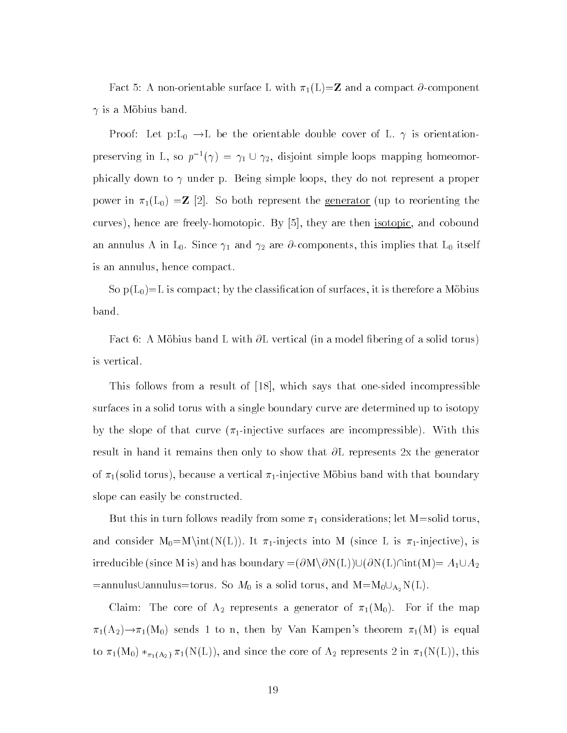Fact 5: A non-orientable surface L with $\pi_1$(L)=**Z** and a compact $\partial$-component $\gamma$ is a Möbius band.

Proof: Let p:L$_0$ $\rightarrow$L be the orientable double cover of L. $\gamma$ is orientation-preserving in L, so $p^{-1}(\gamma) = \gamma_1 \cup \gamma_2$, disjoint simple loops mapping homeomorphically down to $\gamma$ under p. Being simple loops, they do not represent a proper power in $\pi_1$(L$_0$) =**Z** [2]. So both represent the <u>generator</u> (up to reorienting the curves), hence are freely-homotopic. By [5], they are then <u>isotopic</u>, and cobound an annulus A in L$_0$. Since $\gamma_1$ and $\gamma_2$ are $\partial$-components, this implies that L$_0$ itself is an annulus, hence compact.

So p(L$_0$)=L is compact; by the classification of surfaces, it is therefore a Möbius band.

Fact 6: A Möbius band L with $\partial$L vertical (in a model fibering of a solid torus) is vertical.

This follows from a result of [18], which says that one-sided incompressible surfaces in a solid torus with a single boundary curve are determined up to isotopy by the slope of that curve ($\pi_1$-injective surfaces are incompressible). With this result in hand it remains then only to show that $\partial$L represents 2x the generator of $\pi_1$(solid torus), because a vertical $\pi_1$-injective Möbius band with that boundary slope can easily be constructed.

But this in turn follows readily from some $\pi_1$ considerations; let M=solid torus, and consider M$_0$=M\int(N(L)). It $\pi_1$-injects into M (since L is $\pi_1$-injective), is irreducible (since M is) and has boundary =($\partial$M\$\partial$N(L))$\cup$($\partial$N(L)$\cap$int(M)= $A_1 \cup A_2$ =annulus$\cup$annulus=torus. So $M_0$ is a solid torus, and M=M$_0\cup_{A_2}$N(L).

Claim: The core of A$_2$ represents a generator of $\pi_1$(M$_0$). For if the map $\pi_1$(A$_2$)$\rightarrow\pi_1$(M$_0$) sends 1 to n, then by Van Kampen's theorem $\pi_1$(M) is equal to $\pi_1(M_0) *_{\pi_1(A_2)} \pi_1(N(L))$, and since the core of A$_2$ represents 2 in $\pi_1$(N(L)), this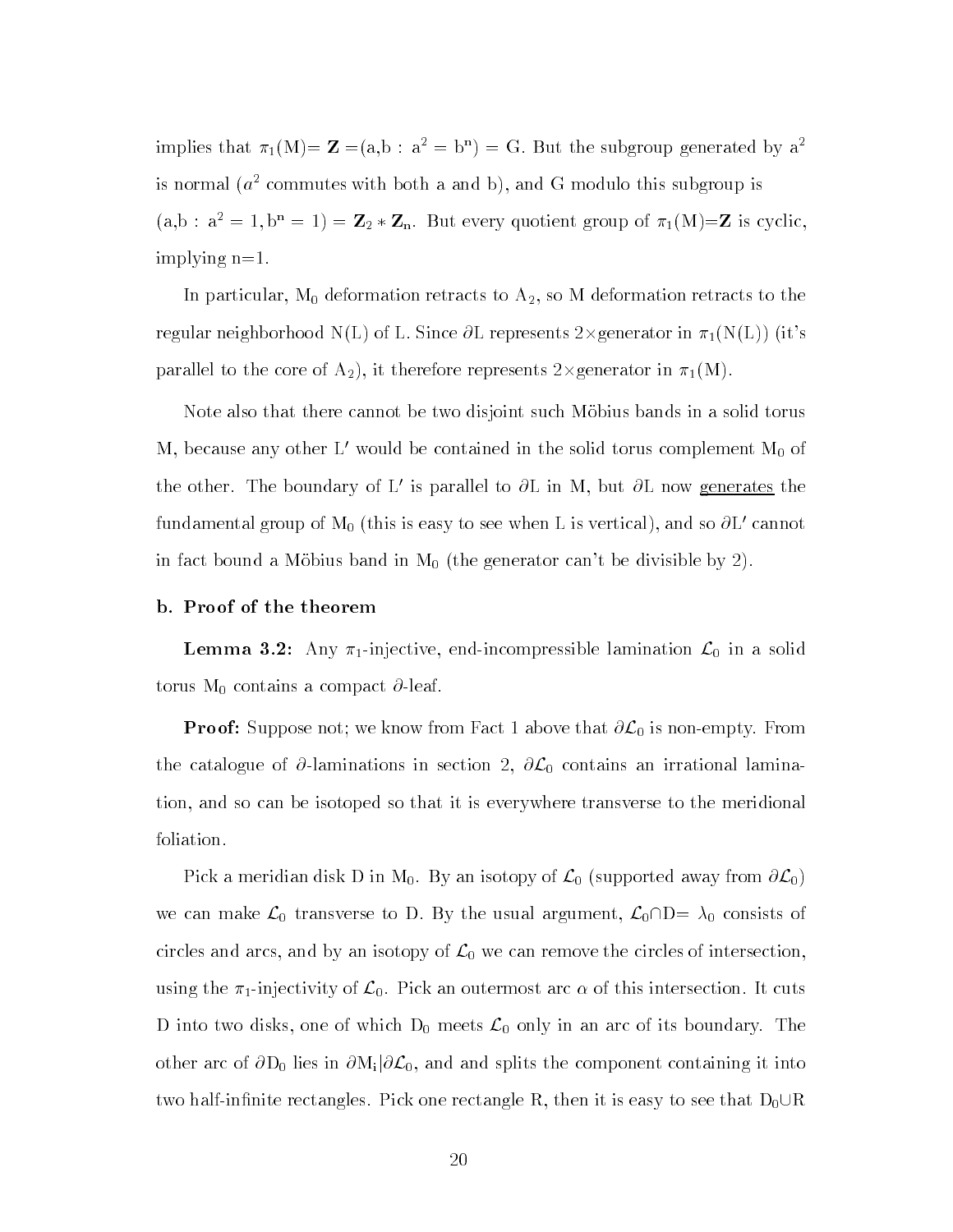implies that $\pi_1(M)= \mathbf{Z} = (a,b : a^2 = b^n) = G$. But the subgroup generated by $a^2$ is normal ($a^2$ commutes with both a and b), and G modulo this subgroup is $(a,b : a^2 = 1, b^n = 1) = \mathbf{Z}_2 * \mathbf{Z}_n$. But every quotient group of $\pi_1(M)=\mathbf{Z}$ is cyclic, implying n=1.

In particular, $M_0$ deformation retracts to $A_2$, so M deformation retracts to the regular neighborhood N(L) of L. Since $\partial L$ represents $2\times$generator in $\pi_1(N(L))$ (it's parallel to the core of $A_2$), it therefore represents $2\times$generator in $\pi_1(M)$.

Note also that there cannot be two disjoint such Möbius bands in a solid torus M, because any other $L'$ would be contained in the solid torus complement $M_0$ of the other. The boundary of $L'$ is parallel to $\partial L$ in M, but $\partial L$ now generates the fundamental group of $M_0$ (this is easy to see when L is vertical), and so $\partial L'$ cannot in fact bound a Möbius band in $M_0$ (the generator can't be divisible by 2).

### b. Proof of the theorem

**Lemma 3.2:** Any $\pi_1$-injective, end-incompressible lamination $\mathcal{L}_0$ in a solid torus $M_0$ contains a compact $\partial$-leaf.

**Proof:** Suppose not; we know from Fact 1 above that $\partial\mathcal{L}_0$ is non-empty. From the catalogue of $\partial$-laminations in section 2, $\partial\mathcal{L}_0$ contains an irrational lamination, and so can be isotoped so that it is everywhere transverse to the meridional foliation.

Pick a meridian disk D in $M_0$. By an isotopy of $\mathcal{L}_0$ (supported away from $\partial\mathcal{L}_0$) we can make $\mathcal{L}_0$ transverse to D. By the usual argument, $\mathcal{L}_0 \cap D = \lambda_0$ consists of circles and arcs, and by an isotopy of $\mathcal{L}_0$ we can remove the circles of intersection, using the $\pi_1$-injectivity of $\mathcal{L}_0$. Pick an outermost arc $\alpha$ of this intersection. It cuts D into two disks, one of which $D_0$ meets $\mathcal{L}_0$ only in an arc of its boundary. The other arc of $\partial D_0$ lies in $\partial M_i | \partial\mathcal{L}_0$, and and splits the component containing it into two half-infinite rectangles. Pick one rectangle R, then it is easy to see that $D_0 \cup R$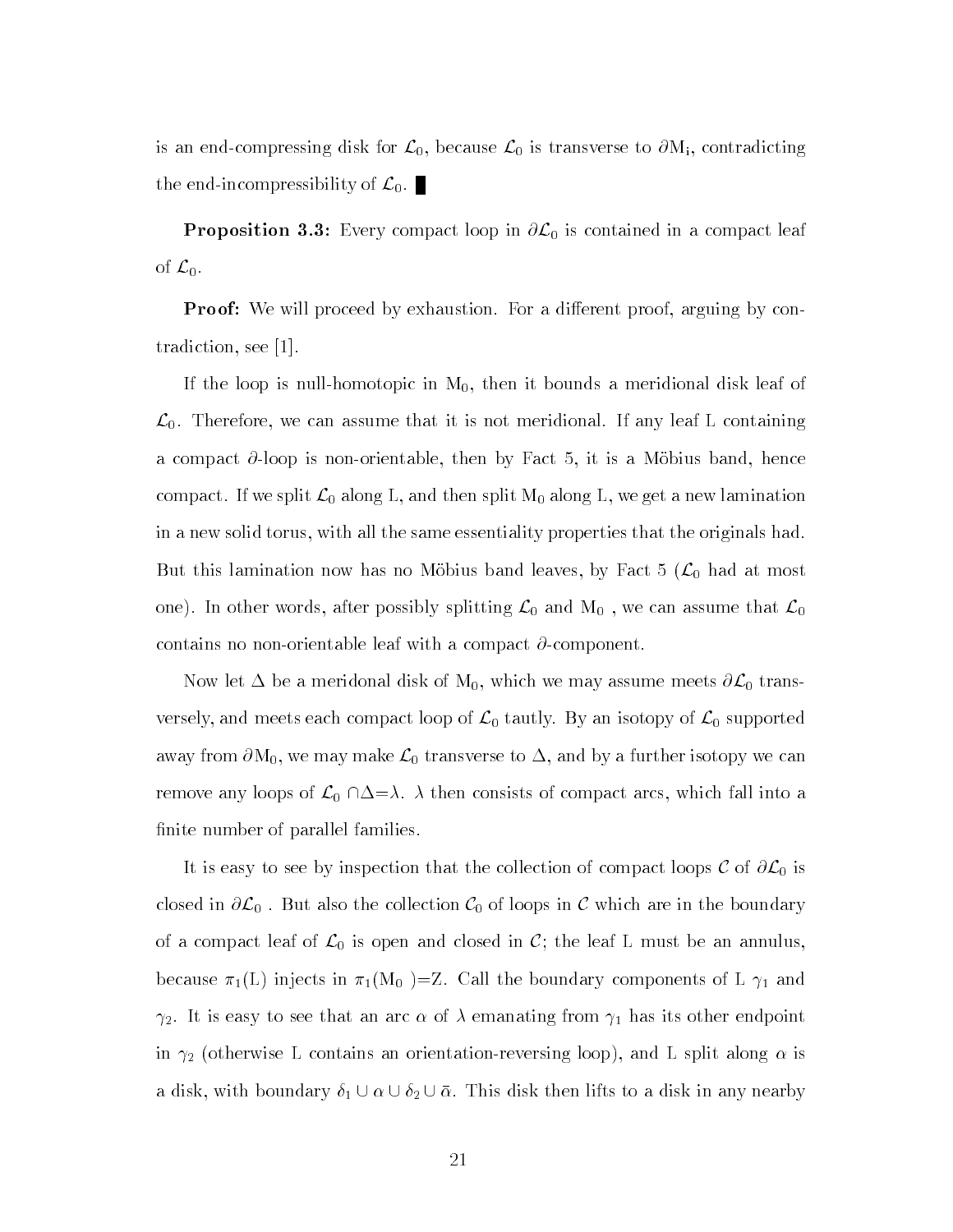is an end-compressing disk for $\mathcal{L}_0$, because $\mathcal{L}_0$ is transverse to $\partial M_i$, contradicting the end-incompressibility of $\mathcal{L}_0$. ∎

**Proposition 3.3:** Every compact loop in $\partial\mathcal{L}_0$ is contained in a compact leaf of $\mathcal{L}_0$.

**Proof:** We will proceed by exhaustion. For a different proof, arguing by contradiction, see [1].

If the loop is null-homotopic in $M_0$, then it bounds a meridional disk leaf of $\mathcal{L}_0$. Therefore, we can assume that it is not meridional. If any leaf L containing a compact $\partial$-loop is non-orientable, then by Fact 5, it is a Möbius band, hence compact. If we split $\mathcal{L}_0$ along L, and then split $M_0$ along L, we get a new lamination in a new solid torus, with all the same essentiality properties that the originals had. But this lamination now has no Möbius band leaves, by Fact 5 ($\mathcal{L}_0$ had at most one). In other words, after possibly splitting $\mathcal{L}_0$ and $M_0$ , we can assume that $\mathcal{L}_0$ contains no non-orientable leaf with a compact $\partial$-component.

Now let $\Delta$ be a meridonal disk of $M_0$, which we may assume meets $\partial\mathcal{L}_0$ transversely, and meets each compact loop of $\mathcal{L}_0$ tautly. By an isotopy of $\mathcal{L}_0$ supported away from $\partial M_0$, we may make $\mathcal{L}_0$ transverse to $\Delta$, and by a further isotopy we can remove any loops of $\mathcal{L}_0 \cap \Delta = \lambda$. $\lambda$ then consists of compact arcs, which fall into a finite number of parallel families.

It is easy to see by inspection that the collection of compact loops $\mathcal{C}$ of $\partial\mathcal{L}_0$ is closed in $\partial\mathcal{L}_0$ . But also the collection $\mathcal{C}_0$ of loops in $\mathcal{C}$ which are in the boundary of a compact leaf of $\mathcal{L}_0$ is open and closed in $\mathcal{C}$; the leaf L must be an annulus, because $\pi_1(L)$ injects in $\pi_1(M_0) = \mathbb{Z}$. Call the boundary components of L $\gamma_1$ and $\gamma_2$. It is easy to see that an arc $\alpha$ of $\lambda$ emanating from $\gamma_1$ has its other endpoint in $\gamma_2$ (otherwise L contains an orientation-reversing loop), and L split along $\alpha$ is a disk, with boundary $\delta_1 \cup \alpha \cup \delta_2 \cup \bar{\alpha}$. This disk then lifts to a disk in any nearby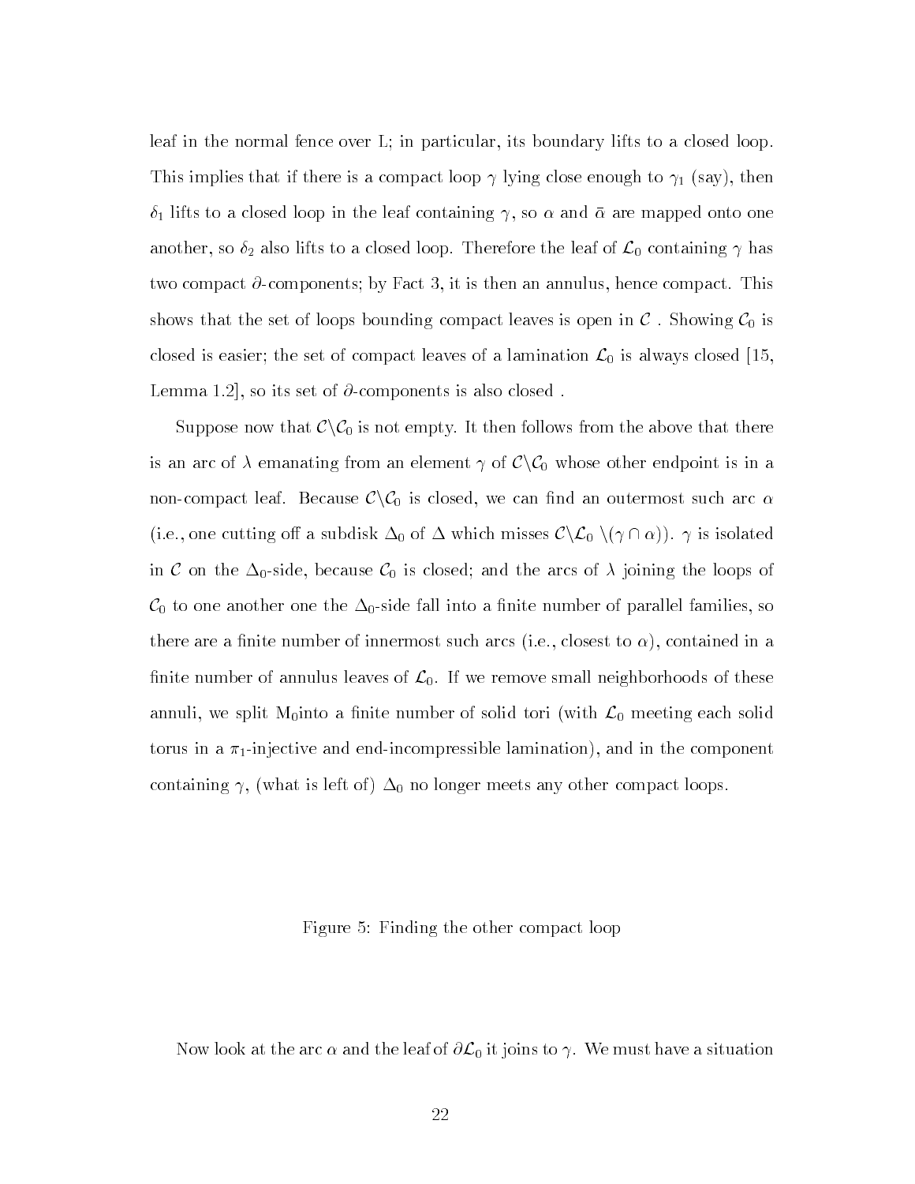leaf in the normal fence over L; in particular, its boundary lifts to a closed loop. This implies that if there is a compact loop $\gamma$ lying close enough to $\gamma_1$ (say), then $\delta_1$ lifts to a closed loop in the leaf containing $\gamma$, so $\alpha$ and $\bar{\alpha}$ are mapped onto one another, so $\delta_2$ also lifts to a closed loop. Therefore the leaf of $\mathcal{L}_0$ containing $\gamma$ has two compact $\partial$-components; by Fact 3, it is then an annulus, hence compact. This shows that the set of loops bounding compact leaves is open in $\mathcal{C}$ . Showing $\mathcal{C}_0$ is closed is easier; the set of compact leaves of a lamination $\mathcal{L}_0$ is always closed [15, Lemma 1.2], so its set of $\partial$-components is also closed .

Suppose now that $\mathcal{C}\backslash\mathcal{C}_0$ is not empty. It then follows from the above that there is an arc of $\lambda$ emanating from an element $\gamma$ of $\mathcal{C}\backslash\mathcal{C}_0$ whose other endpoint is in a non-compact leaf. Because $\mathcal{C}\backslash\mathcal{C}_0$ is closed, we can find an outermost such arc $\alpha$ (i.e., one cutting off a subdisk $\Delta_0$ of $\Delta$ which misses $\mathcal{C}\backslash\mathcal{L}_0 \backslash(\gamma\cap\alpha)$). $\gamma$ is isolated in $\mathcal{C}$ on the $\Delta_0$-side, because $\mathcal{C}_0$ is closed; and the arcs of $\lambda$ joining the loops of $\mathcal{C}_0$ to one another one the $\Delta_0$-side fall into a finite number of parallel families, so there are a finite number of innermost such arcs (i.e., closest to $\alpha$), contained in a finite number of annulus leaves of $\mathcal{L}_0$. If we remove small neighborhoods of these annuli, we split $M_0$into a finite number of solid tori (with $\mathcal{L}_0$ meeting each solid torus in a $\pi_1$-injective and end-incompressible lamination), and in the component containing $\gamma$, (what is left of) $\Delta_0$ no longer meets any other compact loops.

Figure 5: Finding the other compact loop

Now look at the arc $\alpha$ and the leaf of $\partial\mathcal{L}_0$ it joins to $\gamma$. We must have a situation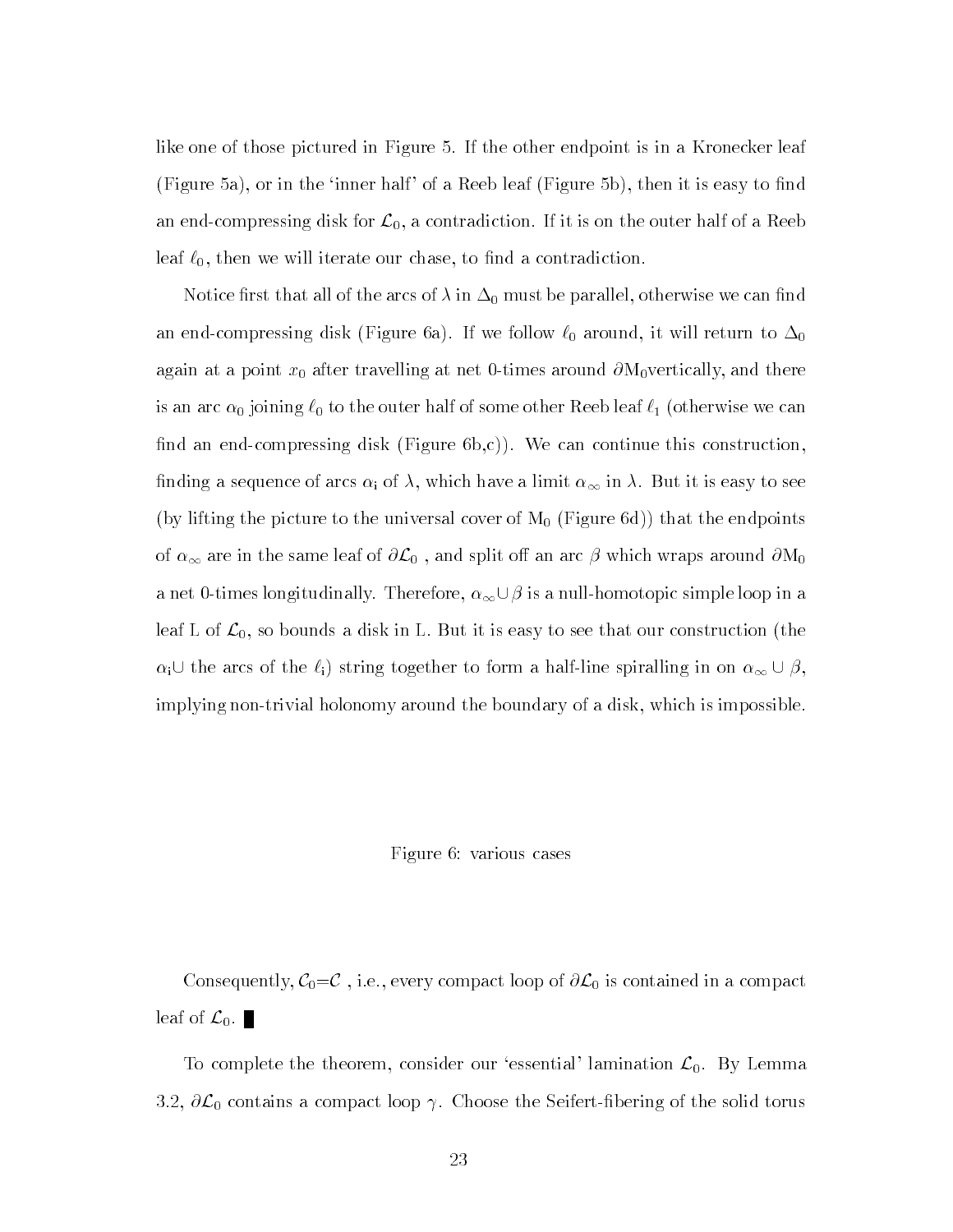like one of those pictured in Figure 5. If the other endpoint is in a Kronecker leaf (Figure 5a), or in the 'inner half' of a Reeb leaf (Figure 5b), then it is easy to find an end-compressing disk for $\mathcal{L}_0$, a contradiction. If it is on the outer half of a Reeb leaf $\ell_0$, then we will iterate our chase, to find a contradiction.

Notice first that all of the arcs of $\lambda$ in $\Delta_0$ must be parallel, otherwise we can find an end-compressing disk (Figure 6a). If we follow $\ell_0$ around, it will return to $\Delta_0$ again at a point $x_0$ after travelling at net 0-times around $\partial \mathrm{M}_0$vertically, and there is an arc $\alpha_0$ joining $\ell_0$ to the outer half of some other Reeb leaf $\ell_1$ (otherwise we can find an end-compressing disk (Figure 6b,c)). We can continue this construction, finding a sequence of arcs $\alpha_i$ of $\lambda$, which have a limit $\alpha_\infty$ in $\lambda$. But it is easy to see (by lifting the picture to the universal cover of $\mathrm{M}_0$ (Figure 6d)) that the endpoints of $\alpha_\infty$ are in the same leaf of $\partial\mathcal{L}_0$ , and split off an arc $\beta$ which wraps around $\partial \mathrm{M}_0$ a net 0-times longitudinally. Therefore, $\alpha_\infty \cup \beta$ is a null-homotopic simple loop in a leaf L of $\mathcal{L}_0$, so bounds a disk in L. But it is easy to see that our construction (the $\alpha_i \cup$ the arcs of the $\ell_i$) string together to form a half-line spiralling in on $\alpha_\infty \cup \beta$, implying non-trivial holonomy around the boundary of a disk, which is impossible.

Figure 6: various cases

Consequently, $\mathcal{C}_0$=$\mathcal{C}$ , i.e., every compact loop of $\partial\mathcal{L}_0$ is contained in a compact leaf of $\mathcal{L}_0$. ∎

To complete the theorem, consider our 'essential' lamination $\mathcal{L}_0$. By Lemma 3.2, $\partial\mathcal{L}_0$ contains a compact loop $\gamma$. Choose the Seifert-fibering of the solid torus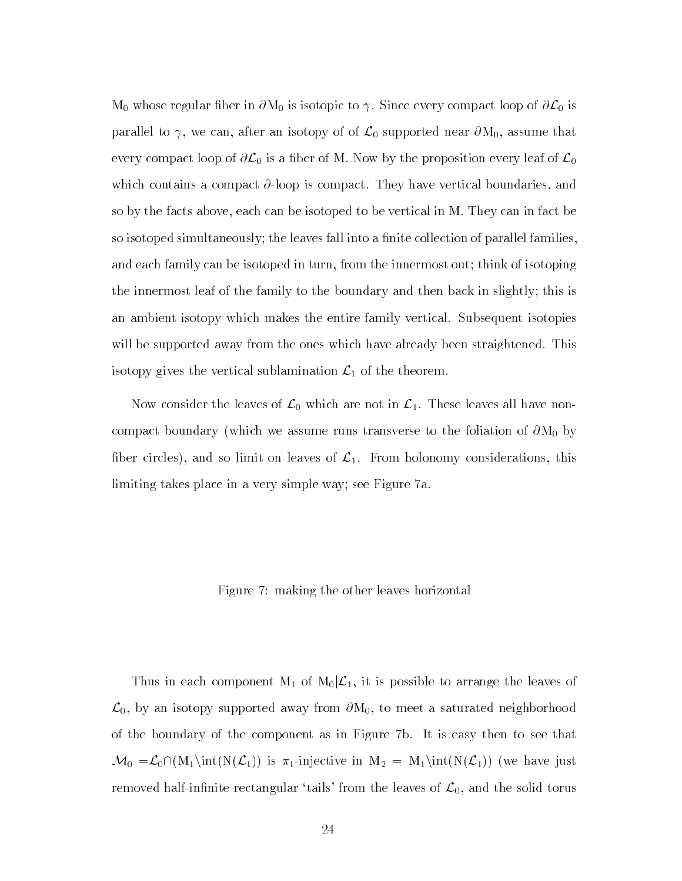$M_0$ whose regular fiber in $\partial M_0$ is isotopic to $\gamma$. Since every compact loop of $\partial\mathcal{L}_0$ is parallel to $\gamma$, we can, after an isotopy of of $\mathcal{L}_0$ supported near $\partial M_0$, assume that every compact loop of $\partial\mathcal{L}_0$ is a fiber of M. Now by the proposition every leaf of $\mathcal{L}_0$ which contains a compact $\partial$-loop is compact. They have vertical boundaries, and so by the facts above, each can be isotoped to be vertical in M. They can in fact be so isotoped simultaneously; the leaves fall into a finite collection of parallel families, and each family can be isotoped in turn, from the innermost out; think of isotoping the innermost leaf of the family to the boundary and then back in slightly; this is an ambient isotopy which makes the entire family vertical. Subsequent isotopies will be supported away from the ones which have already been straightened. This isotopy gives the vertical sublamination $\mathcal{L}_1$ of the theorem.

Now consider the leaves of $\mathcal{L}_0$ which are not in $\mathcal{L}_1$. These leaves all have non-compact boundary (which we assume runs transverse to the foliation of $\partial M_0$ by fiber circles), and so limit on leaves of $\mathcal{L}_1$. From holonomy considerations, this limiting takes place in a very simple way; see Figure 7a.

Figure 7: making the other leaves horizontal

Thus in each component $M_1$ of $M_0|\mathcal{L}_1$, it is possible to arrange the leaves of $\mathcal{L}_0$, by an isotopy supported away from $\partial M_0$, to meet a saturated neighborhood of the boundary of the component as in Figure 7b. It is easy then to see that $\mathcal{M}_0 = \mathcal{L}_0 \cap (M_1 \setminus \text{int}(N(\mathcal{L}_1))$ is $\pi_1$-injective in $M_2 = M_1 \setminus \text{int}(N(\mathcal{L}_1))$ (we have just removed half-infinite rectangular 'tails' from the leaves of $\mathcal{L}_0$, and the solid torus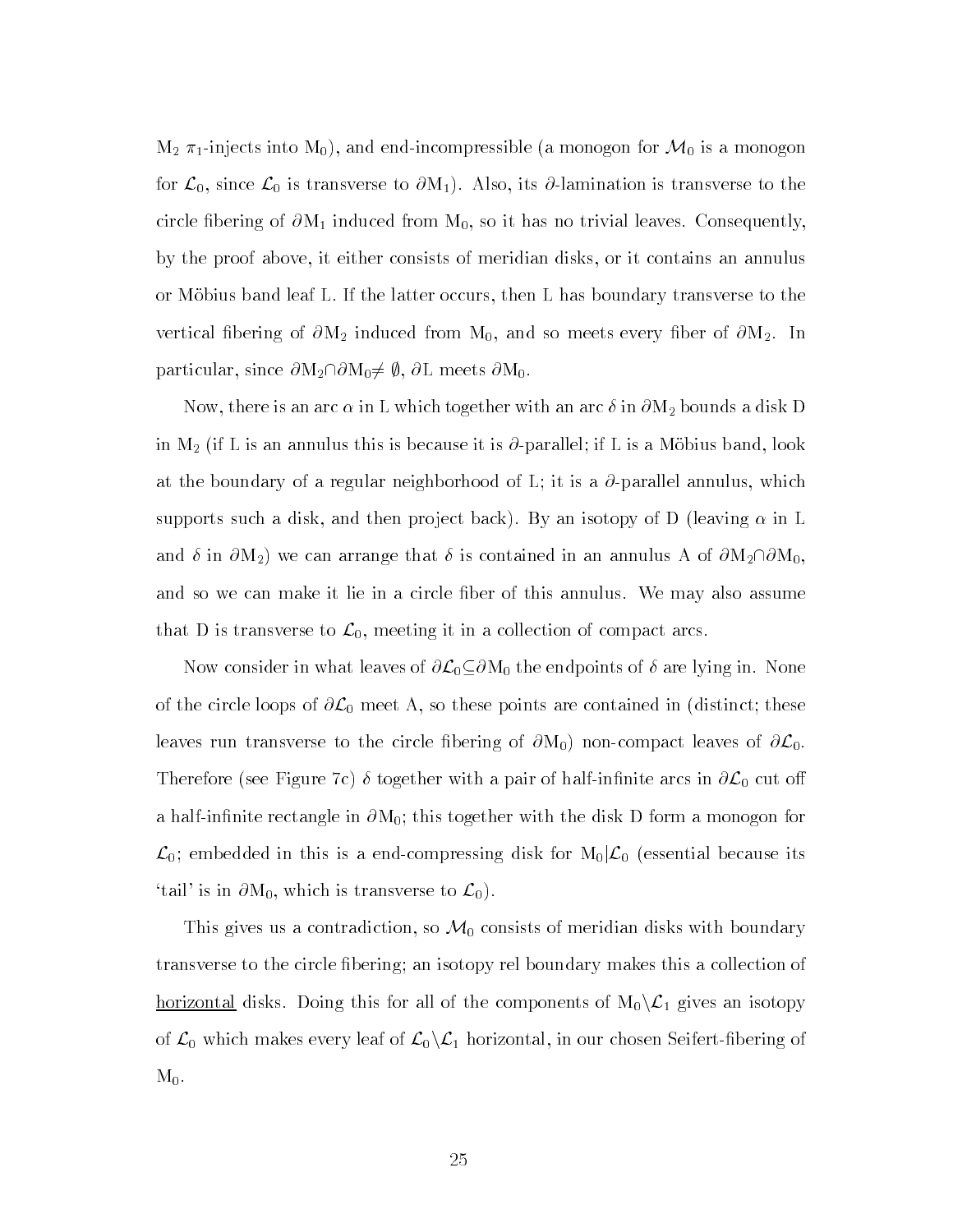$M_2$ $\pi_1$-injects into $M_0$), and end-incompressible (a monogon for $\mathcal{M}_0$ is a monogon for $\mathcal{L}_0$, since $\mathcal{L}_0$ is transverse to $\partial M_1$). Also, its $\partial$-lamination is transverse to the circle fibering of $\partial M_1$ induced from $M_0$, so it has no trivial leaves. Consequently, by the proof above, it either consists of meridian disks, or it contains an annulus or Möbius band leaf L. If the latter occurs, then L has boundary transverse to the vertical fibering of $\partial M_2$ induced from $M_0$, and so meets every fiber of $\partial M_2$. In particular, since $\partial M_2 \cap \partial M_0 \neq \emptyset$, $\partial L$ meets $\partial M_0$.

Now, there is an arc $\alpha$ in L which together with an arc $\delta$ in $\partial M_2$ bounds a disk D in $M_2$ (if L is an annulus this is because it is $\partial$-parallel; if L is a Möbius band, look at the boundary of a regular neighborhood of L; it is a $\partial$-parallel annulus, which supports such a disk, and then project back). By an isotopy of D (leaving $\alpha$ in L and $\delta$ in $\partial M_2$) we can arrange that $\delta$ is contained in an annulus A of $\partial M_2 \cap \partial M_0$, and so we can make it lie in a circle fiber of this annulus. We may also assume that D is transverse to $\mathcal{L}_0$, meeting it in a collection of compact arcs.

Now consider in what leaves of $\partial\mathcal{L}_0 \subseteq \partial M_0$ the endpoints of $\delta$ are lying in. None of the circle loops of $\partial\mathcal{L}_0$ meet A, so these points are contained in (distinct; these leaves run transverse to the circle fibering of $\partial M_0$) non-compact leaves of $\partial\mathcal{L}_0$. Therefore (see Figure 7c) $\delta$ together with a pair of half-infinite arcs in $\partial\mathcal{L}_0$ cut off a half-infinite rectangle in $\partial M_0$; this together with the disk D form a monogon for $\mathcal{L}_0$; embedded in this is a end-compressing disk for $M_0|\mathcal{L}_0$ (essential because its 'tail' is in $\partial M_0$, which is transverse to $\mathcal{L}_0$).

This gives us a contradiction, so $\mathcal{M}_0$ consists of meridian disks with boundary transverse to the circle fibering; an isotopy rel boundary makes this a collection of <u>horizontal</u> disks. Doing this for all of the components of $M_0 \setminus \mathcal{L}_1$ gives an isotopy of $\mathcal{L}_0$ which makes every leaf of $\mathcal{L}_0 \setminus \mathcal{L}_1$ horizontal, in our chosen Seifert-fibering of $M_0$.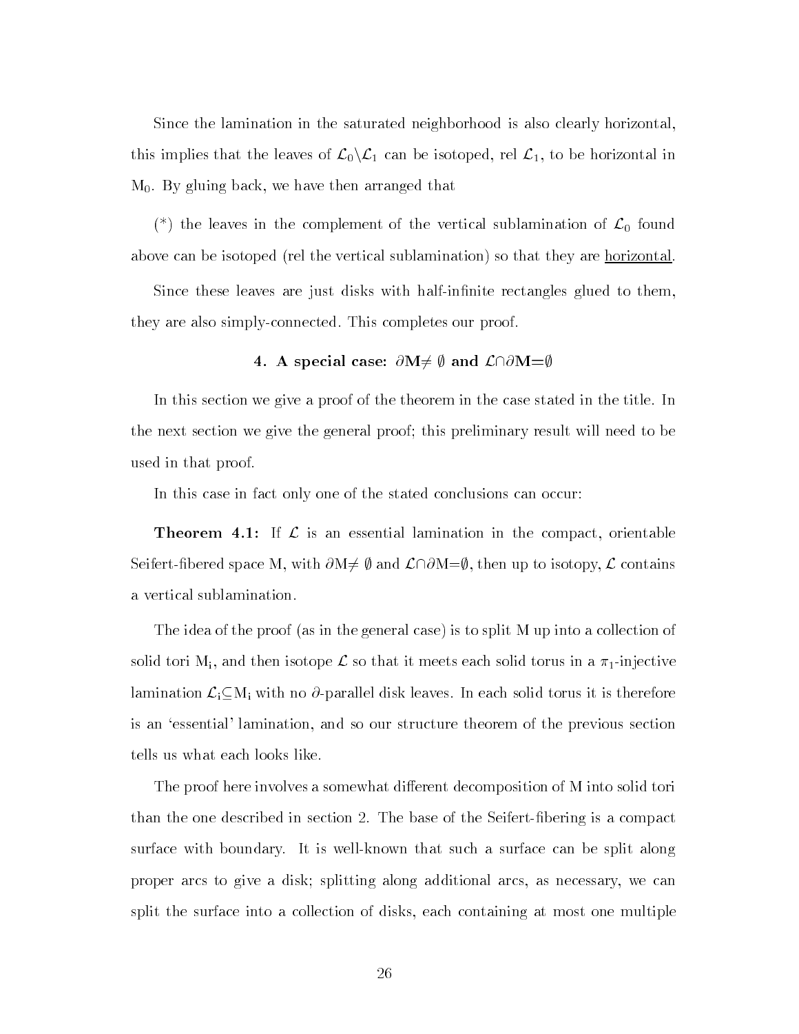Since the lamination in the saturated neighborhood is also clearly horizontal, this implies that the leaves of $\mathcal{L}_0 \setminus \mathcal{L}_1$ can be isotoped, rel $\mathcal{L}_1$, to be horizontal in $M_0$. By gluing back, we have then arranged that

(*) the leaves in the complement of the vertical sublamination of $\mathcal{L}_0$ found above can be isotoped (rel the vertical sublamination) so that they are <u>horizontal</u>.

Since these leaves are just disks with half-infinite rectangles glued to them, they are also simply-connected. This completes our proof.

### 4. A special case: $\partial M \neq \emptyset$ and $\mathcal{L} \cap \partial M = \emptyset$

In this section we give a proof of the theorem in the case stated in the title. In the next section we give the general proof; this preliminary result will need to be used in that proof.

In this case in fact only one of the stated conclusions can occur:

**Theorem 4.1:** If $\mathcal{L}$ is an essential lamination in the compact, orientable Seifert-fibered space M, with $\partial M \neq \emptyset$ and $\mathcal{L} \cap \partial M = \emptyset$, then up to isotopy, $\mathcal{L}$ contains a vertical sublamination.

The idea of the proof (as in the general case) is to split M up into a collection of solid tori $M_i$, and then isotope $\mathcal{L}$ so that it meets each solid torus in a $\pi_1$-injective lamination $\mathcal{L}_i \subseteq M_i$ with no $\partial$-parallel disk leaves. In each solid torus it is therefore is an 'essential' lamination, and so our structure theorem of the previous section tells us what each looks like.

The proof here involves a somewhat different decomposition of M into solid tori than the one described in section 2. The base of the Seifert-fibering is a compact surface with boundary. It is well-known that such a surface can be split along proper arcs to give a disk; splitting along additional arcs, as necessary, we can split the surface into a collection of disks, each containing at most one multiple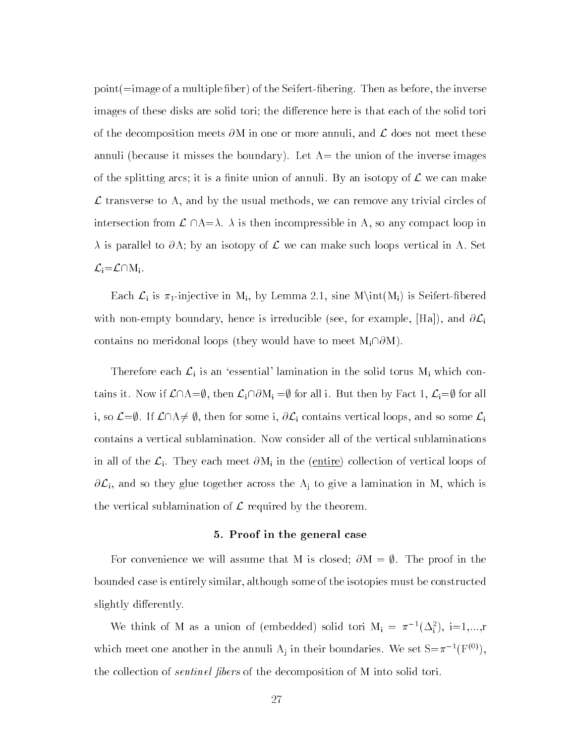point(=image of a multiple fiber) of the Seifert-fibering. Then as before, the inverse images of these disks are solid tori; the difference here is that each of the solid tori of the decomposition meets $\partial$M in one or more annuli, and $\mathcal{L}$ does not meet these annuli (because it misses the boundary). Let A= the union of the inverse images of the splitting arcs; it is a finite union of annuli. By an isotopy of $\mathcal{L}$ we can make $\mathcal{L}$ transverse to A, and by the usual methods, we can remove any trivial circles of intersection from $\mathcal{L} \cap$A=$\lambda$. $\lambda$ is then incompressible in A, so any compact loop in $\lambda$ is parallel to $\partial$A; by an isotopy of $\mathcal{L}$ we can make such loops vertical in A. Set $\mathcal{L}_i$=$\mathcal{L}\cap$M$_i$.

Each $\mathcal{L}_i$ is $\pi_1$-injective in M$_i$, by Lemma 2.1, sine M$\setminus$int(M$_i$) is Seifert-fibered with non-empty boundary, hence is irreducible (see, for example, [Ha]), and $\partial\mathcal{L}_i$ contains no meridonal loops (they would have to meet M$_i\cap\partial$M).

Therefore each $\mathcal{L}_i$ is an 'essential' lamination in the solid torus M$_i$ which contains it. Now if $\mathcal{L}\cap$A=$\emptyset$, then $\mathcal{L}_i\cap\partial$M$_i$ =$\emptyset$ for all i. But then by Fact 1, $\mathcal{L}_i$=$\emptyset$ for all i, so $\mathcal{L}$=$\emptyset$. If $\mathcal{L}\cap$A$\neq\emptyset$, then for some i, $\partial\mathcal{L}_i$ contains vertical loops, and so some $\mathcal{L}_i$ contains a vertical sublamination. Now consider all of the vertical sublaminations in all of the $\mathcal{L}_i$. They each meet $\partial$M$_i$ in the (entire) collection of vertical loops of $\partial\mathcal{L}_i$, and so they glue together across the A$_j$ to give a lamination in M, which is the vertical sublamination of $\mathcal{L}$ required by the theorem.

## 5. Proof in the general case

For convenience we will assume that M is closed; $\partial$M = $\emptyset$. The proof in the bounded case is entirely similar, although some of the isotopies must be constructed slightly differently.

We think of M as a union of (embedded) solid tori M$_i$ = $\pi^{-1}(\Delta_i^2)$, i=1,...,r which meet one another in the annuli A$_j$ in their boundaries. We set S=$\pi^{-1}$(F$^{(0)}$), the collection of *sentinel fibers* of the decomposition of M into solid tori.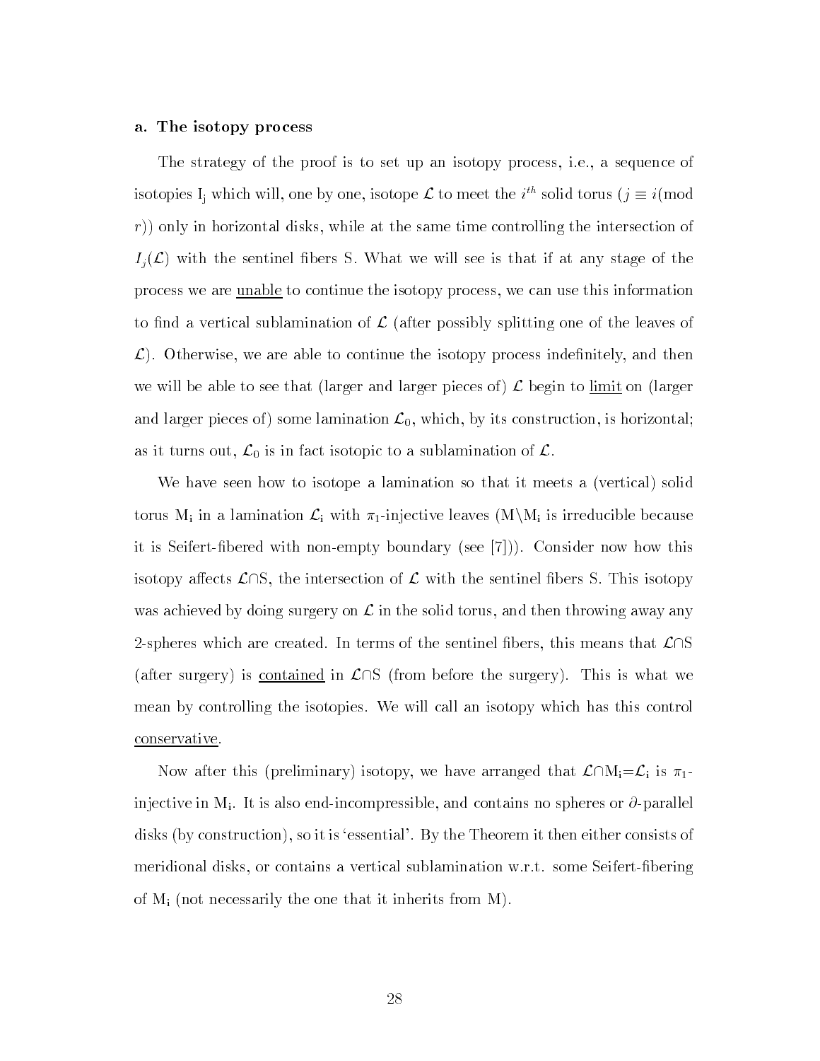### a. The isotopy process

The strategy of the proof is to set up an isotopy process, i.e., a sequence of isotopies $I_j$ which will, one by one, isotope $\mathcal{L}$ to meet the $i^{th}$ solid torus ($j \equiv i$(mod $r$)) only in horizontal disks, while at the same time controlling the intersection of $I_j(\mathcal{L})$ with the sentinel fibers S. What we will see is that if at any stage of the process we are unable to continue the isotopy process, we can use this information to find a vertical sublamination of $\mathcal{L}$ (after possibly splitting one of the leaves of $\mathcal{L}$). Otherwise, we are able to continue the isotopy process indefinitely, and then we will be able to see that (larger and larger pieces of) $\mathcal{L}$ begin to limit on (larger and larger pieces of) some lamination $\mathcal{L}_0$, which, by its construction, is horizontal; as it turns out, $\mathcal{L}_0$ is in fact isotopic to a sublamination of $\mathcal{L}$.

We have seen how to isotope a lamination so that it meets a (vertical) solid torus $M_i$ in a lamination $\mathcal{L}_i$ with $\pi_1$-injective leaves ($M \setminus M_i$ is irreducible because it is Seifert-fibered with non-empty boundary (see [7])). Consider now how this isotopy affects $\mathcal{L} \cap S$, the intersection of $\mathcal{L}$ with the sentinel fibers S. This isotopy was achieved by doing surgery on $\mathcal{L}$ in the solid torus, and then throwing away any 2-spheres which are created. In terms of the sentinel fibers, this means that $\mathcal{L} \cap S$ (after surgery) is contained in $\mathcal{L} \cap S$ (from before the surgery). This is what we mean by controlling the isotopies. We will call an isotopy which has this control conservative.

Now after this (preliminary) isotopy, we have arranged that $\mathcal{L} \cap M_i = \mathcal{L}_i$ is $\pi_1$-injective in $M_i$. It is also end-incompressible, and contains no spheres or $\partial$-parallel disks (by construction), so it is 'essential'. By the Theorem it then either consists of meridional disks, or contains a vertical sublamination w.r.t. some Seifert-fibering of $M_i$ (not necessarily the one that it inherits from M).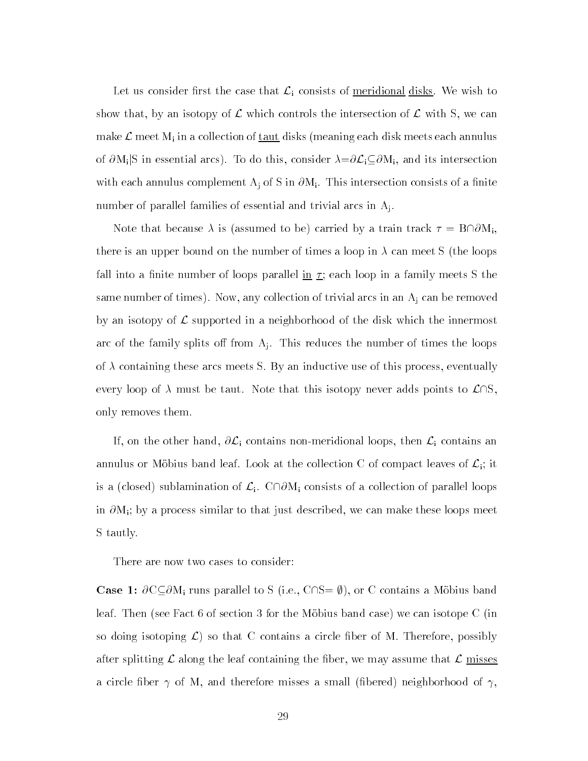Let us consider first the case that $\mathcal{L}_i$ consists of meridional disks. We wish to show that, by an isotopy of $\mathcal{L}$ which controls the intersection of $\mathcal{L}$ with S, we can make $\mathcal{L}$ meet $M_i$ in a collection of taut disks (meaning each disk meets each annulus of $\partial M_i|S$ in essential arcs). To do this, consider $\lambda = \partial\mathcal{L}_i \subseteq \partial M_i$, and its intersection with each annulus complement $A_j$ of S in $\partial M_i$. This intersection consists of a finite number of parallel families of essential and trivial arcs in $A_j$.

Note that because $\lambda$ is (assumed to be) carried by a train track $\tau = B \cap \partial M_i$, there is an upper bound on the number of times a loop in $\lambda$ can meet S (the loops fall into a finite number of loops parallel in $\tau$; each loop in a family meets S the same number of times). Now, any collection of trivial arcs in an $A_j$ can be removed by an isotopy of $\mathcal{L}$ supported in a neighborhood of the disk which the innermost arc of the family splits off from $A_j$. This reduces the number of times the loops of $\lambda$ containing these arcs meets S. By an inductive use of this process, eventually every loop of $\lambda$ must be taut. Note that this isotopy never adds points to $\mathcal{L} \cap S$, only removes them.

If, on the other hand, $\partial\mathcal{L}_i$ contains non-meridional loops, then $\mathcal{L}_i$ contains an annulus or Möbius band leaf. Look at the collection C of compact leaves of $\mathcal{L}_i$; it is a (closed) sublamination of $\mathcal{L}_i$. $C \cap \partial M_i$ consists of a collection of parallel loops in $\partial M_i$; by a process similar to that just described, we can make these loops meet S tautly.

There are now two cases to consider:

**Case 1:** $\partial C \subseteq \partial M_i$ runs parallel to S (i.e., $C \cap S = \emptyset$), or C contains a Möbius band leaf. Then (see Fact 6 of section 3 for the Möbius band case) we can isotope C (in so doing isotoping $\mathcal{L}$) so that C contains a circle fiber of M. Therefore, possibly after splitting $\mathcal{L}$ along the leaf containing the fiber, we may assume that $\mathcal{L}$ misses a circle fiber $\gamma$ of M, and therefore misses a small (fibered) neighborhood of $\gamma$,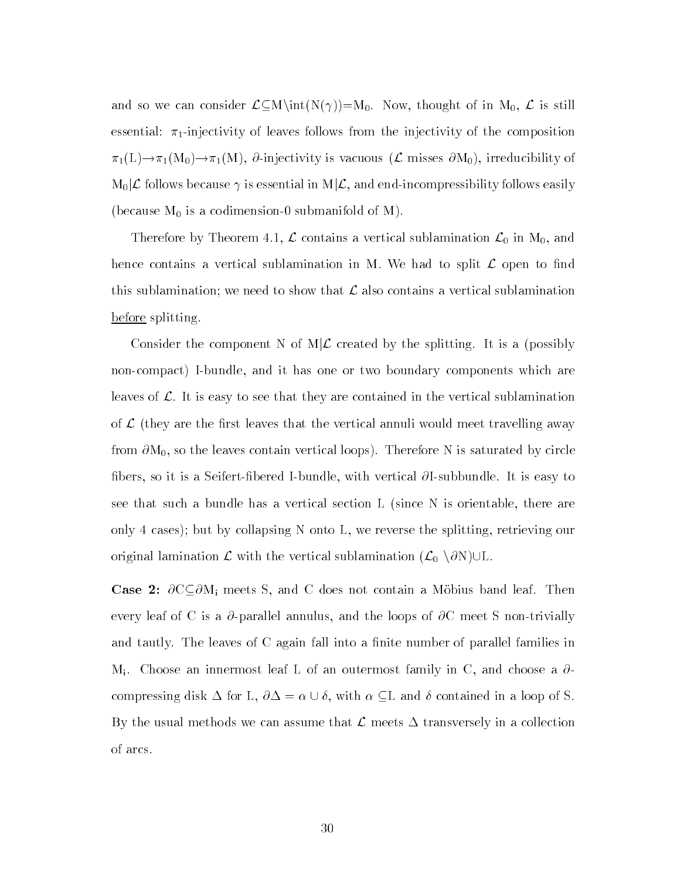and so we can consider $\mathcal{L}\subseteq M\backslash \text{int}(N(\gamma))=M_0$. Now, thought of in $M_0$, $\mathcal{L}$ is still essential: $\pi_1$-injectivity of leaves follows from the injectivity of the composition $\pi_1(L)\to\pi_1(M_0)\to\pi_1(M)$, $\partial$-injectivity is vacuous ($\mathcal{L}$ misses $\partial M_0$), irreducibility of $M_0|\mathcal{L}$ follows because $\gamma$ is essential in $M|\mathcal{L}$, and end-incompressibility follows easily (because $M_0$ is a codimension-0 submanifold of M).

Therefore by Theorem 4.1, $\mathcal{L}$ contains a vertical sublamination $\mathcal{L}_0$ in $M_0$, and hence contains a vertical sublamination in M. We had to split $\mathcal{L}$ open to find this sublamination; we need to show that $\mathcal{L}$ also contains a vertical sublamination <u>before</u> splitting.

Consider the component N of $M|\mathcal{L}$ created by the splitting. It is a (possibly non-compact) I-bundle, and it has one or two boundary components which are leaves of $\mathcal{L}$. It is easy to see that they are contained in the vertical sublamination of $\mathcal{L}$ (they are the first leaves that the vertical annuli would meet travelling away from $\partial M_0$, so the leaves contain vertical loops). Therefore N is saturated by circle fibers, so it is a Seifert-fibered I-bundle, with vertical $\partial$I-subbundle. It is easy to see that such a bundle has a vertical section L (since N is orientable, there are only 4 cases); but by collapsing N onto L, we reverse the splitting, retrieving our original lamination $\mathcal{L}$ with the vertical sublamination $(\mathcal{L}_0 \setminus \partial N)\cup L$.

**Case 2:** $\partial C\subseteq\partial M_i$ meets S, and C does not contain a Möbius band leaf. Then every leaf of C is a $\partial$-parallel annulus, and the loops of $\partial C$ meet S non-trivially and tautly. The leaves of C again fall into a finite number of parallel families in $M_i$. Choose an innermost leaf L of an outermost family in C, and choose a $\partial$-compressing disk $\Delta$ for L, $\partial\Delta = \alpha\cup\delta$, with $\alpha\subseteq L$ and $\delta$ contained in a loop of S. By the usual methods we can assume that $\mathcal{L}$ meets $\Delta$ transversely in a collection of arcs.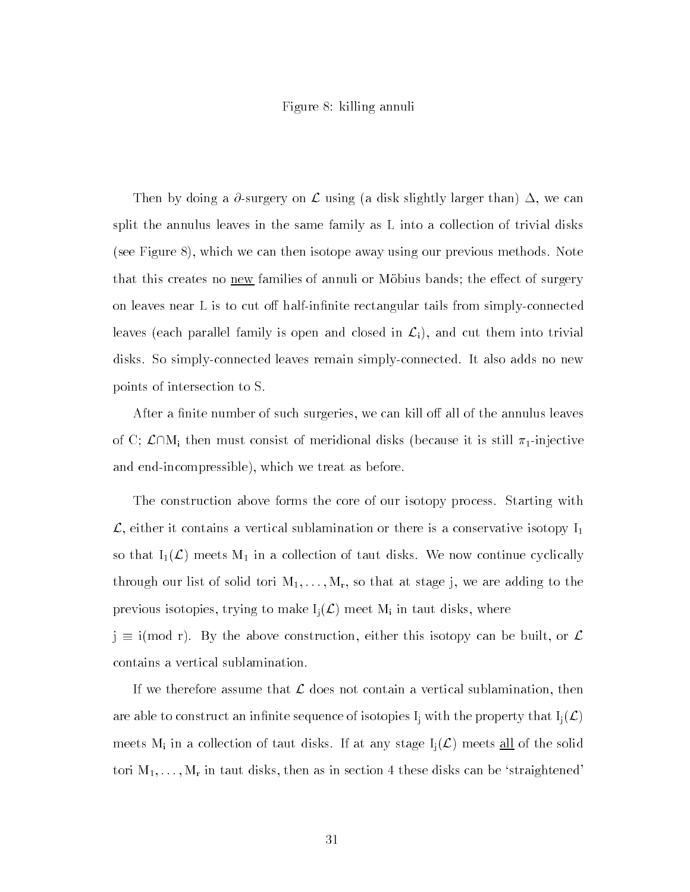Figure 8: killing annuli

Then by doing a $\partial$-surgery on $\mathcal{L}$ using (a disk slightly larger than) $\Delta$, we can split the annulus leaves in the same family as L into a collection of trivial disks (see Figure 8), which we can then isotope away using our previous methods. Note that this creates no <u>new</u> families of annuli or Möbius bands; the effect of surgery on leaves near L is to cut off half-infinite rectangular tails from simply-connected leaves (each parallel family is open and closed in $\mathcal{L}_i$), and cut them into trivial disks. So simply-connected leaves remain simply-connected. It also adds no new points of intersection to S.

After a finite number of such surgeries, we can kill off all of the annulus leaves of C; $\mathcal{L}\cap M_i$ then must consist of meridional disks (because it is still $\pi_1$-injective and end-incompressible), which we treat as before.

The construction above forms the core of our isotopy process. Starting with $\mathcal{L}$, either it contains a vertical sublamination or there is a conservative isotopy $I_1$ so that $I_1(\mathcal{L})$ meets $M_1$ in a collection of taut disks. We now continue cyclically through our list of solid tori $M_1, \ldots, M_r$, so that at stage j, we are adding to the previous isotopies, trying to make $I_j(\mathcal{L})$ meet $M_i$ in taut disks, where $j \equiv i (\mathrm{mod}\ r)$. By the above construction, either this isotopy can be built, or $\mathcal{L}$ contains a vertical sublamination.

If we therefore assume that $\mathcal{L}$ does not contain a vertical sublamination, then are able to construct an infinite sequence of isotopies $I_j$ with the property that $I_j(\mathcal{L})$ meets $M_i$ in a collection of taut disks. If at any stage $I_j(\mathcal{L})$ meets <u>all</u> of the solid tori $M_1, \ldots, M_r$ in taut disks, then as in section 4 these disks can be 'straightened'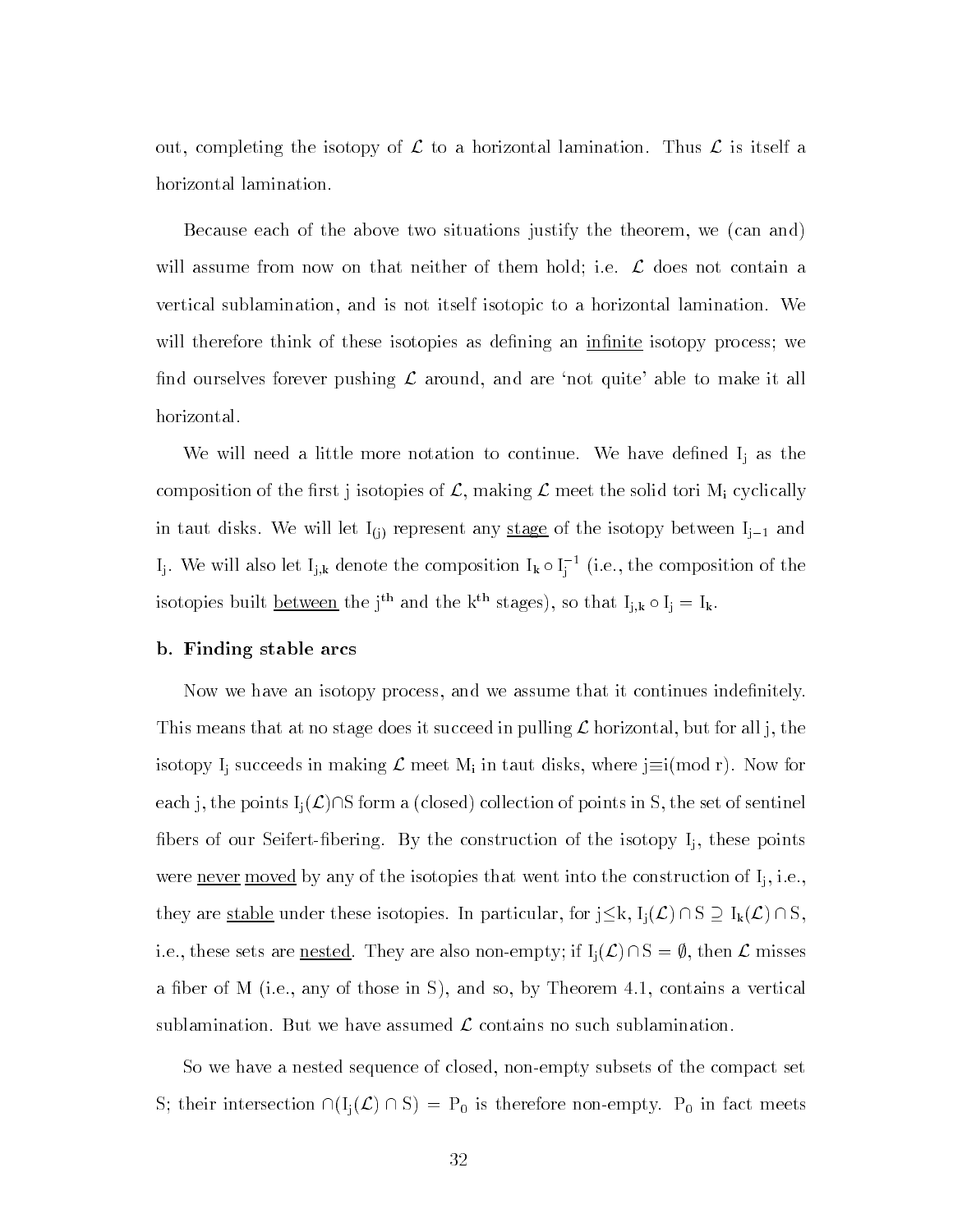out, completing the isotopy of $\mathcal{L}$ to a horizontal lamination. Thus $\mathcal{L}$ is itself a horizontal lamination.

Because each of the above two situations justify the theorem, we (can and) will assume from now on that neither of them hold; i.e. $\mathcal{L}$ does not contain a vertical sublamination, and is not itself isotopic to a horizontal lamination. We will therefore think of these isotopies as defining an <u>infinite</u> isotopy process; we find ourselves forever pushing $\mathcal{L}$ around, and are 'not quite' able to make it all horizontal.

We will need a little more notation to continue. We have defined $I_j$ as the composition of the first j isotopies of $\mathcal{L}$, making $\mathcal{L}$ meet the solid tori $M_i$ cyclically in taut disks. We will let $I_{(j)}$ represent any <u>stage</u> of the isotopy between $I_{j-1}$ and $I_j$. We will also let $I_{j,k}$ denote the composition $I_k \circ I_j^{-1}$ (i.e., the composition of the isotopies built <u>between</u> the $j^{th}$ and the $k^{th}$ stages), so that $I_{j,k} \circ I_j = I_k$.

### b. Finding stable arcs

Now we have an isotopy process, and we assume that it continues indefinitely. This means that at no stage does it succeed in pulling $\mathcal{L}$ horizontal, but for all j, the isotopy $I_j$ succeeds in making $\mathcal{L}$ meet $M_i$ in taut disks, where $j \equiv i (\text{mod } r)$. Now for each j, the points $I_j(\mathcal{L}) \cap S$ form a (closed) collection of points in S, the set of sentinel fibers of our Seifert-fibering. By the construction of the isotopy $I_j$, these points were <u>never</u> <u>moved</u> by any of the isotopies that went into the construction of $I_j$, i.e., they are <u>stable</u> under these isotopies. In particular, for $j \leq k$, $I_j(\mathcal{L}) \cap S \supseteq I_k(\mathcal{L}) \cap S$, i.e., these sets are <u>nested</u>. They are also non-empty; if $I_j(\mathcal{L}) \cap S = \emptyset$, then $\mathcal{L}$ misses a fiber of M (i.e., any of those in S), and so, by Theorem 4.1, contains a vertical sublamination. But we have assumed $\mathcal{L}$ contains no such sublamination.

So we have a nested sequence of closed, non-empty subsets of the compact set S; their intersection $\cap(I_j(\mathcal{L}) \cap S) = P_0$ is therefore non-empty. $P_0$ in fact meets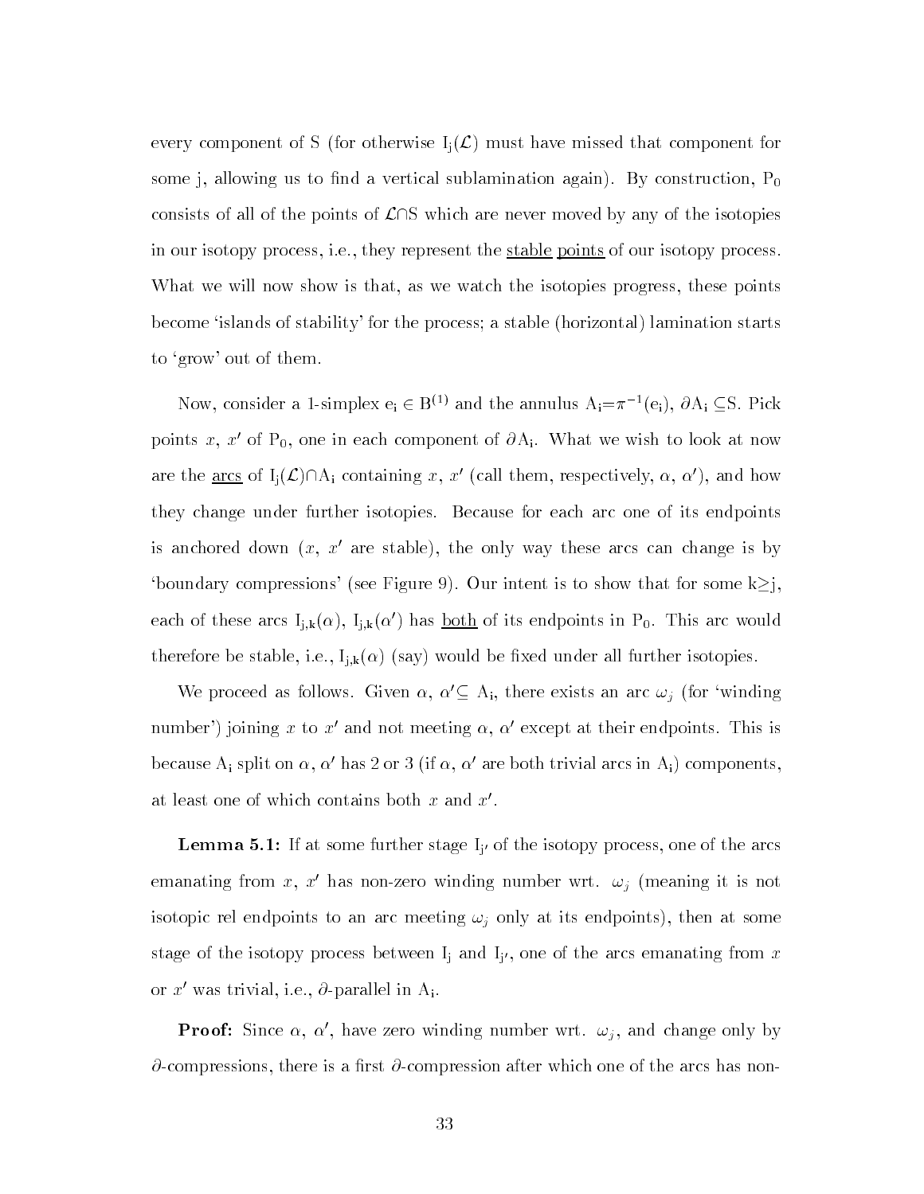every component of S (for otherwise $I_j(\mathcal{L})$ must have missed that component for some j, allowing us to find a vertical sublamination again). By construction, $P_0$ consists of all of the points of $\mathcal{L} \cap S$ which are never moved by any of the isotopies in our isotopy process, i.e., they represent the stable points of our isotopy process. What we will now show is that, as we watch the isotopies progress, these points become 'islands of stability' for the process; a stable (horizontal) lamination starts to 'grow' out of them.

Now, consider a 1-simplex $e_i \in B^{(1)}$ and the annulus $A_i = \pi^{-1}(e_i)$, $\partial A_i \subseteq S$. Pick points $x$, $x'$ of $P_0$, one in each component of $\partial A_i$. What we wish to look at now are the arcs of $I_j(\mathcal{L}) \cap A_i$ containing $x$, $x'$ (call them, respectively, $\alpha$, $\alpha'$), and how they change under further isotopies. Because for each arc one of its endpoints is anchored down ($x$, $x'$ are stable), the only way these arcs can change is by 'boundary compressions' (see Figure 9). Our intent is to show that for some $k \geq j$, each of these arcs $I_{j,k}(\alpha)$, $I_{j,k}(\alpha')$ has both of its endpoints in $P_0$. This arc would therefore be stable, i.e., $I_{j,k}(\alpha)$ (say) would be fixed under all further isotopies.

We proceed as follows. Given $\alpha$, $\alpha' \subseteq A_i$, there exists an arc $\omega_j$ (for 'winding number') joining $x$ to $x'$ and not meeting $\alpha$, $\alpha'$ except at their endpoints. This is because $A_i$ split on $\alpha$, $\alpha'$ has 2 or 3 (if $\alpha$, $\alpha'$ are both trivial arcs in $A_i$) components, at least one of which contains both $x$ and $x'$.

**Lemma 5.1:** If at some further stage $I_{j'}$ of the isotopy process, one of the arcs emanating from $x$, $x'$ has non-zero winding number wrt. $\omega_j$ (meaning it is not isotopic rel endpoints to an arc meeting $\omega_j$ only at its endpoints), then at some stage of the isotopy process between $I_j$ and $I_{j'}$, one of the arcs emanating from $x$ or $x'$ was trivial, i.e., $\partial$-parallel in $A_i$.

**Proof:** Since $\alpha$, $\alpha'$, have zero winding number wrt. $\omega_j$, and change only by $\partial$-compressions, there is a first $\partial$-compression after which one of the arcs has non-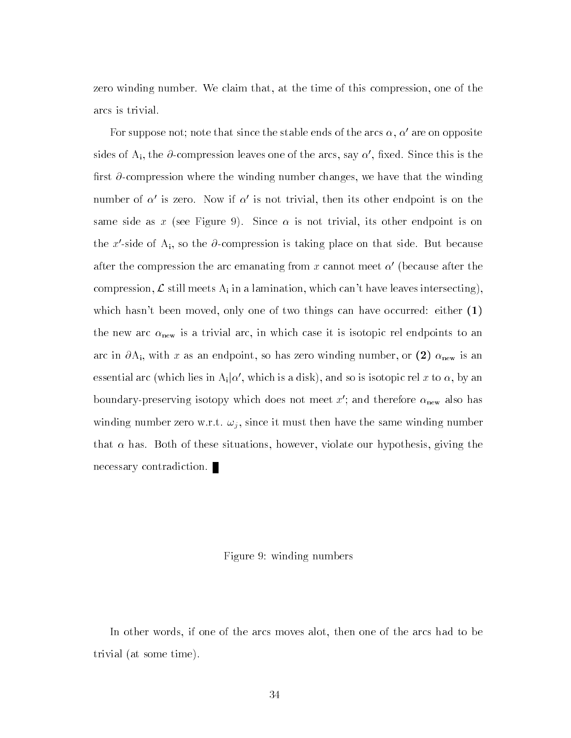zero winding number. We claim that, at the time of this compression, one of the arcs is trivial.

For suppose not; note that since the stable ends of the arcs $\alpha$, $\alpha'$ are on opposite sides of $A_i$, the $\partial$-compression leaves one of the arcs, say $\alpha'$, fixed. Since this is the first $\partial$-compression where the winding number changes, we have that the winding number of $\alpha'$ is zero. Now if $\alpha'$ is not trivial, then its other endpoint is on the same side as $x$ (see Figure 9). Since $\alpha$ is not trivial, its other endpoint is on the $x'$-side of $A_i$, so the $\partial$-compression is taking place on that side. But because after the compression the arc emanating from $x$ cannot meet $\alpha'$ (because after the compression, $\mathcal{L}$ still meets $A_i$ in a lamination, which can't have leaves intersecting), which hasn't been moved, only one of two things can have occurred: either **(1)** the new arc $\alpha_{\text{new}}$ is a trivial arc, in which case it is isotopic rel endpoints to an arc in $\partial A_i$, with $x$ as an endpoint, so has zero winding number, or **(2)** $\alpha_{\text{new}}$ is an essential arc (which lies in $A_i|\alpha'$, which is a disk), and so is isotopic rel $x$ to $\alpha$, by an boundary-preserving isotopy which does not meet $x'$; and therefore $\alpha_{\text{new}}$ also has winding number zero w.r.t. $\omega_j$, since it must then have the same winding number that $\alpha$ has. Both of these situations, however, violate our hypothesis, giving the necessary contradiction. ∎

Figure 9: winding numbers

In other words, if one of the arcs moves alot, then one of the arcs had to be trivial (at some time).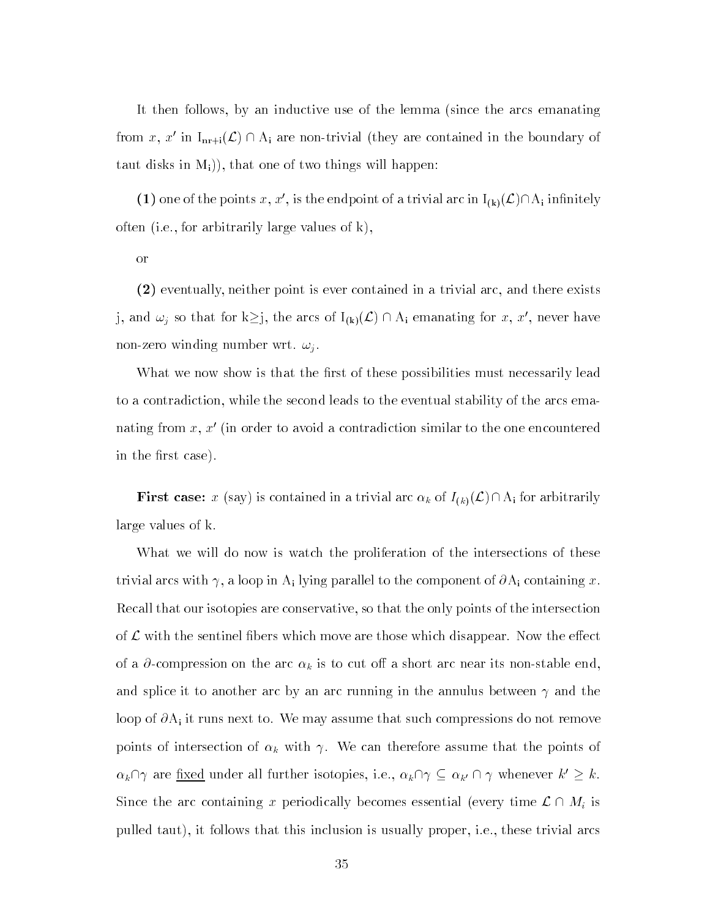It then follows, by an inductive use of the lemma (since the arcs emanating from $x$, $x'$ in $\mathrm{I}_{\mathrm{nr+i}}(\mathcal{L}) \cap \mathrm{A_i}$ are non-trivial (they are contained in the boundary of taut disks in $\mathrm{M_i}$)), that one of two things will happen:

**(1)** one of the points $x$, $x'$, is the endpoint of a trivial arc in $\mathrm{I}_{(\mathbf{k})}(\mathcal{L}) \cap \mathrm{A_i}$ infinitely often (i.e., for arbitrarily large values of k),

or

**(2)** eventually, neither point is ever contained in a trivial arc, and there exists j, and $\omega_j$ so that for k$\geq$j, the arcs of $\mathrm{I}_{(\mathbf{k})}(\mathcal{L}) \cap \mathrm{A_i}$ emanating for $x$, $x'$, never have non-zero winding number wrt. $\omega_j$.

What we now show is that the first of these possibilities must necessarily lead to a contradiction, while the second leads to the eventual stability of the arcs emanating from $x$, $x'$ (in order to avoid a contradiction similar to the one encountered in the first case).

**First case:** $x$ (say) is contained in a trivial arc $\alpha_k$ of $I_{(k)}(\mathcal{L}) \cap \mathrm{A_i}$ for arbitrarily large values of k.

What we will do now is watch the proliferation of the intersections of these trivial arcs with $\gamma$, a loop in $\mathrm{A_i}$ lying parallel to the component of $\partial\mathrm{A_i}$ containing $x$. Recall that our isotopies are conservative, so that the only points of the intersection of $\mathcal{L}$ with the sentinel fibers which move are those which disappear. Now the effect of a $\partial$-compression on the arc $\alpha_k$ is to cut off a short arc near its non-stable end, and splice it to another arc by an arc running in the annulus between $\gamma$ and the loop of $\partial\mathrm{A_i}$ it runs next to. We may assume that such compressions do not remove points of intersection of $\alpha_k$ with $\gamma$. We can therefore assume that the points of $\alpha_k \cap \gamma$ are <u>fixed</u> under all further isotopies, i.e., $\alpha_k \cap \gamma \subseteq \alpha_{k'} \cap \gamma$ whenever $k' \geq k$. Since the arc containing $x$ periodically becomes essential (every time $\mathcal{L} \cap M_i$ is pulled taut), it follows that this inclusion is usually proper, i.e., these trivial arcs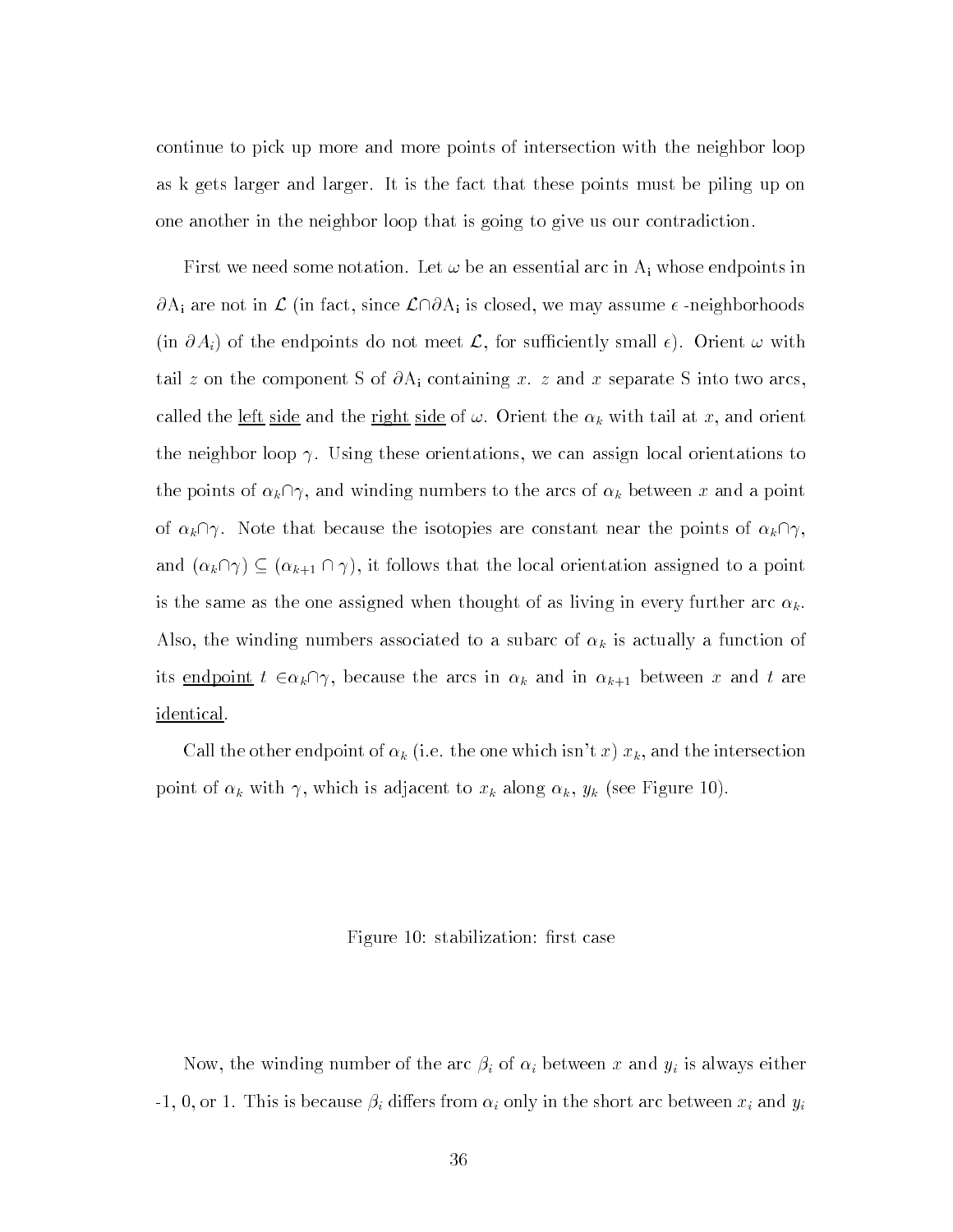continue to pick up more and more points of intersection with the neighbor loop as k gets larger and larger. It is the fact that these points must be piling up on one another in the neighbor loop that is going to give us our contradiction.

First we need some notation. Let $\omega$ be an essential arc in $A_i$ whose endpoints in $\partial A_i$ are not in $\mathcal{L}$ (in fact, since $\mathcal{L} \cap \partial A_i$ is closed, we may assume $\epsilon$-neighborhoods (in $\partial A_i$) of the endpoints do not meet $\mathcal{L}$, for sufficiently small $\epsilon$). Orient $\omega$ with tail $z$ on the component S of $\partial A_i$ containing $x$. $z$ and $x$ separate S into two arcs, called the <u>left side</u> and the <u>right side</u> of $\omega$. Orient the $\alpha_k$ with tail at $x$, and orient the neighbor loop $\gamma$. Using these orientations, we can assign local orientations to the points of $\alpha_k \cap \gamma$, and winding numbers to the arcs of $\alpha_k$ between $x$ and a point of $\alpha_k \cap \gamma$. Note that because the isotopies are constant near the points of $\alpha_k \cap \gamma$, and $(\alpha_k \cap \gamma) \subseteq (\alpha_{k+1} \cap \gamma)$, it follows that the local orientation assigned to a point is the same as the one assigned when thought of as living in every further arc $\alpha_k$. Also, the winding numbers associated to a subarc of $\alpha_k$ is actually a function of its <u>endpoint</u> $t \in \alpha_k \cap \gamma$, because the arcs in $\alpha_k$ and in $\alpha_{k+1}$ between $x$ and $t$ are <u>identical</u>.

Call the other endpoint of $\alpha_k$ (i.e. the one which isn't $x$) $x_k$, and the intersection point of $\alpha_k$ with $\gamma$, which is adjacent to $x_k$ along $\alpha_k$, $y_k$ (see Figure 10).

Figure 10: stabilization: first case

Now, the winding number of the arc $\beta_i$ of $\alpha_i$ between $x$ and $y_i$ is always either -1, 0, or 1. This is because $\beta_i$ differs from $\alpha_i$ only in the short arc between $x_i$ and $y_i$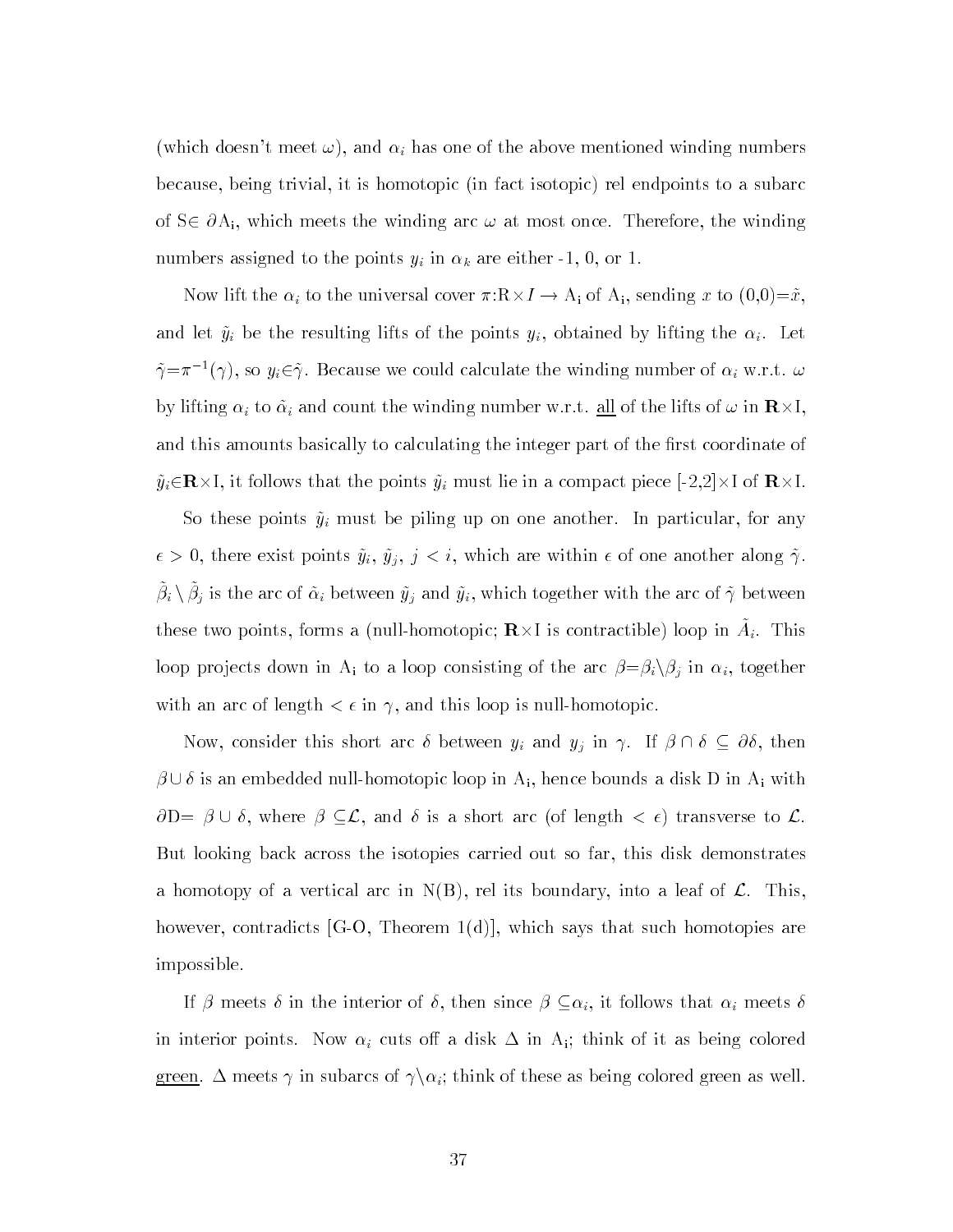(which doesn't meet $\omega$), and $\alpha_i$ has one of the above mentioned winding numbers because, being trivial, it is homotopic (in fact isotopic) rel endpoints to a subarc of S$\in \partial$A$_i$, which meets the winding arc $\omega$ at most once. Therefore, the winding numbers assigned to the points $y_i$ in $\alpha_k$ are either -1, 0, or 1.

Now lift the $\alpha_i$ to the universal cover $\pi$:R$\times I \rightarrow$ A$_i$ of A$_i$, sending $x$ to (0,0)=$\tilde{x}$, and let $\tilde{y}_i$ be the resulting lifts of the points $y_i$, obtained by lifting the $\alpha_i$. Let $\tilde{\gamma}$=$\pi^{-1}(\gamma)$, so $y_i \in \tilde{\gamma}$. Because we could calculate the winding number of $\alpha_i$ w.r.t. $\omega$ by lifting $\alpha_i$ to $\tilde{\alpha}_i$ and count the winding number w.r.t. <u>all</u> of the lifts of $\omega$ in **R**$\times$I, and this amounts basically to calculating the integer part of the first coordinate of $\tilde{y}_i \in$**R**$\times$I, it follows that the points $\tilde{y}_i$ must lie in a compact piece [-2,2]$\times$I of **R**$\times$I.

So these points $\tilde{y}_i$ must be piling up on one another. In particular, for any $\epsilon > 0$, there exist points $\tilde{y}_i$, $\tilde{y}_j$, $j < i$, which are within $\epsilon$ of one another along $\tilde{\gamma}$. $\tilde{\beta}_i \setminus \tilde{\beta}_j$ is the arc of $\tilde{\alpha}_i$ between $\tilde{y}_j$ and $\tilde{y}_i$, which together with the arc of $\tilde{\gamma}$ between these two points, forms a (null-homotopic; **R**$\times$I is contractible) loop in $\tilde{A}_i$. This loop projects down in A$_i$ to a loop consisting of the arc $\beta$=$\beta_i \setminus \beta_j$ in $\alpha_i$, together with an arc of length $< \epsilon$ in $\gamma$, and this loop is null-homotopic.

Now, consider this short arc $\delta$ between $y_i$ and $y_j$ in $\gamma$. If $\beta \cap \delta \subseteq \partial\delta$, then $\beta \cup \delta$ is an embedded null-homotopic loop in A$_i$, hence bounds a disk D in A$_i$ with $\partial$D= $\beta \cup \delta$, where $\beta \subseteq \mathcal{L}$, and $\delta$ is a short arc (of length $< \epsilon$) transverse to $\mathcal{L}$. But looking back across the isotopies carried out so far, this disk demonstrates a homotopy of a vertical arc in N(B), rel its boundary, into a leaf of $\mathcal{L}$. This, however, contradicts [G-O, Theorem 1(d)], which says that such homotopies are impossible.

If $\beta$ meets $\delta$ in the interior of $\delta$, then since $\beta \subseteq \alpha_i$, it follows that $\alpha_i$ meets $\delta$ in interior points. Now $\alpha_i$ cuts off a disk $\Delta$ in A$_i$; think of it as being colored <u>green</u>. $\Delta$ meets $\gamma$ in subarcs of $\gamma \setminus \alpha_i$; think of these as being colored green as well.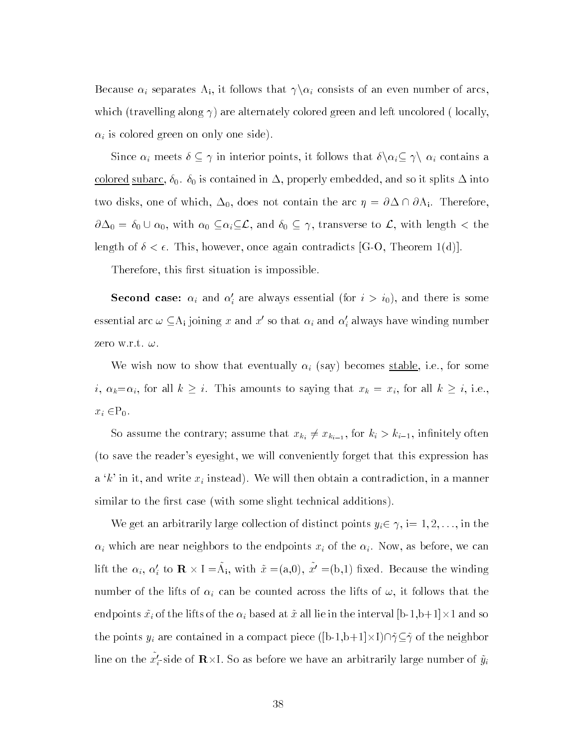Because $\alpha_i$ separates $\mathrm{A_i}$, it follows that $\gamma\backslash\alpha_i$ consists of an even number of arcs, which (travelling along $\gamma$) are alternately colored green and left uncolored ( locally, $\alpha_i$ is colored green on only one side).

Since $\alpha_i$ meets $\delta \subseteq \gamma$ in interior points, it follows that $\delta\backslash\alpha_i \subseteq \gamma\backslash\ \alpha_i$ contains a <u>colored</u> <u>subarc</u>, $\delta_0$. $\delta_0$ is contained in $\Delta$, properly embedded, and so it splits $\Delta$ into two disks, one of which, $\Delta_0$, does not contain the arc $\eta = \partial\Delta \cap \partial \mathrm{A_i}$. Therefore, $\partial\Delta_0 = \delta_0 \cup \alpha_0$, with $\alpha_0 \subseteq \alpha_i \subseteq \mathcal{L}$, and $\delta_0 \subseteq \gamma$, transverse to $\mathcal{L}$, with length $<$ the length of $\delta < \epsilon$. This, however, once again contradicts [G-O, Theorem 1(d)].

Therefore, this first situation is impossible.

**Second case:** $\alpha_i$ and $\alpha_i'$ are always essential (for $i > i_0$), and there is some essential arc $\omega \subseteq \mathrm{A_i}$ joining $x$ and $x'$ so that $\alpha_i$ and $\alpha_i'$ always have winding number zero w.r.t. $\omega$.

We wish now to show that eventually $\alpha_i$ (say) becomes <u>stable</u>, i.e., for some $i$, $\alpha_k = \alpha_i$, for all $k \geq i$. This amounts to saying that $x_k = x_i$, for all $k \geq i$, i.e., $x_i \in \mathrm{P_0}$.

So assume the contrary; assume that $x_{k_i} \neq x_{k_{i-1}}$, for $k_i > k_{i-1}$, infinitely often (to save the reader's eyesight, we will conveniently forget that this expression has a '$k$' in it, and write $x_i$ instead). We will then obtain a contradiction, in a manner similar to the first case (with some slight technical additions).

We get an arbitrarily large collection of distinct points $y_i \in \gamma$, i= $1, 2, \ldots$, in the $\alpha_i$ which are near neighbors to the endpoints $x_i$ of the $\alpha_i$. Now, as before, we can lift the $\alpha_i$, $\alpha_i'$ to $\mathbf{R} \times \mathrm{I} = \tilde{\mathrm{A}}_\mathrm{i}$, with $\tilde{x} = (\mathrm{a},0)$, $\tilde{x'} = (\mathrm{b},1)$ fixed. Because the winding number of the lifts of $\alpha_i$ can be counted across the lifts of $\omega$, it follows that the endpoints $\tilde{x_i}$ of the lifts of the $\alpha_i$ based at $\tilde{x}$ all lie in the interval $[\mathrm{b}\text{-}1,\mathrm{b}+1] \times 1$ and so the points $y_i$ are contained in a compact piece $([\mathrm{b}\text{-}1,\mathrm{b}+1] \times \mathrm{I}) \cap \tilde{\gamma} \subseteq \tilde{\gamma}$ of the neighbor line on the $\tilde{x_i'}$-side of $\mathbf{R} \times \mathrm{I}$. So as before we have an arbitrarily large number of $\tilde{y}_i$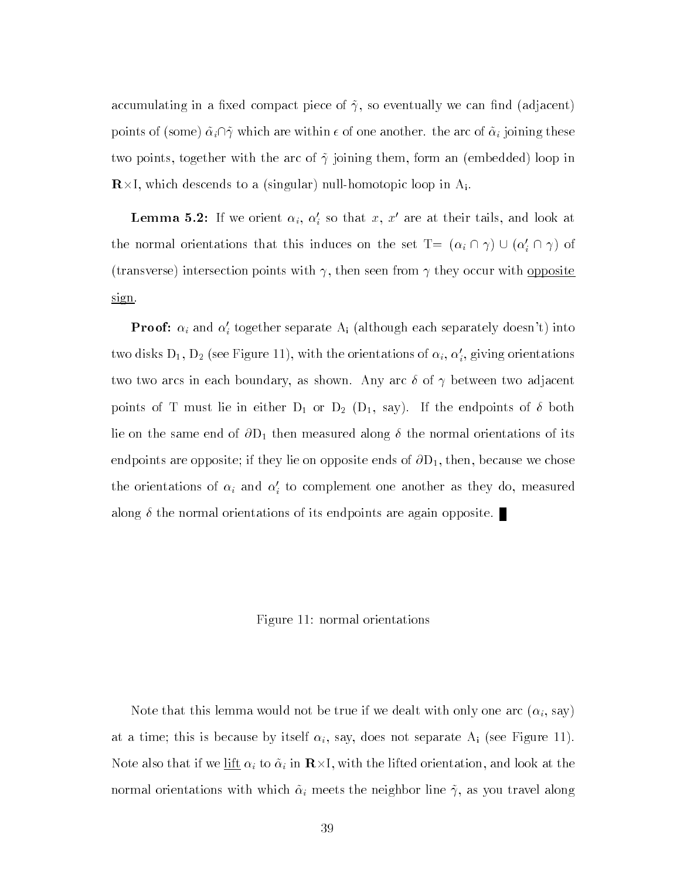accumulating in a fixed compact piece of $\tilde{\gamma}$, so eventually we can find (adjacent) points of (some) $\tilde{\alpha}_i \cap \tilde{\gamma}$ which are within $\epsilon$ of one another. the arc of $\tilde{\alpha}_i$ joining these two points, together with the arc of $\tilde{\gamma}$ joining them, form an (embedded) loop in $\mathbf{R}\times$I, which descends to a (singular) null-homotopic loop in $\mathrm{A_i}$.

**Lemma 5.2:** If we orient $\alpha_i$, $\alpha_i'$ so that $x$, $x'$ are at their tails, and look at the normal orientations that this induces on the set T= $(\alpha_i \cap \gamma) \cup (\alpha_i' \cap \gamma)$ of (transverse) intersection points with $\gamma$, then seen from $\gamma$ they occur with <u>opposite sign</u>.

**Proof:** $\alpha_i$ and $\alpha_i'$ together separate $\mathrm{A_i}$ (although each separately doesn't) into two disks $\mathrm{D_1}$, $\mathrm{D_2}$ (see Figure 11), with the orientations of $\alpha_i$, $\alpha_i'$, giving orientations two two arcs in each boundary, as shown. Any arc $\delta$ of $\gamma$ between two adjacent points of T must lie in either $\mathrm{D_1}$ or $\mathrm{D_2}$ ($\mathrm{D_1}$, say). If the endpoints of $\delta$ both lie on the same end of $\partial \mathrm{D_1}$ then measured along $\delta$ the normal orientations of its endpoints are opposite; if they lie on opposite ends of $\partial \mathrm{D_1}$, then, because we chose the orientations of $\alpha_i$ and $\alpha_i'$ to complement one another as they do, measured along $\delta$ the normal orientations of its endpoints are again opposite. ∎

Figure 11: normal orientations

Note that this lemma would not be true if we dealt with only one arc ($\alpha_i$, say) at a time; this is because by itself $\alpha_i$, say, does not separate $\mathrm{A_i}$ (see Figure 11). Note also that if we <u>lift</u> $\alpha_i$ to $\tilde{\alpha}_i$ in $\mathbf{R}\times$I, with the lifted orientation, and look at the normal orientations with which $\tilde{\alpha}_i$ meets the neighbor line $\tilde{\gamma}$, as you travel along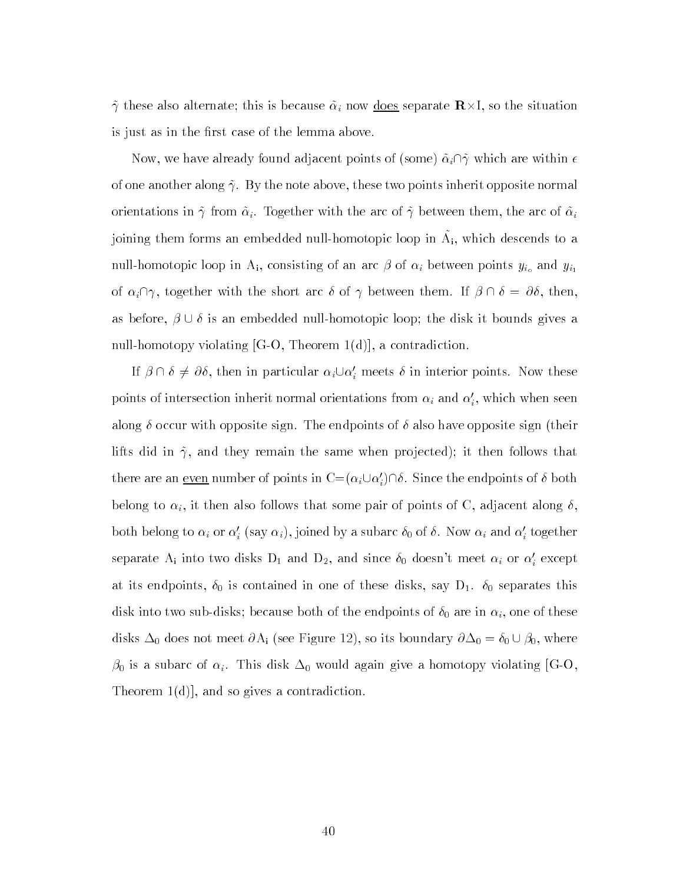$\tilde{\gamma}$ these also alternate; this is because $\tilde{\alpha}_i$ now <u>does</u> separate $\mathbf{R}\times\mathrm{I}$, so the situation is just as in the first case of the lemma above.

Now, we have already found adjacent points of (some) $\tilde{\alpha}_i\cap\tilde{\gamma}$ which are within $\epsilon$ of one another along $\tilde{\gamma}$. By the note above, these two points inherit opposite normal orientations in $\tilde{\gamma}$ from $\tilde{\alpha}_i$. Together with the arc of $\tilde{\gamma}$ between them, the arc of $\tilde{\alpha}_i$ joining them forms an embedded null-homotopic loop in $\tilde{\mathrm{A}}_\mathrm{i}$, which descends to a null-homotopic loop in $\mathrm{A}_\mathrm{i}$, consisting of an arc $\beta$ of $\alpha_i$ between points $y_{i_o}$ and $y_{i_1}$ of $\alpha_i\cap\gamma$, together with the short arc $\delta$ of $\gamma$ between them. If $\beta\cap\delta=\partial\delta$, then, as before, $\beta\cup\delta$ is an embedded null-homotopic loop; the disk it bounds gives a null-homotopy violating [G-O, Theorem 1(d)], a contradiction.

If $\beta\cap\delta\neq\partial\delta$, then in particular $\alpha_i\cup\alpha_i'$ meets $\delta$ in interior points. Now these points of intersection inherit normal orientations from $\alpha_i$ and $\alpha_i'$, which when seen along $\delta$ occur with opposite sign. The endpoints of $\delta$ also have opposite sign (their lifts did in $\tilde{\gamma}$, and they remain the same when projected); it then follows that there are an <u>even</u> number of points in $\mathrm{C}=(\alpha_i\cup\alpha_i')\cap\delta$. Since the endpoints of $\delta$ both belong to $\alpha_i$, it then also follows that some pair of points of C, adjacent along $\delta$, both belong to $\alpha_i$ or $\alpha_i'$ (say $\alpha_i$), joined by a subarc $\delta_0$ of $\delta$. Now $\alpha_i$ and $\alpha_i'$ together separate $\mathrm{A}_\mathrm{i}$ into two disks $\mathrm{D}_1$ and $\mathrm{D}_2$, and since $\delta_0$ doesn't meet $\alpha_i$ or $\alpha_i'$ except at its endpoints, $\delta_0$ is contained in one of these disks, say $\mathrm{D}_1$. $\delta_0$ separates this disk into two sub-disks; because both of the endpoints of $\delta_0$ are in $\alpha_i$, one of these disks $\Delta_0$ does not meet $\partial\mathrm{A}_\mathrm{i}$ (see Figure 12), so its boundary $\partial\Delta_0=\delta_0\cup\beta_0$, where $\beta_0$ is a subarc of $\alpha_i$. This disk $\Delta_0$ would again give a homotopy violating [G-O, Theorem 1(d)], and so gives a contradiction.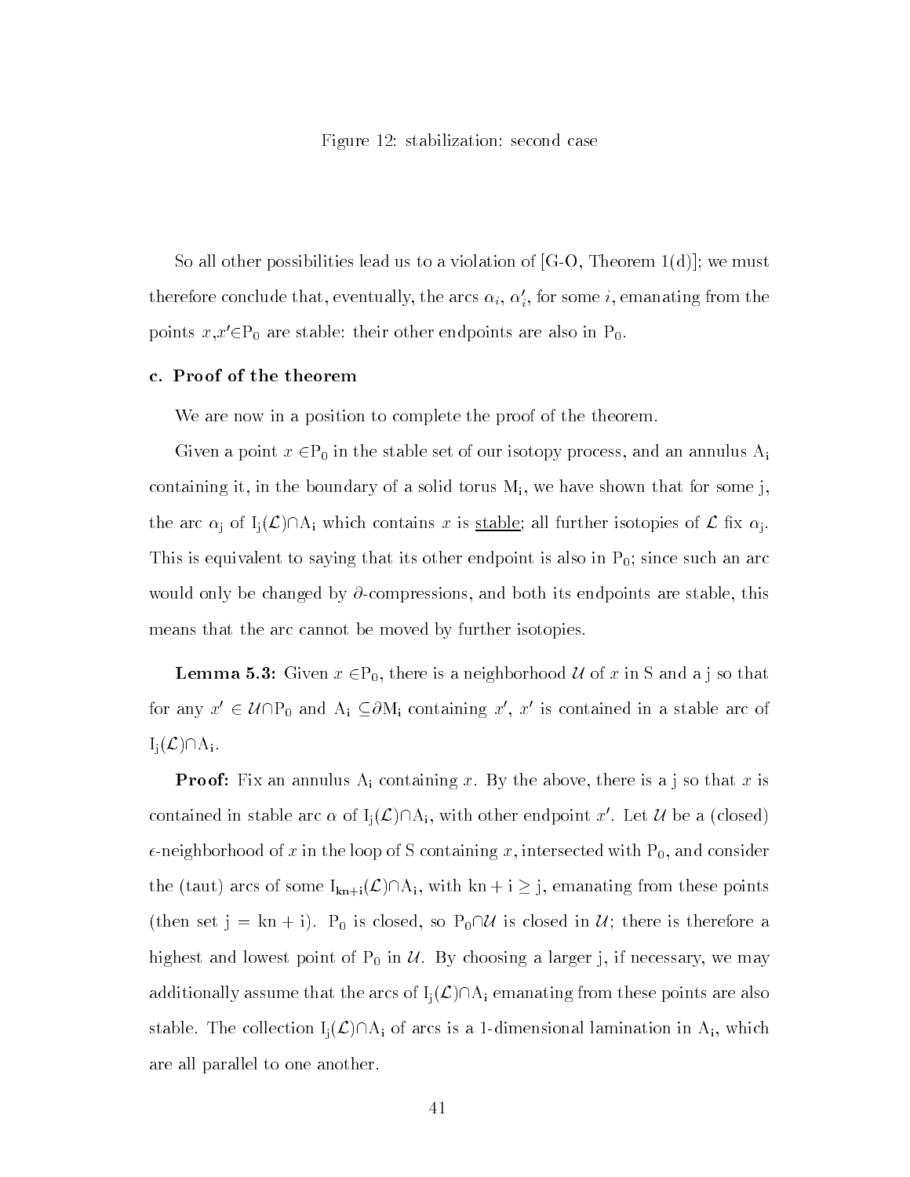Figure 12: stabilization: second case

So all other possibilities lead us to a violation of [G-O, Theorem 1(d)]; we must therefore conclude that, eventually, the arcs $\alpha_i$, $\alpha_i'$, for some $i$, emanating from the points $x$,$x' \in \mathrm{P}_0$ are stable: their other endpoints are also in $\mathrm{P}_0$.

### c. Proof of the theorem

We are now in a position to complete the proof of the theorem.

Given a point $x \in \mathrm{P}_0$ in the stable set of our isotopy process, and an annulus $\mathrm{A}_\mathrm{i}$ containing it, in the boundary of a solid torus $\mathrm{M}_\mathrm{i}$, we have shown that for some j, the arc $\alpha_\mathrm{j}$ of $\mathrm{I}_\mathrm{j}(\mathcal{L}) \cap \mathrm{A}_\mathrm{i}$ which contains $x$ is <u>stable</u>; all further isotopies of $\mathcal{L}$ fix $\alpha_\mathrm{j}$. This is equivalent to saying that its other endpoint is also in $\mathrm{P}_0$; since such an arc would only be changed by $\partial$-compressions, and both its endpoints are stable, this means that the arc cannot be moved by further isotopies.

**Lemma 5.3:** Given $x \in \mathrm{P}_0$, there is a neighborhood $\mathcal{U}$ of $x$ in S and a j so that for any $x' \in \mathcal{U} \cap \mathrm{P}_0$ and $\mathrm{A}_\mathrm{i} \subseteq \partial \mathrm{M}_\mathrm{i}$ containing $x'$, $x'$ is contained in a stable arc of $\mathrm{I}_\mathrm{j}(\mathcal{L}) \cap \mathrm{A}_\mathrm{i}$.

**Proof:** Fix an annulus $\mathrm{A}_\mathrm{i}$ containing $x$. By the above, there is a j so that $x$ is contained in stable arc $\alpha$ of $\mathrm{I}_\mathrm{j}(\mathcal{L}) \cap \mathrm{A}_\mathrm{i}$, with other endpoint $x'$. Let $\mathcal{U}$ be a (closed) $\epsilon$-neighborhood of $x$ in the loop of S containing $x$, intersected with $\mathrm{P}_0$, and consider the (taut) arcs of some $\mathrm{I}_{\mathrm{kn+i}}(\mathcal{L}) \cap \mathrm{A}_\mathrm{i}$, with $\mathrm{kn+i} \geq \mathrm{j}$, emanating from these points (then set $\mathrm{j} = \mathrm{kn+i}$). $\mathrm{P}_0$ is closed, so $\mathrm{P}_0 \cap \mathcal{U}$ is closed in $\mathcal{U}$; there is therefore a highest and lowest point of $\mathrm{P}_0$ in $\mathcal{U}$. By choosing a larger j, if necessary, we may additionally assume that the arcs of $\mathrm{I}_\mathrm{j}(\mathcal{L}) \cap \mathrm{A}_\mathrm{i}$ emanating from these points are also stable. The collection $\mathrm{I}_\mathrm{j}(\mathcal{L}) \cap \mathrm{A}_\mathrm{i}$ of arcs is a 1-dimensional lamination in $\mathrm{A}_\mathrm{i}$, which are all parallel to one another.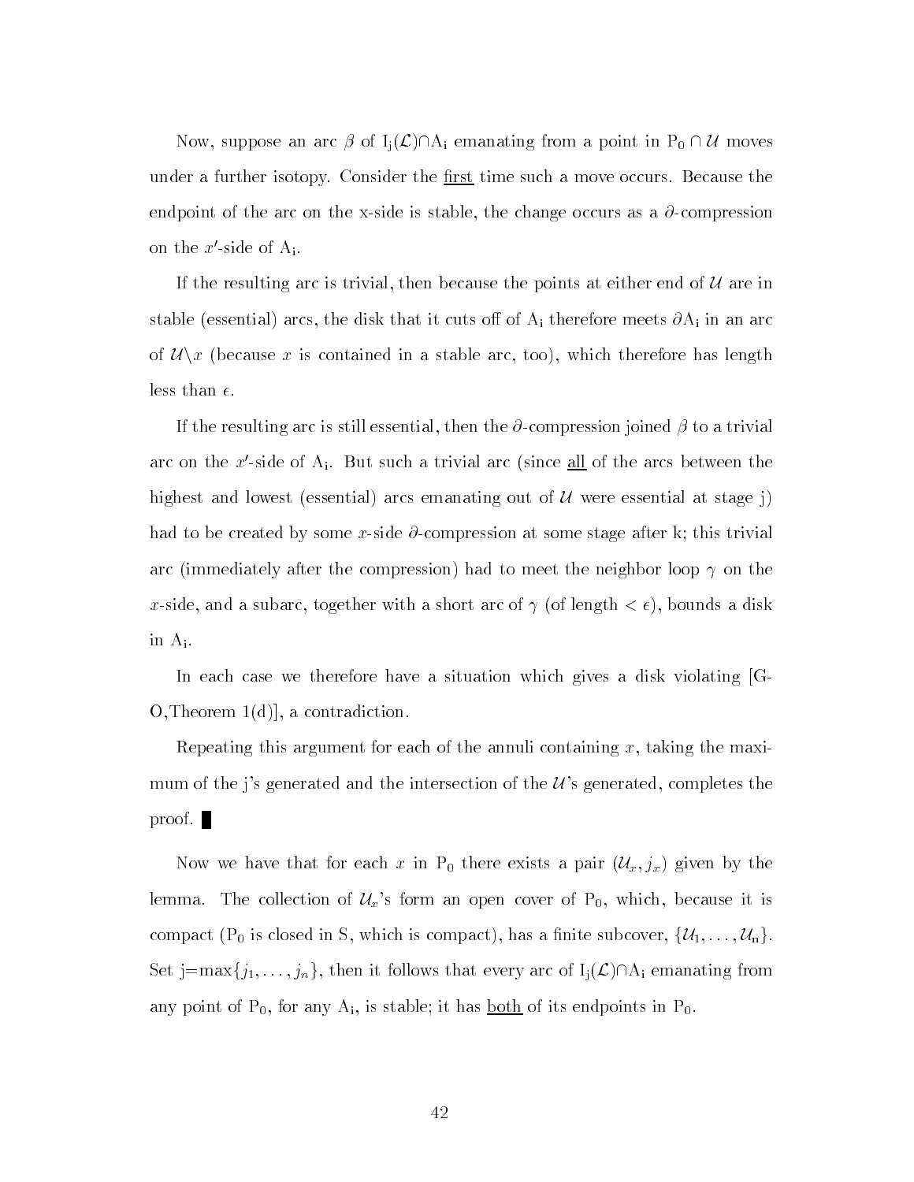Now, suppose an arc $\beta$ of $I_j(\mathcal{L}) \cap A_i$ emanating from a point in $P_0 \cap \mathcal{U}$ moves under a further isotopy. Consider the <u>first</u> time such a move occurs. Because the endpoint of the arc on the x-side is stable, the change occurs as a $\partial$-compression on the $x'$-side of $A_i$.

If the resulting arc is trivial, then because the points at either end of $\mathcal{U}$ are in stable (essential) arcs, the disk that it cuts off of $A_i$ therefore meets $\partial A_i$ in an arc of $\mathcal{U} \backslash x$ (because $x$ is contained in a stable arc, too), which therefore has length less than $\epsilon$.

If the resulting arc is still essential, then the $\partial$-compression joined $\beta$ to a trivial arc on the $x'$-side of $A_i$. But such a trivial arc (since <u>all</u> of the arcs between the highest and lowest (essential) arcs emanating out of $\mathcal{U}$ were essential at stage j) had to be created by some $x$-side $\partial$-compression at some stage after k; this trivial arc (immediately after the compression) had to meet the neighbor loop $\gamma$ on the $x$-side, and a subarc, together with a short arc of $\gamma$ (of length $< \epsilon$), bounds a disk in $A_i$.

In each case we therefore have a situation which gives a disk violating [G-O,Theorem 1(d)], a contradiction.

Repeating this argument for each of the annuli containing $x$, taking the maximum of the j's generated and the intersection of the $\mathcal{U}$'s generated, completes the proof. ∎

Now we have that for each $x$ in $P_0$ there exists a pair $(\mathcal{U}_x, j_x)$ given by the lemma. The collection of $\mathcal{U}_x$'s form an open cover of $P_0$, which, because it is compact ($P_0$ is closed in S, which is compact), has a finite subcover, $\{\mathcal{U}_1, \ldots, \mathcal{U}_n\}$. Set j=max$\{j_1, \ldots, j_n\}$, then it follows that every arc of $I_j(\mathcal{L}) \cap A_i$ emanating from any point of $P_0$, for any $A_i$, is stable; it has <u>both</u> of its endpoints in $P_0$.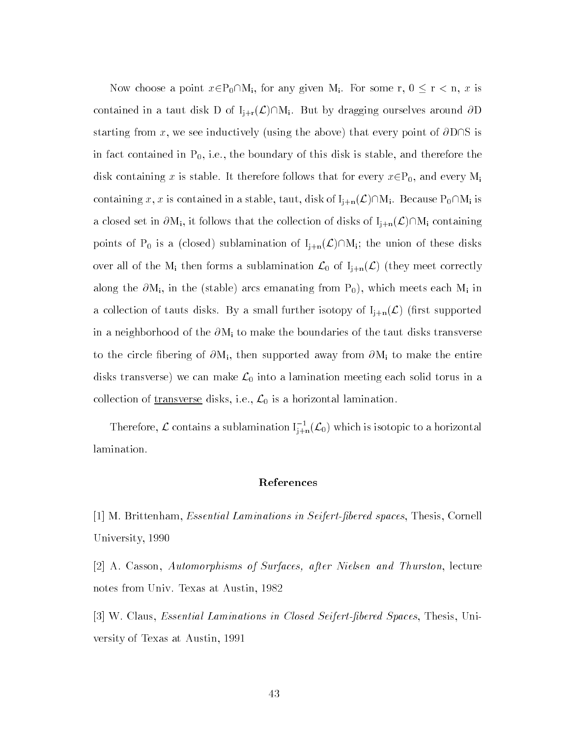Now choose a point $x \in P_0 \cap M_i$, for any given $M_i$. For some r, $0 \leq r < n$, $x$ is contained in a taut disk D of $I_{j+r}(\mathcal{L}) \cap M_i$. But by dragging ourselves around $\partial D$ starting from $x$, we see inductively (using the above) that every point of $\partial D \cap S$ is in fact contained in $P_0$, i.e., the boundary of this disk is stable, and therefore the disk containing $x$ is stable. It therefore follows that for every $x \in P_0$, and every $M_i$ containing $x$, $x$ is contained in a stable, taut, disk of $I_{j+n}(\mathcal{L}) \cap M_i$. Because $P_0 \cap M_i$ is a closed set in $\partial M_i$, it follows that the collection of disks of $I_{j+n}(\mathcal{L}) \cap M_i$ containing points of $P_0$ is a (closed) sublamination of $I_{j+n}(\mathcal{L}) \cap M_i$; the union of these disks over all of the $M_i$ then forms a sublamination $\mathcal{L}_0$ of $I_{j+n}(\mathcal{L})$ (they meet correctly along the $\partial M_i$, in the (stable) arcs emanating from $P_0$), which meets each $M_i$ in a collection of tauts disks. By a small further isotopy of $I_{j+n}(\mathcal{L})$ (first supported in a neighborhood of the $\partial M_i$ to make the boundaries of the taut disks transverse to the circle fibering of $\partial M_i$, then supported away from $\partial M_i$ to make the entire disks transverse) we can make $\mathcal{L}_0$ into a lamination meeting each solid torus in a collection of <u>transverse</u> disks, i.e., $\mathcal{L}_0$ is a horizontal lamination.

Therefore, $\mathcal{L}$ contains a sublamination $I_{j+n}^{-1}(\mathcal{L}_0)$ which is isotopic to a horizontal lamination.

## References

[1] M. Brittenham, *Essential Laminations in Seifert-fibered spaces*, Thesis, Cornell University, 1990

[2] A. Casson, *Automorphisms of Surfaces, after Nielsen and Thurston*, lecture notes from Univ. Texas at Austin, 1982

[3] W. Claus, *Essential Laminations in Closed Seifert-fibered Spaces*, Thesis, University of Texas at Austin, 1991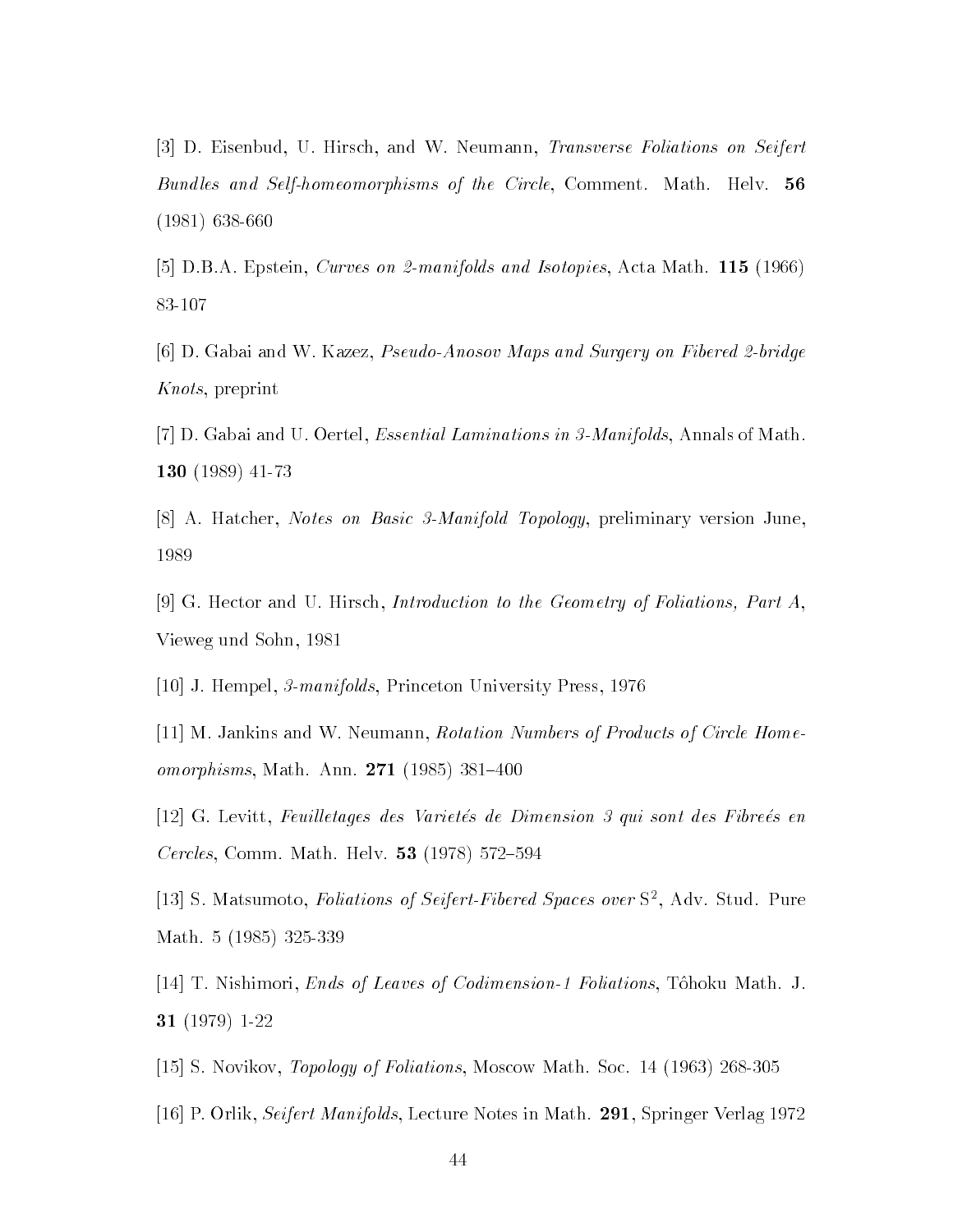[3] D. Eisenbud, U. Hirsch, and W. Neumann, *Transverse Foliations on Seifert Bundles and Self-homeomorphisms of the Circle*, Comment. Math. Helv. **56** (1981) 638-660

[5] D.B.A. Epstein, *Curves on 2-manifolds and Isotopies*, Acta Math. **115** (1966) 83-107

[6] D. Gabai and W. Kazez, *Pseudo-Anosov Maps and Surgery on Fibered 2-bridge Knots*, preprint

[7] D. Gabai and U. Oertel, *Essential Laminations in 3-Manifolds*, Annals of Math. **130** (1989) 41-73

[8] A. Hatcher, *Notes on Basic 3-Manifold Topology*, preliminary version June, 1989

[9] G. Hector and U. Hirsch, *Introduction to the Geometry of Foliations, Part A*, Vieweg und Sohn, 1981

[10] J. Hempel, *3-manifolds*, Princeton University Press, 1976

[11] M. Jankins and W. Neumann, *Rotation Numbers of Products of Circle Homeomorphisms*, Math. Ann. **271** (1985) 381–400

[12] G. Levitt, *Feuilletages des Varietés de Dimension 3 qui sont des Fibreés en Cercles*, Comm. Math. Helv. **53** (1978) 572–594

[13] S. Matsumoto, *Foliations of Seifert-Fibered Spaces over* $S^2$, Adv. Stud. Pure Math. 5 (1985) 325-339

[14] T. Nishimori, *Ends of Leaves of Codimension-1 Foliations*, Tôhoku Math. J. **31** (1979) 1-22

[15] S. Novikov, *Topology of Foliations*, Moscow Math. Soc. 14 (1963) 268-305

[16] P. Orlik, *Seifert Manifolds*, Lecture Notes in Math. **291**, Springer Verlag 1972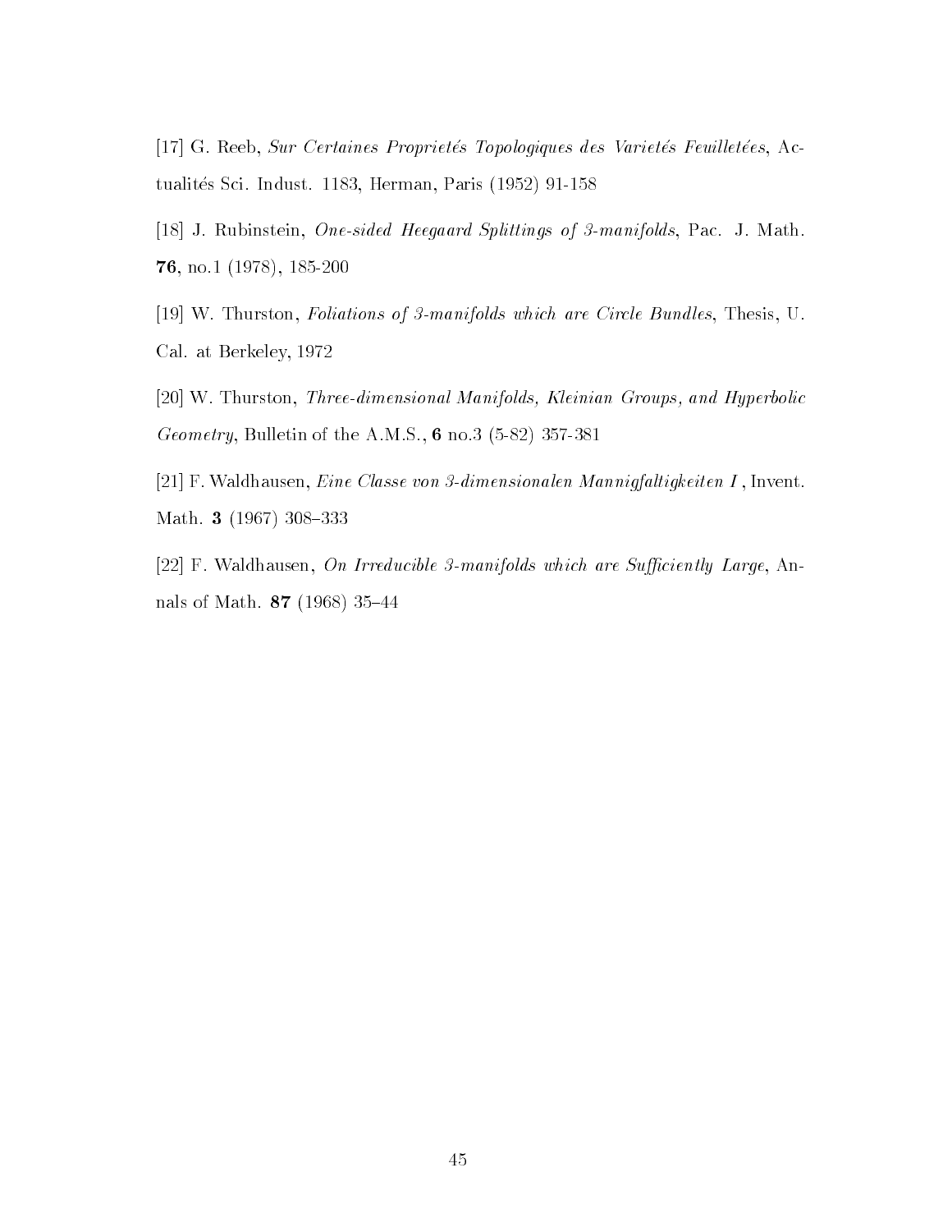[17] G. Reeb, *Sur Certaines Proprietés Topologiques des Varietés Feuilletées*, Actualités Sci. Indust. 1183, Herman, Paris (1952) 91-158

[18] J. Rubinstein, *One-sided Heegaard Splittings of 3-manifolds*, Pac. J. Math. **76**, no.1 (1978), 185-200

[19] W. Thurston, *Foliations of 3-manifolds which are Circle Bundles*, Thesis, U. Cal. at Berkeley, 1972

[20] W. Thurston, *Three-dimensional Manifolds, Kleinian Groups, and Hyperbolic Geometry*, Bulletin of the A.M.S., **6** no.3 (5-82) 357-381

[21] F. Waldhausen, *Eine Classe von 3-dimensionalen Mannigfaltigkeiten I*, Invent. Math. **3** (1967) 308–333

[22] F. Waldhausen, *On Irreducible 3-manifolds which are Sufficiently Large*, Annals of Math. **87** (1968) 35–44